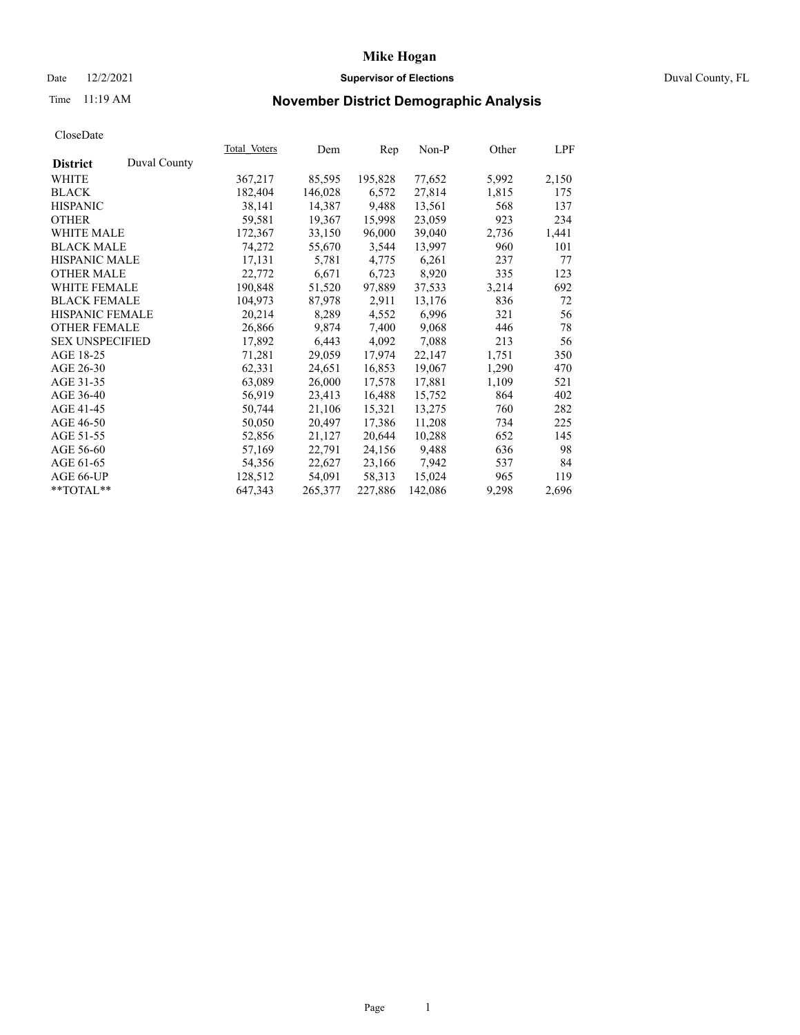# Mike Hogan

Date 12/2/2021 **Supervisor of Elections** Duval County, FL

Time 11:19 AM **November District Demographic Analysis**

CloseDate

| **District** Duval County | Total_Voters | Dem | Rep | Non-P | Other | LPF |
|---|---|---|---|---|---|---|
| WHITE | 367,217 | 85,595 | 195,828 | 77,652 | 5,992 | 2,150 |
| BLACK | 182,404 | 146,028 | 6,572 | 27,814 | 1,815 | 175 |
| HISPANIC | 38,141 | 14,387 | 9,488 | 13,561 | 568 | 137 |
| OTHER | 59,581 | 19,367 | 15,998 | 23,059 | 923 | 234 |
| WHITE MALE | 172,367 | 33,150 | 96,000 | 39,040 | 2,736 | 1,441 |
| BLACK MALE | 74,272 | 55,670 | 3,544 | 13,997 | 960 | 101 |
| HISPANIC MALE | 17,131 | 5,781 | 4,775 | 6,261 | 237 | 77 |
| OTHER MALE | 22,772 | 6,671 | 6,723 | 8,920 | 335 | 123 |
| WHITE FEMALE | 190,848 | 51,520 | 97,889 | 37,533 | 3,214 | 692 |
| BLACK FEMALE | 104,973 | 87,978 | 2,911 | 13,176 | 836 | 72 |
| HISPANIC FEMALE | 20,214 | 8,289 | 4,552 | 6,996 | 321 | 56 |
| OTHER FEMALE | 26,866 | 9,874 | 7,400 | 9,068 | 446 | 78 |
| SEX UNSPECIFIED | 17,892 | 6,443 | 4,092 | 7,088 | 213 | 56 |
| AGE 18-25 | 71,281 | 29,059 | 17,974 | 22,147 | 1,751 | 350 |
| AGE 26-30 | 62,331 | 24,651 | 16,853 | 19,067 | 1,290 | 470 |
| AGE 31-35 | 63,089 | 26,000 | 17,578 | 17,881 | 1,109 | 521 |
| AGE 36-40 | 56,919 | 23,413 | 16,488 | 15,752 | 864 | 402 |
| AGE 41-45 | 50,744 | 21,106 | 15,321 | 13,275 | 760 | 282 |
| AGE 46-50 | 50,050 | 20,497 | 17,386 | 11,208 | 734 | 225 |
| AGE 51-55 | 52,856 | 21,127 | 20,644 | 10,288 | 652 | 145 |
| AGE 56-60 | 57,169 | 22,791 | 24,156 | 9,488 | 636 | 98 |
| AGE 61-65 | 54,356 | 22,627 | 23,166 | 7,942 | 537 | 84 |
| AGE 66-UP | 128,512 | 54,091 | 58,313 | 15,024 | 965 | 119 |
| **TOTAL** | 647,343 | 265,377 | 227,886 | 142,086 | 9,298 | 2,696 |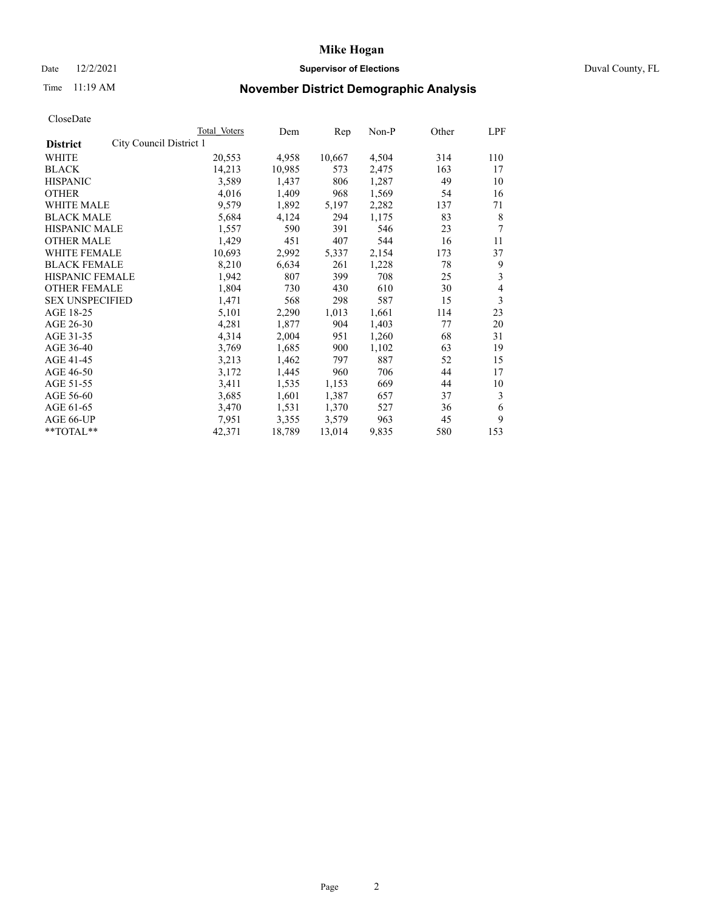# Mike Hogan

Date 12/2/2021 **Supervisor of Elections** Duval County, FL

Time 11:19 AM **November District Demographic Analysis**

CloseDate

| **District** City Council District 1 | Total Voters | Dem | Rep | Non-P | Other | LPF |
|---|---|---|---|---|---|---|
| WHITE | 20,553 | 4,958 | 10,667 | 4,504 | 314 | 110 |
| BLACK | 14,213 | 10,985 | 573 | 2,475 | 163 | 17 |
| HISPANIC | 3,589 | 1,437 | 806 | 1,287 | 49 | 10 |
| OTHER | 4,016 | 1,409 | 968 | 1,569 | 54 | 16 |
| WHITE MALE | 9,579 | 1,892 | 5,197 | 2,282 | 137 | 71 |
| BLACK MALE | 5,684 | 4,124 | 294 | 1,175 | 83 | 8 |
| HISPANIC MALE | 1,557 | 590 | 391 | 546 | 23 | 7 |
| OTHER MALE | 1,429 | 451 | 407 | 544 | 16 | 11 |
| WHITE FEMALE | 10,693 | 2,992 | 5,337 | 2,154 | 173 | 37 |
| BLACK FEMALE | 8,210 | 6,634 | 261 | 1,228 | 78 | 9 |
| HISPANIC FEMALE | 1,942 | 807 | 399 | 708 | 25 | 3 |
| OTHER FEMALE | 1,804 | 730 | 430 | 610 | 30 | 4 |
| SEX UNSPECIFIED | 1,471 | 568 | 298 | 587 | 15 | 3 |
| AGE 18-25 | 5,101 | 2,290 | 1,013 | 1,661 | 114 | 23 |
| AGE 26-30 | 4,281 | 1,877 | 904 | 1,403 | 77 | 20 |
| AGE 31-35 | 4,314 | 2,004 | 951 | 1,260 | 68 | 31 |
| AGE 36-40 | 3,769 | 1,685 | 900 | 1,102 | 63 | 19 |
| AGE 41-45 | 3,213 | 1,462 | 797 | 887 | 52 | 15 |
| AGE 46-50 | 3,172 | 1,445 | 960 | 706 | 44 | 17 |
| AGE 51-55 | 3,411 | 1,535 | 1,153 | 669 | 44 | 10 |
| AGE 56-60 | 3,685 | 1,601 | 1,387 | 657 | 37 | 3 |
| AGE 61-65 | 3,470 | 1,531 | 1,370 | 527 | 36 | 6 |
| AGE 66-UP | 7,951 | 3,355 | 3,579 | 963 | 45 | 9 |
| **TOTAL** | 42,371 | 18,789 | 13,014 | 9,835 | 580 | 153 |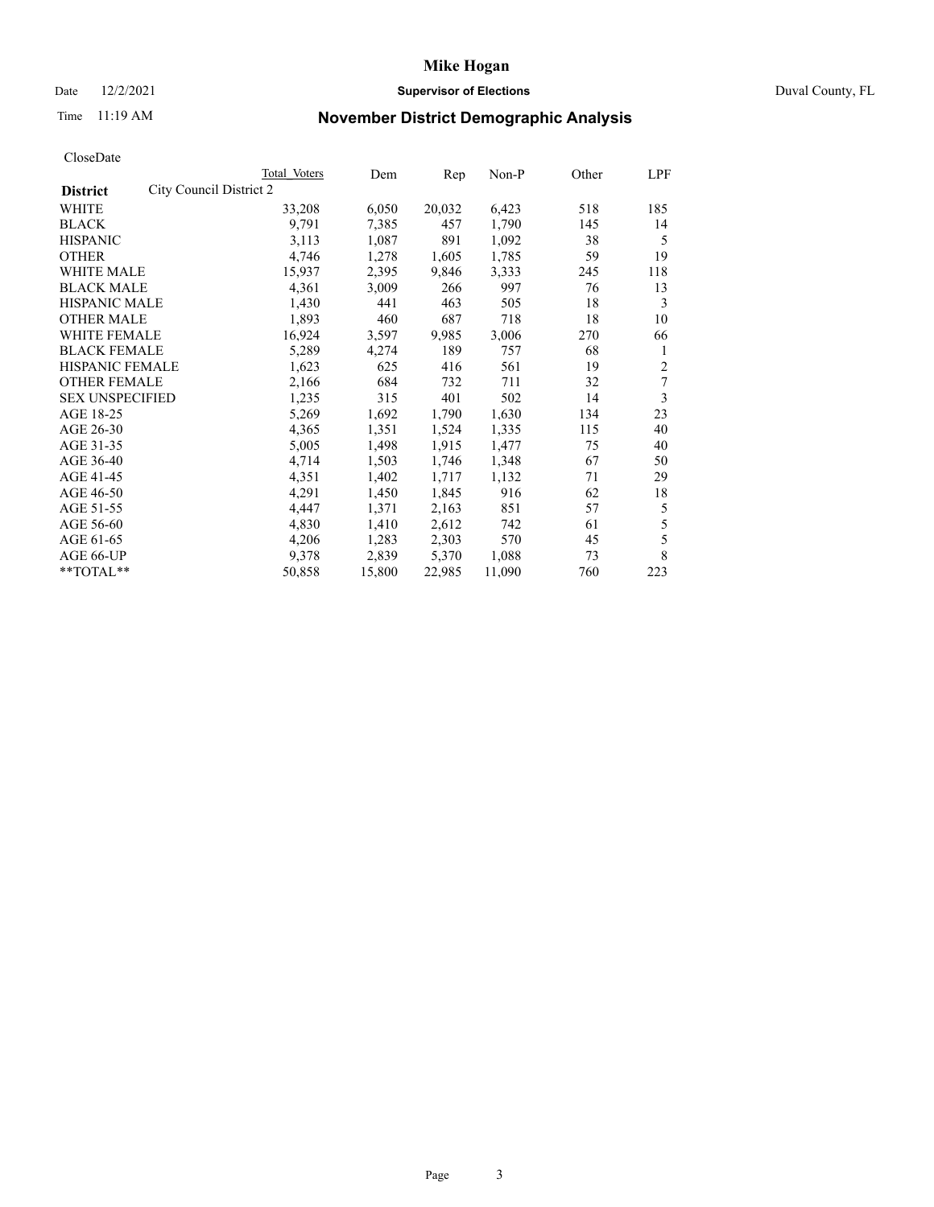# Mike Hogan

Date 12/2/2021 **Supervisor of Elections** Duval County, FL

Time 11:19 AM **November District Demographic Analysis**

CloseDate

| **District** City Council District 2 | Total Voters | Dem | Rep | Non-P | Other | LPF |
|---|---|---|---|---|---|---|
| WHITE | 33,208 | 6,050 | 20,032 | 6,423 | 518 | 185 |
| BLACK | 9,791 | 7,385 | 457 | 1,790 | 145 | 14 |
| HISPANIC | 3,113 | 1,087 | 891 | 1,092 | 38 | 5 |
| OTHER | 4,746 | 1,278 | 1,605 | 1,785 | 59 | 19 |
| WHITE MALE | 15,937 | 2,395 | 9,846 | 3,333 | 245 | 118 |
| BLACK MALE | 4,361 | 3,009 | 266 | 997 | 76 | 13 |
| HISPANIC MALE | 1,430 | 441 | 463 | 505 | 18 | 3 |
| OTHER MALE | 1,893 | 460 | 687 | 718 | 18 | 10 |
| WHITE FEMALE | 16,924 | 3,597 | 9,985 | 3,006 | 270 | 66 |
| BLACK FEMALE | 5,289 | 4,274 | 189 | 757 | 68 | 1 |
| HISPANIC FEMALE | 1,623 | 625 | 416 | 561 | 19 | 2 |
| OTHER FEMALE | 2,166 | 684 | 732 | 711 | 32 | 7 |
| SEX UNSPECIFIED | 1,235 | 315 | 401 | 502 | 14 | 3 |
| AGE 18-25 | 5,269 | 1,692 | 1,790 | 1,630 | 134 | 23 |
| AGE 26-30 | 4,365 | 1,351 | 1,524 | 1,335 | 115 | 40 |
| AGE 31-35 | 5,005 | 1,498 | 1,915 | 1,477 | 75 | 40 |
| AGE 36-40 | 4,714 | 1,503 | 1,746 | 1,348 | 67 | 50 |
| AGE 41-45 | 4,351 | 1,402 | 1,717 | 1,132 | 71 | 29 |
| AGE 46-50 | 4,291 | 1,450 | 1,845 | 916 | 62 | 18 |
| AGE 51-55 | 4,447 | 1,371 | 2,163 | 851 | 57 | 5 |
| AGE 56-60 | 4,830 | 1,410 | 2,612 | 742 | 61 | 5 |
| AGE 61-65 | 4,206 | 1,283 | 2,303 | 570 | 45 | 5 |
| AGE 66-UP | 9,378 | 2,839 | 5,370 | 1,088 | 73 | 8 |
| **TOTAL** | 50,858 | 15,800 | 22,985 | 11,090 | 760 | 223 |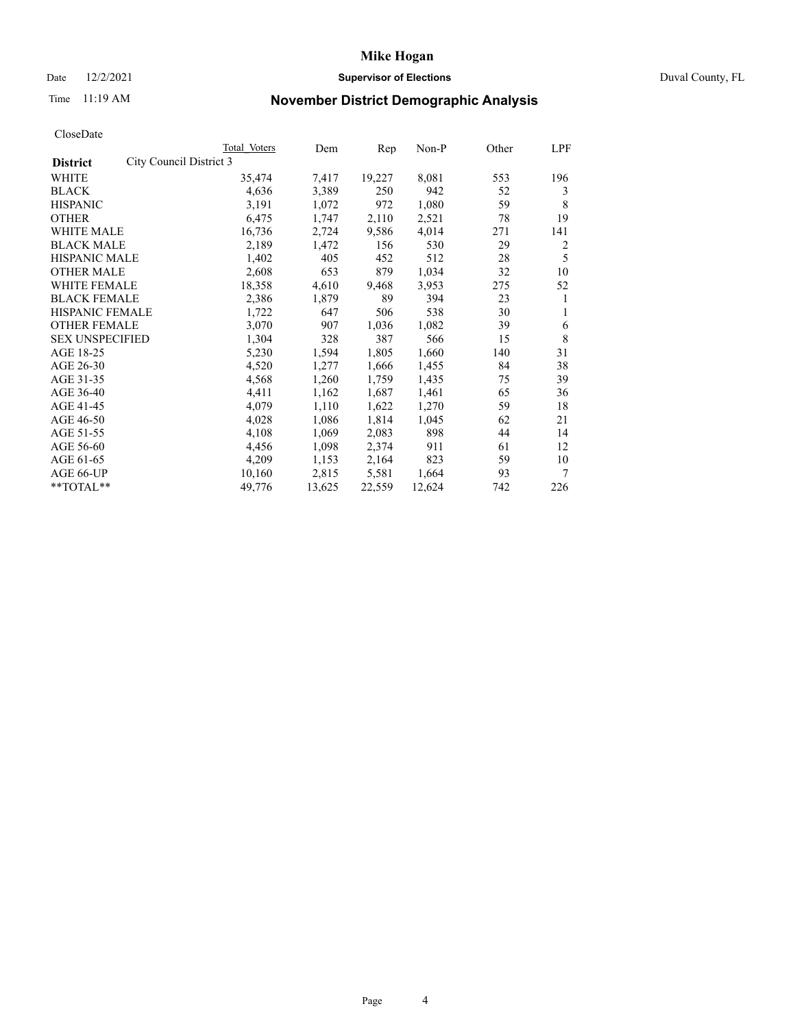# Mike Hogan

Date 12/2/2021 **Supervisor of Elections** Duval County, FL

Time 11:19 AM **November District Demographic Analysis**

CloseDate

| **District** City Council District 3 | Total Voters | Dem | Rep | Non-P | Other | LPF |
|---|---|---|---|---|---|---|
| WHITE | 35,474 | 7,417 | 19,227 | 8,081 | 553 | 196 |
| BLACK | 4,636 | 3,389 | 250 | 942 | 52 | 3 |
| HISPANIC | 3,191 | 1,072 | 972 | 1,080 | 59 | 8 |
| OTHER | 6,475 | 1,747 | 2,110 | 2,521 | 78 | 19 |
| WHITE MALE | 16,736 | 2,724 | 9,586 | 4,014 | 271 | 141 |
| BLACK MALE | 2,189 | 1,472 | 156 | 530 | 29 | 2 |
| HISPANIC MALE | 1,402 | 405 | 452 | 512 | 28 | 5 |
| OTHER MALE | 2,608 | 653 | 879 | 1,034 | 32 | 10 |
| WHITE FEMALE | 18,358 | 4,610 | 9,468 | 3,953 | 275 | 52 |
| BLACK FEMALE | 2,386 | 1,879 | 89 | 394 | 23 | 1 |
| HISPANIC FEMALE | 1,722 | 647 | 506 | 538 | 30 | 1 |
| OTHER FEMALE | 3,070 | 907 | 1,036 | 1,082 | 39 | 6 |
| SEX UNSPECIFIED | 1,304 | 328 | 387 | 566 | 15 | 8 |
| AGE 18-25 | 5,230 | 1,594 | 1,805 | 1,660 | 140 | 31 |
| AGE 26-30 | 4,520 | 1,277 | 1,666 | 1,455 | 84 | 38 |
| AGE 31-35 | 4,568 | 1,260 | 1,759 | 1,435 | 75 | 39 |
| AGE 36-40 | 4,411 | 1,162 | 1,687 | 1,461 | 65 | 36 |
| AGE 41-45 | 4,079 | 1,110 | 1,622 | 1,270 | 59 | 18 |
| AGE 46-50 | 4,028 | 1,086 | 1,814 | 1,045 | 62 | 21 |
| AGE 51-55 | 4,108 | 1,069 | 2,083 | 898 | 44 | 14 |
| AGE 56-60 | 4,456 | 1,098 | 2,374 | 911 | 61 | 12 |
| AGE 61-65 | 4,209 | 1,153 | 2,164 | 823 | 59 | 10 |
| AGE 66-UP | 10,160 | 2,815 | 5,581 | 1,664 | 93 | 7 |
| **TOTAL** | 49,776 | 13,625 | 22,559 | 12,624 | 742 | 226 |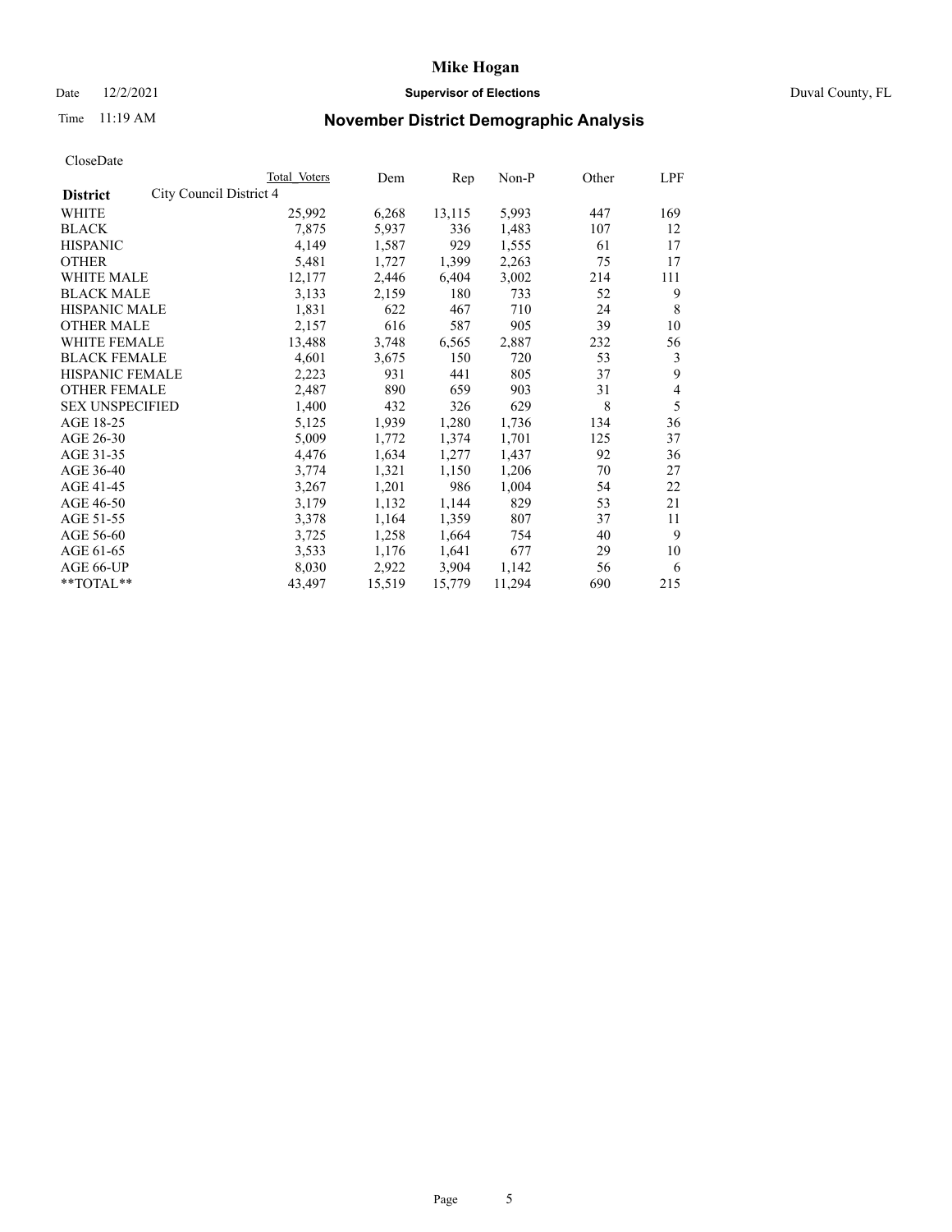# Mike Hogan

Date 12/2/2021 **Supervisor of Elections** Duval County, FL

Time 11:19 AM **November District Demographic Analysis**

CloseDate

| District | Total Voters | Dem | Rep | Non-P | Other | LPF |
|---|---|---|---|---|---|---|
| City Council District 4 | | | | | | |
| WHITE | 25,992 | 6,268 | 13,115 | 5,993 | 447 | 169 |
| BLACK | 7,875 | 5,937 | 336 | 1,483 | 107 | 12 |
| HISPANIC | 4,149 | 1,587 | 929 | 1,555 | 61 | 17 |
| OTHER | 5,481 | 1,727 | 1,399 | 2,263 | 75 | 17 |
| WHITE MALE | 12,177 | 2,446 | 6,404 | 3,002 | 214 | 111 |
| BLACK MALE | 3,133 | 2,159 | 180 | 733 | 52 | 9 |
| HISPANIC MALE | 1,831 | 622 | 467 | 710 | 24 | 8 |
| OTHER MALE | 2,157 | 616 | 587 | 905 | 39 | 10 |
| WHITE FEMALE | 13,488 | 3,748 | 6,565 | 2,887 | 232 | 56 |
| BLACK FEMALE | 4,601 | 3,675 | 150 | 720 | 53 | 3 |
| HISPANIC FEMALE | 2,223 | 931 | 441 | 805 | 37 | 9 |
| OTHER FEMALE | 2,487 | 890 | 659 | 903 | 31 | 4 |
| SEX UNSPECIFIED | 1,400 | 432 | 326 | 629 | 8 | 5 |
| AGE 18-25 | 5,125 | 1,939 | 1,280 | 1,736 | 134 | 36 |
| AGE 26-30 | 5,009 | 1,772 | 1,374 | 1,701 | 125 | 37 |
| AGE 31-35 | 4,476 | 1,634 | 1,277 | 1,437 | 92 | 36 |
| AGE 36-40 | 3,774 | 1,321 | 1,150 | 1,206 | 70 | 27 |
| AGE 41-45 | 3,267 | 1,201 | 986 | 1,004 | 54 | 22 |
| AGE 46-50 | 3,179 | 1,132 | 1,144 | 829 | 53 | 21 |
| AGE 51-55 | 3,378 | 1,164 | 1,359 | 807 | 37 | 11 |
| AGE 56-60 | 3,725 | 1,258 | 1,664 | 754 | 40 | 9 |
| AGE 61-65 | 3,533 | 1,176 | 1,641 | 677 | 29 | 10 |
| AGE 66-UP | 8,030 | 2,922 | 3,904 | 1,142 | 56 | 6 |
| **TOTAL** | 43,497 | 15,519 | 15,779 | 11,294 | 690 | 215 |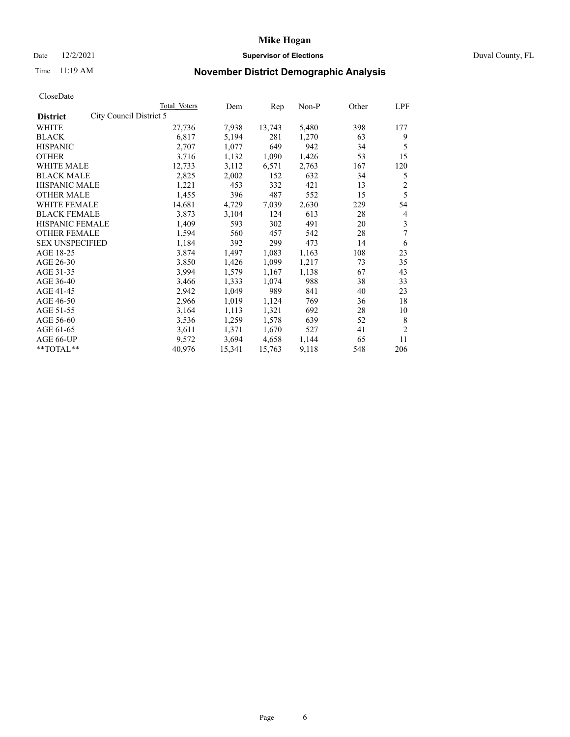# Mike Hogan

Date 12/2/2021 **Supervisor of Elections** Duval County, FL

Time 11:19 AM

## November District Demographic Analysis

CloseDate

| **District** City Council District 5 | Total Voters | Dem | Rep | Non-P | Other | LPF |
|---|---|---|---|---|---|---|
| WHITE | 27,736 | 7,938 | 13,743 | 5,480 | 398 | 177 |
| BLACK | 6,817 | 5,194 | 281 | 1,270 | 63 | 9 |
| HISPANIC | 2,707 | 1,077 | 649 | 942 | 34 | 5 |
| OTHER | 3,716 | 1,132 | 1,090 | 1,426 | 53 | 15 |
| WHITE MALE | 12,733 | 3,112 | 6,571 | 2,763 | 167 | 120 |
| BLACK MALE | 2,825 | 2,002 | 152 | 632 | 34 | 5 |
| HISPANIC MALE | 1,221 | 453 | 332 | 421 | 13 | 2 |
| OTHER MALE | 1,455 | 396 | 487 | 552 | 15 | 5 |
| WHITE FEMALE | 14,681 | 4,729 | 7,039 | 2,630 | 229 | 54 |
| BLACK FEMALE | 3,873 | 3,104 | 124 | 613 | 28 | 4 |
| HISPANIC FEMALE | 1,409 | 593 | 302 | 491 | 20 | 3 |
| OTHER FEMALE | 1,594 | 560 | 457 | 542 | 28 | 7 |
| SEX UNSPECIFIED | 1,184 | 392 | 299 | 473 | 14 | 6 |
| AGE 18-25 | 3,874 | 1,497 | 1,083 | 1,163 | 108 | 23 |
| AGE 26-30 | 3,850 | 1,426 | 1,099 | 1,217 | 73 | 35 |
| AGE 31-35 | 3,994 | 1,579 | 1,167 | 1,138 | 67 | 43 |
| AGE 36-40 | 3,466 | 1,333 | 1,074 | 988 | 38 | 33 |
| AGE 41-45 | 2,942 | 1,049 | 989 | 841 | 40 | 23 |
| AGE 46-50 | 2,966 | 1,019 | 1,124 | 769 | 36 | 18 |
| AGE 51-55 | 3,164 | 1,113 | 1,321 | 692 | 28 | 10 |
| AGE 56-60 | 3,536 | 1,259 | 1,578 | 639 | 52 | 8 |
| AGE 61-65 | 3,611 | 1,371 | 1,670 | 527 | 41 | 2 |
| AGE 66-UP | 9,572 | 3,694 | 4,658 | 1,144 | 65 | 11 |
| **TOTAL** | 40,976 | 15,341 | 15,763 | 9,118 | 548 | 206 |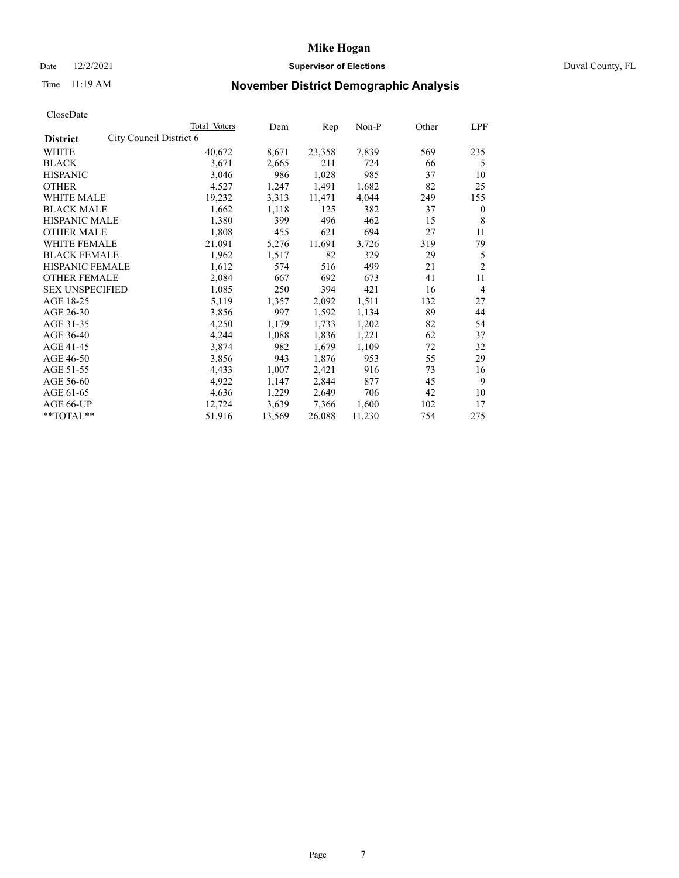# Mike Hogan

Date 12/2/2021 **Supervisor of Elections** Duval County, FL

Time 11:19 AM

## November District Demographic Analysis

CloseDate

| **District** City Council District 6 | Total Voters | Dem | Rep | Non-P | Other | LPF |
|---|---|---|---|---|---|---|
| WHITE | 40,672 | 8,671 | 23,358 | 7,839 | 569 | 235 |
| BLACK | 3,671 | 2,665 | 211 | 724 | 66 | 5 |
| HISPANIC | 3,046 | 986 | 1,028 | 985 | 37 | 10 |
| OTHER | 4,527 | 1,247 | 1,491 | 1,682 | 82 | 25 |
| WHITE MALE | 19,232 | 3,313 | 11,471 | 4,044 | 249 | 155 |
| BLACK MALE | 1,662 | 1,118 | 125 | 382 | 37 | 0 |
| HISPANIC MALE | 1,380 | 399 | 496 | 462 | 15 | 8 |
| OTHER MALE | 1,808 | 455 | 621 | 694 | 27 | 11 |
| WHITE FEMALE | 21,091 | 5,276 | 11,691 | 3,726 | 319 | 79 |
| BLACK FEMALE | 1,962 | 1,517 | 82 | 329 | 29 | 5 |
| HISPANIC FEMALE | 1,612 | 574 | 516 | 499 | 21 | 2 |
| OTHER FEMALE | 2,084 | 667 | 692 | 673 | 41 | 11 |
| SEX UNSPECIFIED | 1,085 | 250 | 394 | 421 | 16 | 4 |
| AGE 18-25 | 5,119 | 1,357 | 2,092 | 1,511 | 132 | 27 |
| AGE 26-30 | 3,856 | 997 | 1,592 | 1,134 | 89 | 44 |
| AGE 31-35 | 4,250 | 1,179 | 1,733 | 1,202 | 82 | 54 |
| AGE 36-40 | 4,244 | 1,088 | 1,836 | 1,221 | 62 | 37 |
| AGE 41-45 | 3,874 | 982 | 1,679 | 1,109 | 72 | 32 |
| AGE 46-50 | 3,856 | 943 | 1,876 | 953 | 55 | 29 |
| AGE 51-55 | 4,433 | 1,007 | 2,421 | 916 | 73 | 16 |
| AGE 56-60 | 4,922 | 1,147 | 2,844 | 877 | 45 | 9 |
| AGE 61-65 | 4,636 | 1,229 | 2,649 | 706 | 42 | 10 |
| AGE 66-UP | 12,724 | 3,639 | 7,366 | 1,600 | 102 | 17 |
| **TOTAL** | 51,916 | 13,569 | 26,088 | 11,230 | 754 | 275 |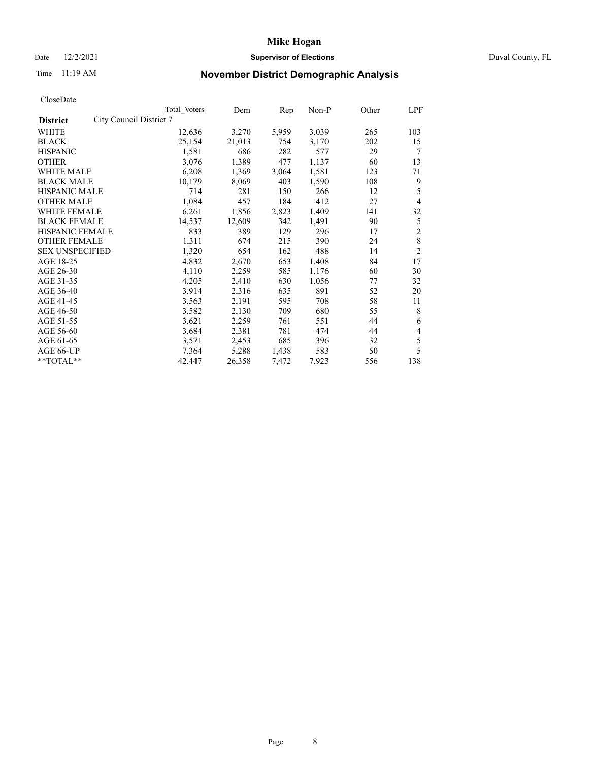# Mike Hogan

Date 12/2/2021 **Supervisor of Elections** Duval County, FL

Time 11:19 AM

## November District Demographic Analysis

CloseDate

| | Total Voters | Dem | Rep | Non-P | Other | LPF |
|---|---|---|---|---|---|---|
| **District** City Council District 7 | | | | | | |
| WHITE | 12,636 | 3,270 | 5,959 | 3,039 | 265 | 103 |
| BLACK | 25,154 | 21,013 | 754 | 3,170 | 202 | 15 |
| HISPANIC | 1,581 | 686 | 282 | 577 | 29 | 7 |
| OTHER | 3,076 | 1,389 | 477 | 1,137 | 60 | 13 |
| WHITE MALE | 6,208 | 1,369 | 3,064 | 1,581 | 123 | 71 |
| BLACK MALE | 10,179 | 8,069 | 403 | 1,590 | 108 | 9 |
| HISPANIC MALE | 714 | 281 | 150 | 266 | 12 | 5 |
| OTHER MALE | 1,084 | 457 | 184 | 412 | 27 | 4 |
| WHITE FEMALE | 6,261 | 1,856 | 2,823 | 1,409 | 141 | 32 |
| BLACK FEMALE | 14,537 | 12,609 | 342 | 1,491 | 90 | 5 |
| HISPANIC FEMALE | 833 | 389 | 129 | 296 | 17 | 2 |
| OTHER FEMALE | 1,311 | 674 | 215 | 390 | 24 | 8 |
| SEX UNSPECIFIED | 1,320 | 654 | 162 | 488 | 14 | 2 |
| AGE 18-25 | 4,832 | 2,670 | 653 | 1,408 | 84 | 17 |
| AGE 26-30 | 4,110 | 2,259 | 585 | 1,176 | 60 | 30 |
| AGE 31-35 | 4,205 | 2,410 | 630 | 1,056 | 77 | 32 |
| AGE 36-40 | 3,914 | 2,316 | 635 | 891 | 52 | 20 |
| AGE 41-45 | 3,563 | 2,191 | 595 | 708 | 58 | 11 |
| AGE 46-50 | 3,582 | 2,130 | 709 | 680 | 55 | 8 |
| AGE 51-55 | 3,621 | 2,259 | 761 | 551 | 44 | 6 |
| AGE 56-60 | 3,684 | 2,381 | 781 | 474 | 44 | 4 |
| AGE 61-65 | 3,571 | 2,453 | 685 | 396 | 32 | 5 |
| AGE 66-UP | 7,364 | 5,288 | 1,438 | 583 | 50 | 5 |
| **TOTAL** | 42,447 | 26,358 | 7,472 | 7,923 | 556 | 138 |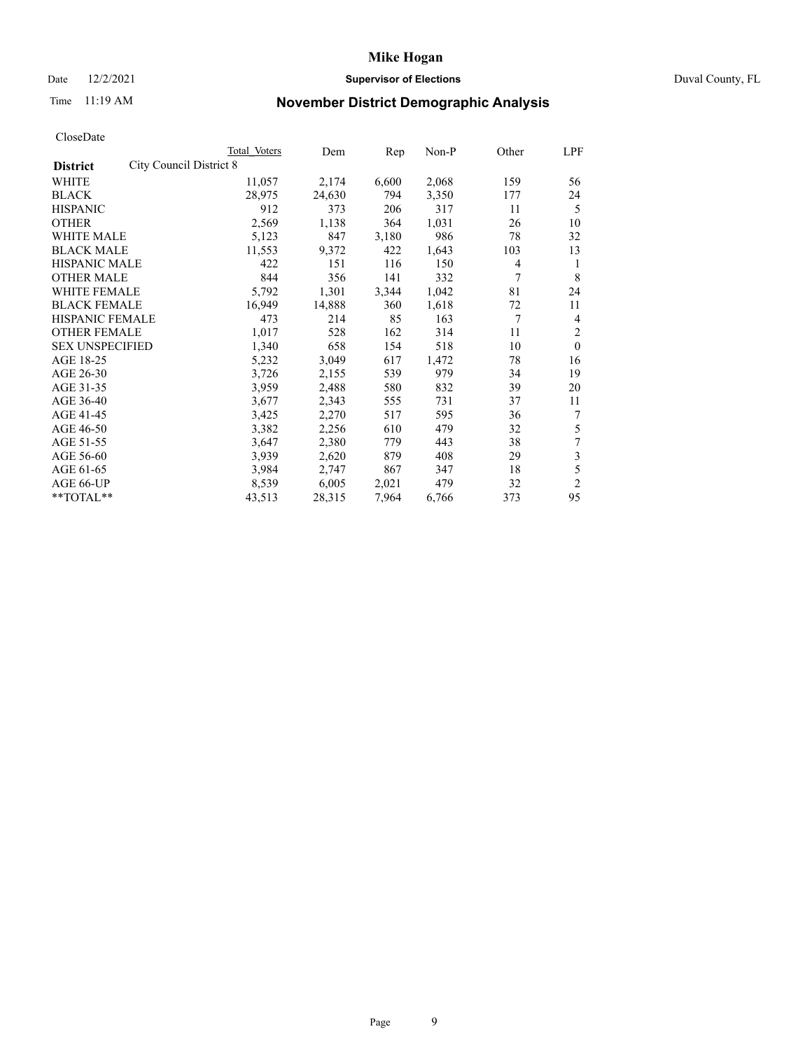# Mike Hogan

Date 12/2/2021 **Supervisor of Elections** Duval County, FL

Time 11:19 AM

## November District Demographic Analysis

CloseDate

| **District** | City Council District 8 | Total Voters | Dem | Rep | Non-P | Other | LPF |
|---|---|---|---|---|---|---|---|
| WHITE | | 11,057 | 2,174 | 6,600 | 2,068 | 159 | 56 |
| BLACK | | 28,975 | 24,630 | 794 | 3,350 | 177 | 24 |
| HISPANIC | | 912 | 373 | 206 | 317 | 11 | 5 |
| OTHER | | 2,569 | 1,138 | 364 | 1,031 | 26 | 10 |
| WHITE MALE | | 5,123 | 847 | 3,180 | 986 | 78 | 32 |
| BLACK MALE | | 11,553 | 9,372 | 422 | 1,643 | 103 | 13 |
| HISPANIC MALE | | 422 | 151 | 116 | 150 | 4 | 1 |
| OTHER MALE | | 844 | 356 | 141 | 332 | 7 | 8 |
| WHITE FEMALE | | 5,792 | 1,301 | 3,344 | 1,042 | 81 | 24 |
| BLACK FEMALE | | 16,949 | 14,888 | 360 | 1,618 | 72 | 11 |
| HISPANIC FEMALE | | 473 | 214 | 85 | 163 | 7 | 4 |
| OTHER FEMALE | | 1,017 | 528 | 162 | 314 | 11 | 2 |
| SEX UNSPECIFIED | | 1,340 | 658 | 154 | 518 | 10 | 0 |
| AGE 18-25 | | 5,232 | 3,049 | 617 | 1,472 | 78 | 16 |
| AGE 26-30 | | 3,726 | 2,155 | 539 | 979 | 34 | 19 |
| AGE 31-35 | | 3,959 | 2,488 | 580 | 832 | 39 | 20 |
| AGE 36-40 | | 3,677 | 2,343 | 555 | 731 | 37 | 11 |
| AGE 41-45 | | 3,425 | 2,270 | 517 | 595 | 36 | 7 |
| AGE 46-50 | | 3,382 | 2,256 | 610 | 479 | 32 | 5 |
| AGE 51-55 | | 3,647 | 2,380 | 779 | 443 | 38 | 7 |
| AGE 56-60 | | 3,939 | 2,620 | 879 | 408 | 29 | 3 |
| AGE 61-65 | | 3,984 | 2,747 | 867 | 347 | 18 | 5 |
| AGE 66-UP | | 8,539 | 6,005 | 2,021 | 479 | 32 | 2 |
| **TOTAL** | | 43,513 | 28,315 | 7,964 | 6,766 | 373 | 95 |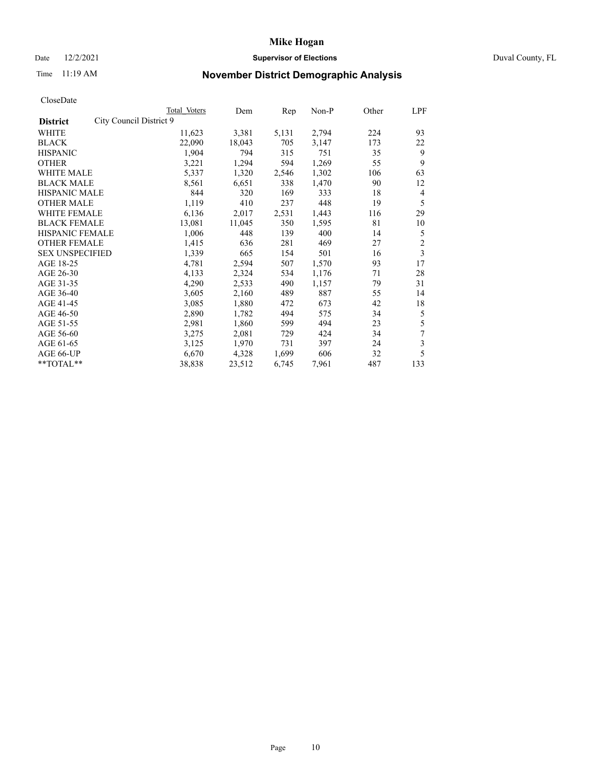# Mike Hogan

Date 12/2/2021 **Supervisor of Elections** Duval County, FL

Time 11:19 AM **November District Demographic Analysis**

CloseDate

| District | City Council District 9 Total Voters | Dem | Rep | Non-P | Other | LPF |
|---|---|---|---|---|---|---|
| WHITE | 11,623 | 3,381 | 5,131 | 2,794 | 224 | 93 |
| BLACK | 22,090 | 18,043 | 705 | 3,147 | 173 | 22 |
| HISPANIC | 1,904 | 794 | 315 | 751 | 35 | 9 |
| OTHER | 3,221 | 1,294 | 594 | 1,269 | 55 | 9 |
| WHITE MALE | 5,337 | 1,320 | 2,546 | 1,302 | 106 | 63 |
| BLACK MALE | 8,561 | 6,651 | 338 | 1,470 | 90 | 12 |
| HISPANIC MALE | 844 | 320 | 169 | 333 | 18 | 4 |
| OTHER MALE | 1,119 | 410 | 237 | 448 | 19 | 5 |
| WHITE FEMALE | 6,136 | 2,017 | 2,531 | 1,443 | 116 | 29 |
| BLACK FEMALE | 13,081 | 11,045 | 350 | 1,595 | 81 | 10 |
| HISPANIC FEMALE | 1,006 | 448 | 139 | 400 | 14 | 5 |
| OTHER FEMALE | 1,415 | 636 | 281 | 469 | 27 | 2 |
| SEX UNSPECIFIED | 1,339 | 665 | 154 | 501 | 16 | 3 |
| AGE 18-25 | 4,781 | 2,594 | 507 | 1,570 | 93 | 17 |
| AGE 26-30 | 4,133 | 2,324 | 534 | 1,176 | 71 | 28 |
| AGE 31-35 | 4,290 | 2,533 | 490 | 1,157 | 79 | 31 |
| AGE 36-40 | 3,605 | 2,160 | 489 | 887 | 55 | 14 |
| AGE 41-45 | 3,085 | 1,880 | 472 | 673 | 42 | 18 |
| AGE 46-50 | 2,890 | 1,782 | 494 | 575 | 34 | 5 |
| AGE 51-55 | 2,981 | 1,860 | 599 | 494 | 23 | 5 |
| AGE 56-60 | 3,275 | 2,081 | 729 | 424 | 34 | 7 |
| AGE 61-65 | 3,125 | 1,970 | 731 | 397 | 24 | 3 |
| AGE 66-UP | 6,670 | 4,328 | 1,699 | 606 | 32 | 5 |
| **TOTAL** | 38,838 | 23,512 | 6,745 | 7,961 | 487 | 133 |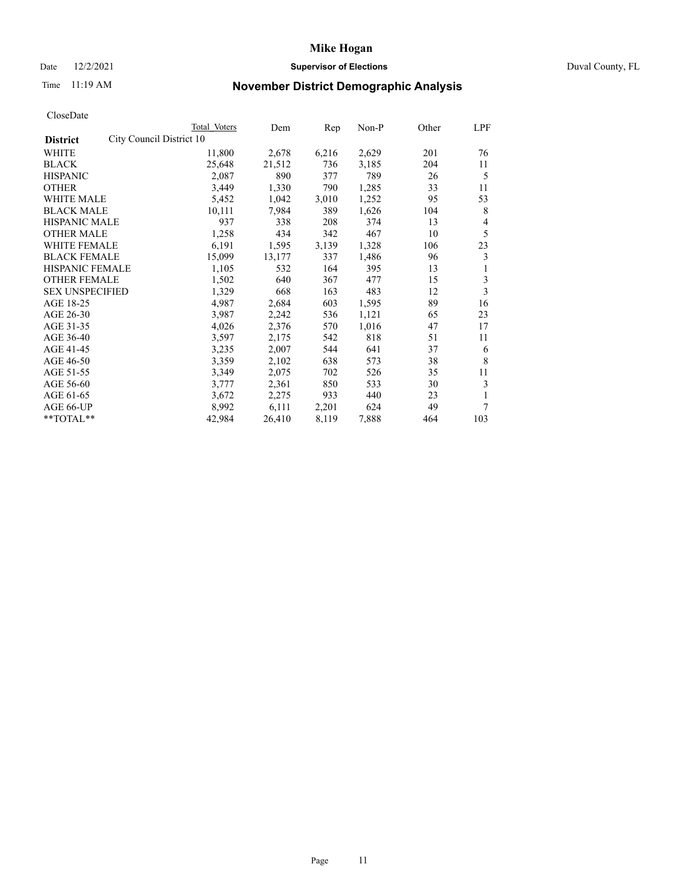# Mike Hogan

Date 12/2/2021 **Supervisor of Elections** Duval County, FL

Time 11:19 AM **November District Demographic Analysis**

CloseDate

| **District** City Council District 10 | Total Voters | Dem | Rep | Non-P | Other | LPF |
|---|---|---|---|---|---|---|
| WHITE | 11,800 | 2,678 | 6,216 | 2,629 | 201 | 76 |
| BLACK | 25,648 | 21,512 | 736 | 3,185 | 204 | 11 |
| HISPANIC | 2,087 | 890 | 377 | 789 | 26 | 5 |
| OTHER | 3,449 | 1,330 | 790 | 1,285 | 33 | 11 |
| WHITE MALE | 5,452 | 1,042 | 3,010 | 1,252 | 95 | 53 |
| BLACK MALE | 10,111 | 7,984 | 389 | 1,626 | 104 | 8 |
| HISPANIC MALE | 937 | 338 | 208 | 374 | 13 | 4 |
| OTHER MALE | 1,258 | 434 | 342 | 467 | 10 | 5 |
| WHITE FEMALE | 6,191 | 1,595 | 3,139 | 1,328 | 106 | 23 |
| BLACK FEMALE | 15,099 | 13,177 | 337 | 1,486 | 96 | 3 |
| HISPANIC FEMALE | 1,105 | 532 | 164 | 395 | 13 | 1 |
| OTHER FEMALE | 1,502 | 640 | 367 | 477 | 15 | 3 |
| SEX UNSPECIFIED | 1,329 | 668 | 163 | 483 | 12 | 3 |
| AGE 18-25 | 4,987 | 2,684 | 603 | 1,595 | 89 | 16 |
| AGE 26-30 | 3,987 | 2,242 | 536 | 1,121 | 65 | 23 |
| AGE 31-35 | 4,026 | 2,376 | 570 | 1,016 | 47 | 17 |
| AGE 36-40 | 3,597 | 2,175 | 542 | 818 | 51 | 11 |
| AGE 41-45 | 3,235 | 2,007 | 544 | 641 | 37 | 6 |
| AGE 46-50 | 3,359 | 2,102 | 638 | 573 | 38 | 8 |
| AGE 51-55 | 3,349 | 2,075 | 702 | 526 | 35 | 11 |
| AGE 56-60 | 3,777 | 2,361 | 850 | 533 | 30 | 3 |
| AGE 61-65 | 3,672 | 2,275 | 933 | 440 | 23 | 1 |
| AGE 66-UP | 8,992 | 6,111 | 2,201 | 624 | 49 | 7 |
| **TOTAL** | 42,984 | 26,410 | 8,119 | 7,888 | 464 | 103 |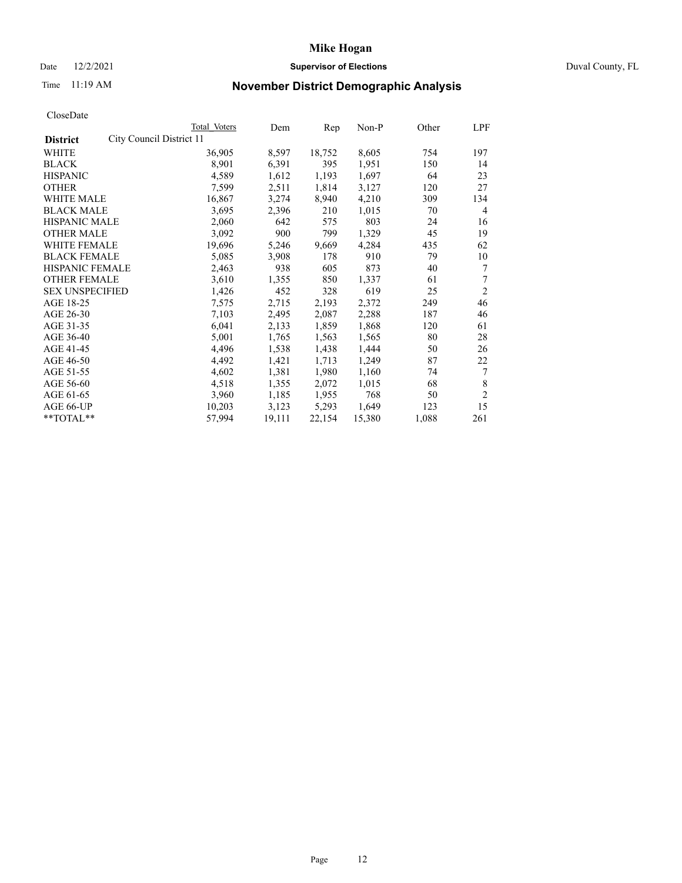# November District Demographic Analysis

CloseDate

| District | Total Voters | Dem | Rep | Non-P | Other | LPF |
|---|---|---|---|---|---|---|
| **City Council District 11** | | | | | | |
| WHITE | 36,905 | 8,597 | 18,752 | 8,605 | 754 | 197 |
| BLACK | 8,901 | 6,391 | 395 | 1,951 | 150 | 14 |
| HISPANIC | 4,589 | 1,612 | 1,193 | 1,697 | 64 | 23 |
| OTHER | 7,599 | 2,511 | 1,814 | 3,127 | 120 | 27 |
| WHITE MALE | 16,867 | 3,274 | 8,940 | 4,210 | 309 | 134 |
| BLACK MALE | 3,695 | 2,396 | 210 | 1,015 | 70 | 4 |
| HISPANIC MALE | 2,060 | 642 | 575 | 803 | 24 | 16 |
| OTHER MALE | 3,092 | 900 | 799 | 1,329 | 45 | 19 |
| WHITE FEMALE | 19,696 | 5,246 | 9,669 | 4,284 | 435 | 62 |
| BLACK FEMALE | 5,085 | 3,908 | 178 | 910 | 79 | 10 |
| HISPANIC FEMALE | 2,463 | 938 | 605 | 873 | 40 | 7 |
| OTHER FEMALE | 3,610 | 1,355 | 850 | 1,337 | 61 | 7 |
| SEX UNSPECIFIED | 1,426 | 452 | 328 | 619 | 25 | 2 |
| AGE 18-25 | 7,575 | 2,715 | 2,193 | 2,372 | 249 | 46 |
| AGE 26-30 | 7,103 | 2,495 | 2,087 | 2,288 | 187 | 46 |
| AGE 31-35 | 6,041 | 2,133 | 1,859 | 1,868 | 120 | 61 |
| AGE 36-40 | 5,001 | 1,765 | 1,563 | 1,565 | 80 | 28 |
| AGE 41-45 | 4,496 | 1,538 | 1,438 | 1,444 | 50 | 26 |
| AGE 46-50 | 4,492 | 1,421 | 1,713 | 1,249 | 87 | 22 |
| AGE 51-55 | 4,602 | 1,381 | 1,980 | 1,160 | 74 | 7 |
| AGE 56-60 | 4,518 | 1,355 | 2,072 | 1,015 | 68 | 8 |
| AGE 61-65 | 3,960 | 1,185 | 1,955 | 768 | 50 | 2 |
| AGE 66-UP | 10,203 | 3,123 | 5,293 | 1,649 | 123 | 15 |
| **TOTAL** | 57,994 | 19,111 | 22,154 | 15,380 | 1,088 | 261 |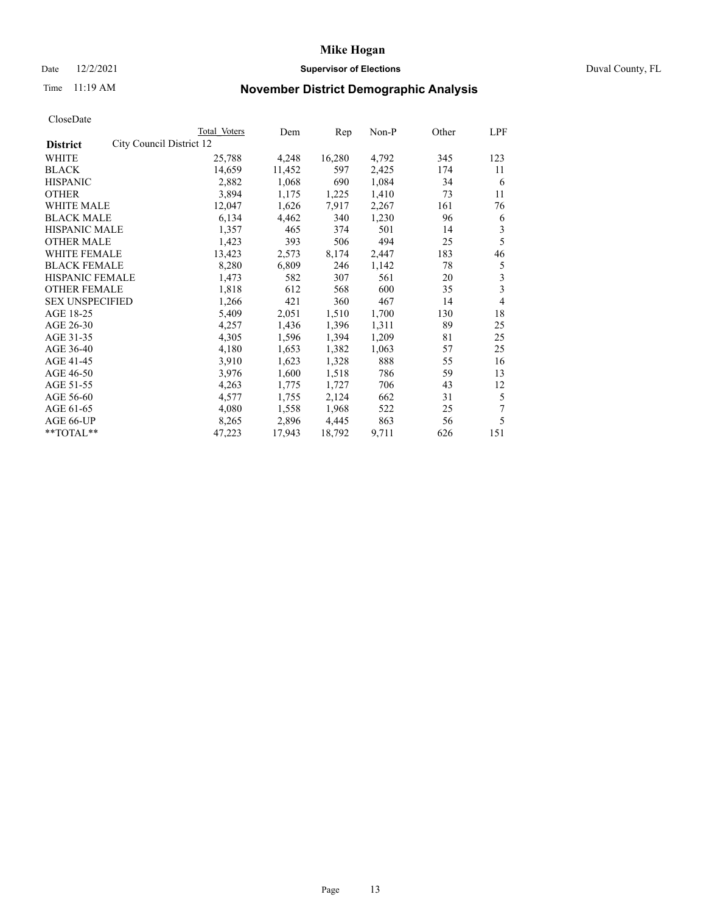# Mike Hogan

Date 12/2/2021 **Supervisor of Elections** Duval County, FL

Time 11:19 AM **November District Demographic Analysis**

CloseDate

| **District** City Council District 12 | Total Voters | Dem | Rep | Non-P | Other | LPF |
|---|---|---|---|---|---|---|
| WHITE | 25,788 | 4,248 | 16,280 | 4,792 | 345 | 123 |
| BLACK | 14,659 | 11,452 | 597 | 2,425 | 174 | 11 |
| HISPANIC | 2,882 | 1,068 | 690 | 1,084 | 34 | 6 |
| OTHER | 3,894 | 1,175 | 1,225 | 1,410 | 73 | 11 |
| WHITE MALE | 12,047 | 1,626 | 7,917 | 2,267 | 161 | 76 |
| BLACK MALE | 6,134 | 4,462 | 340 | 1,230 | 96 | 6 |
| HISPANIC MALE | 1,357 | 465 | 374 | 501 | 14 | 3 |
| OTHER MALE | 1,423 | 393 | 506 | 494 | 25 | 5 |
| WHITE FEMALE | 13,423 | 2,573 | 8,174 | 2,447 | 183 | 46 |
| BLACK FEMALE | 8,280 | 6,809 | 246 | 1,142 | 78 | 5 |
| HISPANIC FEMALE | 1,473 | 582 | 307 | 561 | 20 | 3 |
| OTHER FEMALE | 1,818 | 612 | 568 | 600 | 35 | 3 |
| SEX UNSPECIFIED | 1,266 | 421 | 360 | 467 | 14 | 4 |
| AGE 18-25 | 5,409 | 2,051 | 1,510 | 1,700 | 130 | 18 |
| AGE 26-30 | 4,257 | 1,436 | 1,396 | 1,311 | 89 | 25 |
| AGE 31-35 | 4,305 | 1,596 | 1,394 | 1,209 | 81 | 25 |
| AGE 36-40 | 4,180 | 1,653 | 1,382 | 1,063 | 57 | 25 |
| AGE 41-45 | 3,910 | 1,623 | 1,328 | 888 | 55 | 16 |
| AGE 46-50 | 3,976 | 1,600 | 1,518 | 786 | 59 | 13 |
| AGE 51-55 | 4,263 | 1,775 | 1,727 | 706 | 43 | 12 |
| AGE 56-60 | 4,577 | 1,755 | 2,124 | 662 | 31 | 5 |
| AGE 61-65 | 4,080 | 1,558 | 1,968 | 522 | 25 | 7 |
| AGE 66-UP | 8,265 | 2,896 | 4,445 | 863 | 56 | 5 |
| **TOTAL** | 47,223 | 17,943 | 18,792 | 9,711 | 626 | 151 |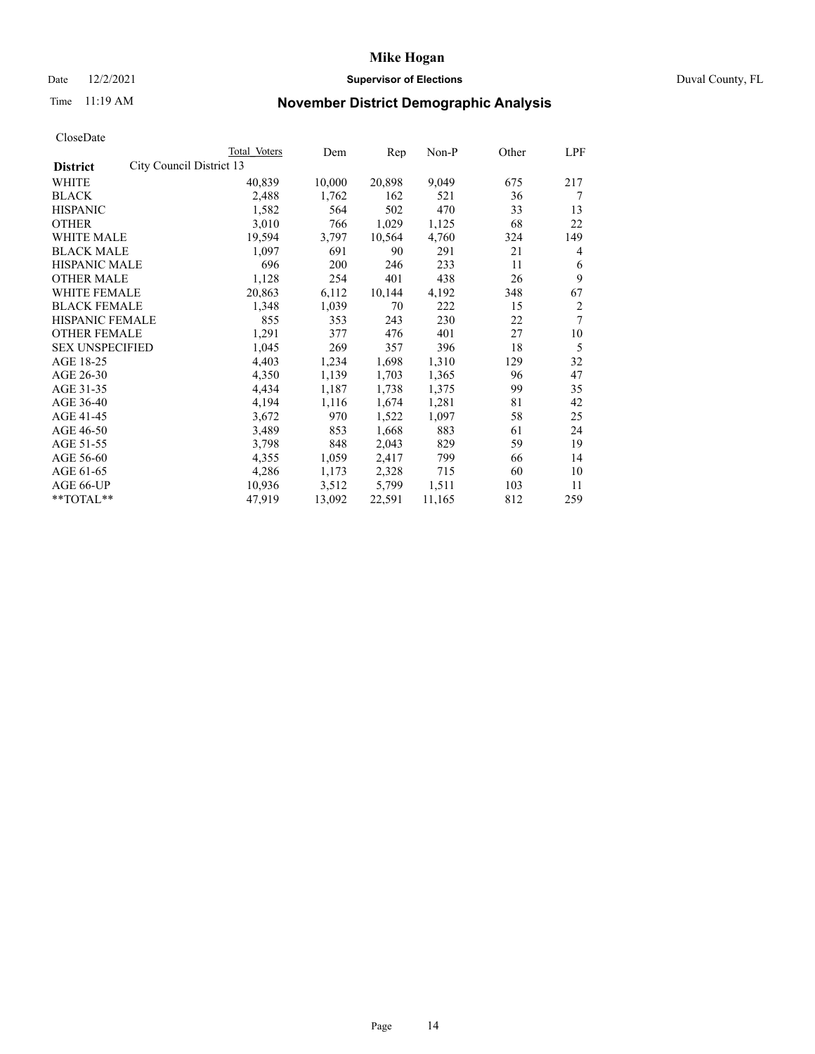# Mike Hogan

Date 12/2/2021 **Supervisor of Elections** Duval County, FL

Time 11:19 AM **November District Demographic Analysis**

CloseDate

| **District** City Council District 13 | Total Voters | Dem | Rep | Non-P | Other | LPF |
|---|---|---|---|---|---|---|
| WHITE | 40,839 | 10,000 | 20,898 | 9,049 | 675 | 217 |
| BLACK | 2,488 | 1,762 | 162 | 521 | 36 | 7 |
| HISPANIC | 1,582 | 564 | 502 | 470 | 33 | 13 |
| OTHER | 3,010 | 766 | 1,029 | 1,125 | 68 | 22 |
| WHITE MALE | 19,594 | 3,797 | 10,564 | 4,760 | 324 | 149 |
| BLACK MALE | 1,097 | 691 | 90 | 291 | 21 | 4 |
| HISPANIC MALE | 696 | 200 | 246 | 233 | 11 | 6 |
| OTHER MALE | 1,128 | 254 | 401 | 438 | 26 | 9 |
| WHITE FEMALE | 20,863 | 6,112 | 10,144 | 4,192 | 348 | 67 |
| BLACK FEMALE | 1,348 | 1,039 | 70 | 222 | 15 | 2 |
| HISPANIC FEMALE | 855 | 353 | 243 | 230 | 22 | 7 |
| OTHER FEMALE | 1,291 | 377 | 476 | 401 | 27 | 10 |
| SEX UNSPECIFIED | 1,045 | 269 | 357 | 396 | 18 | 5 |
| AGE 18-25 | 4,403 | 1,234 | 1,698 | 1,310 | 129 | 32 |
| AGE 26-30 | 4,350 | 1,139 | 1,703 | 1,365 | 96 | 47 |
| AGE 31-35 | 4,434 | 1,187 | 1,738 | 1,375 | 99 | 35 |
| AGE 36-40 | 4,194 | 1,116 | 1,674 | 1,281 | 81 | 42 |
| AGE 41-45 | 3,672 | 970 | 1,522 | 1,097 | 58 | 25 |
| AGE 46-50 | 3,489 | 853 | 1,668 | 883 | 61 | 24 |
| AGE 51-55 | 3,798 | 848 | 2,043 | 829 | 59 | 19 |
| AGE 56-60 | 4,355 | 1,059 | 2,417 | 799 | 66 | 14 |
| AGE 61-65 | 4,286 | 1,173 | 2,328 | 715 | 60 | 10 |
| AGE 66-UP | 10,936 | 3,512 | 5,799 | 1,511 | 103 | 11 |
| **TOTAL** | 47,919 | 13,092 | 22,591 | 11,165 | 812 | 259 |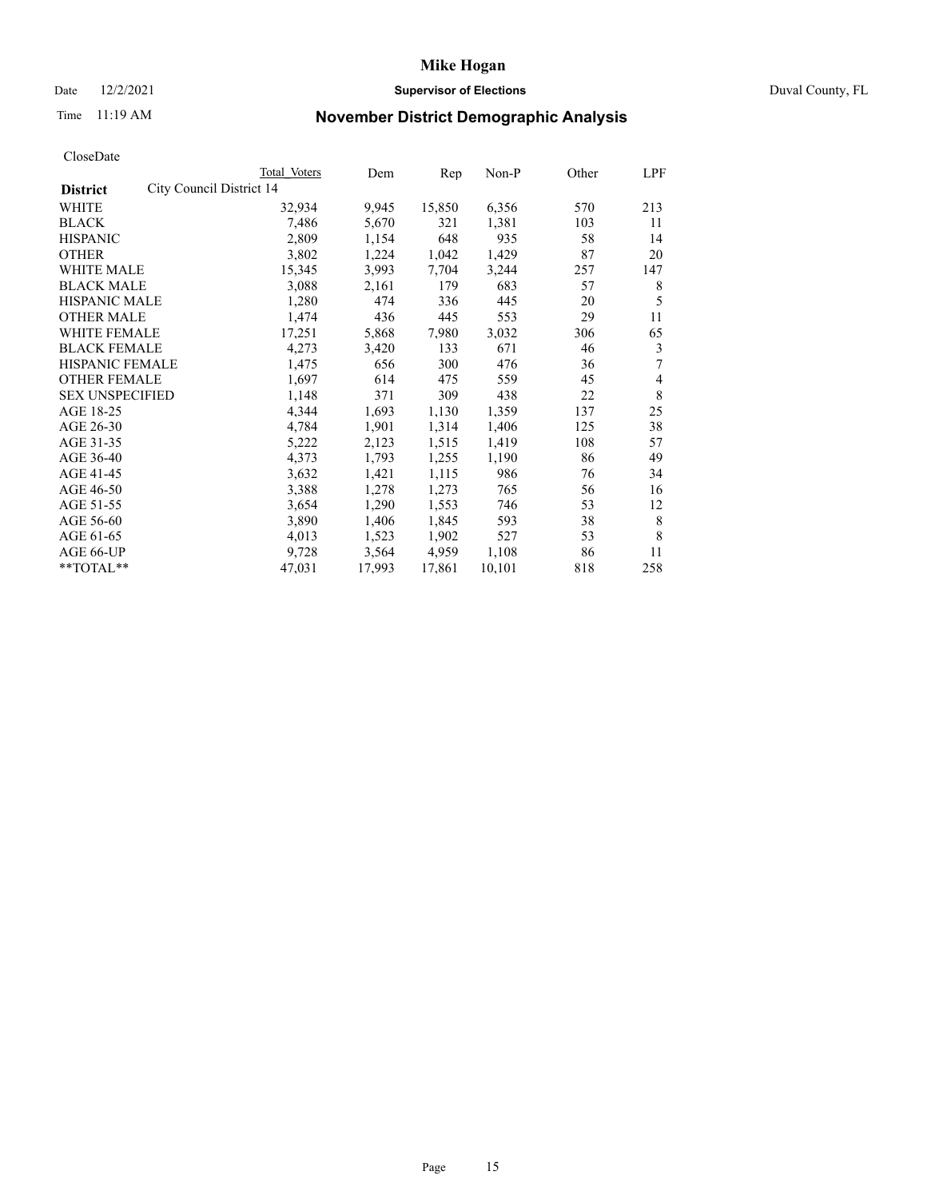# Mike Hogan

Date 12/2/2021 **Supervisor of Elections** Duval County, FL

Time 11:19 AM **November District Demographic Analysis**

CloseDate

| District | City Council District 14 Total Voters | Dem | Rep | Non-P | Other | LPF |
|---|---|---|---|---|---|---|
| WHITE | 32,934 | 9,945 | 15,850 | 6,356 | 570 | 213 |
| BLACK | 7,486 | 5,670 | 321 | 1,381 | 103 | 11 |
| HISPANIC | 2,809 | 1,154 | 648 | 935 | 58 | 14 |
| OTHER | 3,802 | 1,224 | 1,042 | 1,429 | 87 | 20 |
| WHITE MALE | 15,345 | 3,993 | 7,704 | 3,244 | 257 | 147 |
| BLACK MALE | 3,088 | 2,161 | 179 | 683 | 57 | 8 |
| HISPANIC MALE | 1,280 | 474 | 336 | 445 | 20 | 5 |
| OTHER MALE | 1,474 | 436 | 445 | 553 | 29 | 11 |
| WHITE FEMALE | 17,251 | 5,868 | 7,980 | 3,032 | 306 | 65 |
| BLACK FEMALE | 4,273 | 3,420 | 133 | 671 | 46 | 3 |
| HISPANIC FEMALE | 1,475 | 656 | 300 | 476 | 36 | 7 |
| OTHER FEMALE | 1,697 | 614 | 475 | 559 | 45 | 4 |
| SEX UNSPECIFIED | 1,148 | 371 | 309 | 438 | 22 | 8 |
| AGE 18-25 | 4,344 | 1,693 | 1,130 | 1,359 | 137 | 25 |
| AGE 26-30 | 4,784 | 1,901 | 1,314 | 1,406 | 125 | 38 |
| AGE 31-35 | 5,222 | 2,123 | 1,515 | 1,419 | 108 | 57 |
| AGE 36-40 | 4,373 | 1,793 | 1,255 | 1,190 | 86 | 49 |
| AGE 41-45 | 3,632 | 1,421 | 1,115 | 986 | 76 | 34 |
| AGE 46-50 | 3,388 | 1,278 | 1,273 | 765 | 56 | 16 |
| AGE 51-55 | 3,654 | 1,290 | 1,553 | 746 | 53 | 12 |
| AGE 56-60 | 3,890 | 1,406 | 1,845 | 593 | 38 | 8 |
| AGE 61-65 | 4,013 | 1,523 | 1,902 | 527 | 53 | 8 |
| AGE 66-UP | 9,728 | 3,564 | 4,959 | 1,108 | 86 | 11 |
| **TOTAL** | 47,031 | 17,993 | 17,861 | 10,101 | 818 | 258 |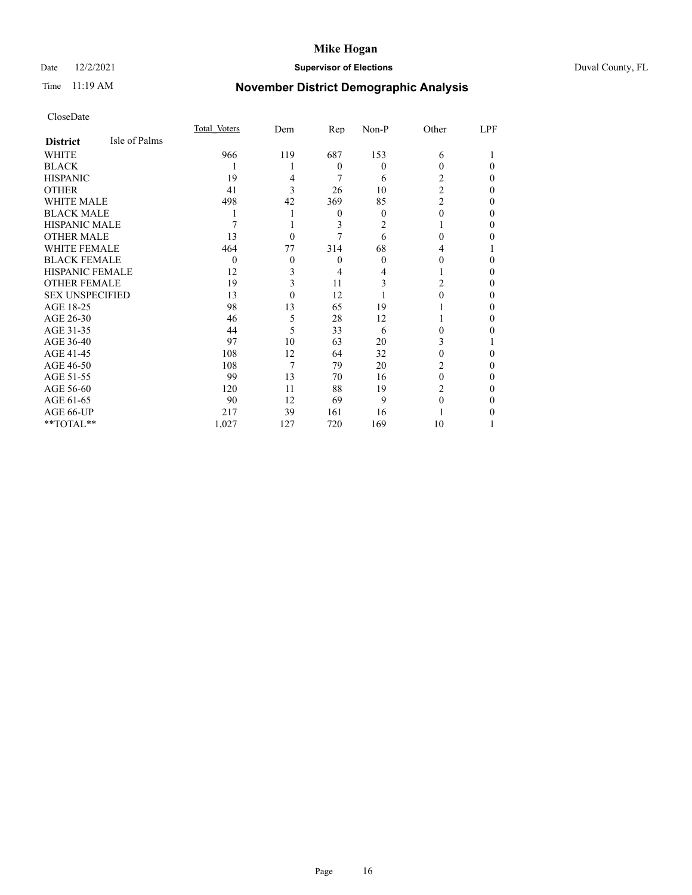# Mike Hogan

Date 12/2/2021 **Supervisor of Elections** Duval County, FL

Time 11:19 AM

## November District Demographic Analysis

CloseDate

| **District** Isle of Palms | Total Voters | Dem | Rep | Non-P | Other | LPF |
|---|---|---|---|---|---|---|
| WHITE | 966 | 119 | 687 | 153 | 6 | 1 |
| BLACK | 1 | 1 | 0 | 0 | 0 | 0 |
| HISPANIC | 19 | 4 | 7 | 6 | 2 | 0 |
| OTHER | 41 | 3 | 26 | 10 | 2 | 0 |
| WHITE MALE | 498 | 42 | 369 | 85 | 2 | 0 |
| BLACK MALE | 1 | 1 | 0 | 0 | 0 | 0 |
| HISPANIC MALE | 7 | 1 | 3 | 2 | 1 | 0 |
| OTHER MALE | 13 | 0 | 7 | 6 | 0 | 0 |
| WHITE FEMALE | 464 | 77 | 314 | 68 | 4 | 1 |
| BLACK FEMALE | 0 | 0 | 0 | 0 | 0 | 0 |
| HISPANIC FEMALE | 12 | 3 | 4 | 4 | 1 | 0 |
| OTHER FEMALE | 19 | 3 | 11 | 3 | 2 | 0 |
| SEX UNSPECIFIED | 13 | 0 | 12 | 1 | 0 | 0 |
| AGE 18-25 | 98 | 13 | 65 | 19 | 1 | 0 |
| AGE 26-30 | 46 | 5 | 28 | 12 | 1 | 0 |
| AGE 31-35 | 44 | 5 | 33 | 6 | 0 | 0 |
| AGE 36-40 | 97 | 10 | 63 | 20 | 3 | 1 |
| AGE 41-45 | 108 | 12 | 64 | 32 | 0 | 0 |
| AGE 46-50 | 108 | 7 | 79 | 20 | 2 | 0 |
| AGE 51-55 | 99 | 13 | 70 | 16 | 0 | 0 |
| AGE 56-60 | 120 | 11 | 88 | 19 | 2 | 0 |
| AGE 61-65 | 90 | 12 | 69 | 9 | 0 | 0 |
| AGE 66-UP | 217 | 39 | 161 | 16 | 1 | 0 |
| **TOTAL** | 1,027 | 127 | 720 | 169 | 10 | 1 |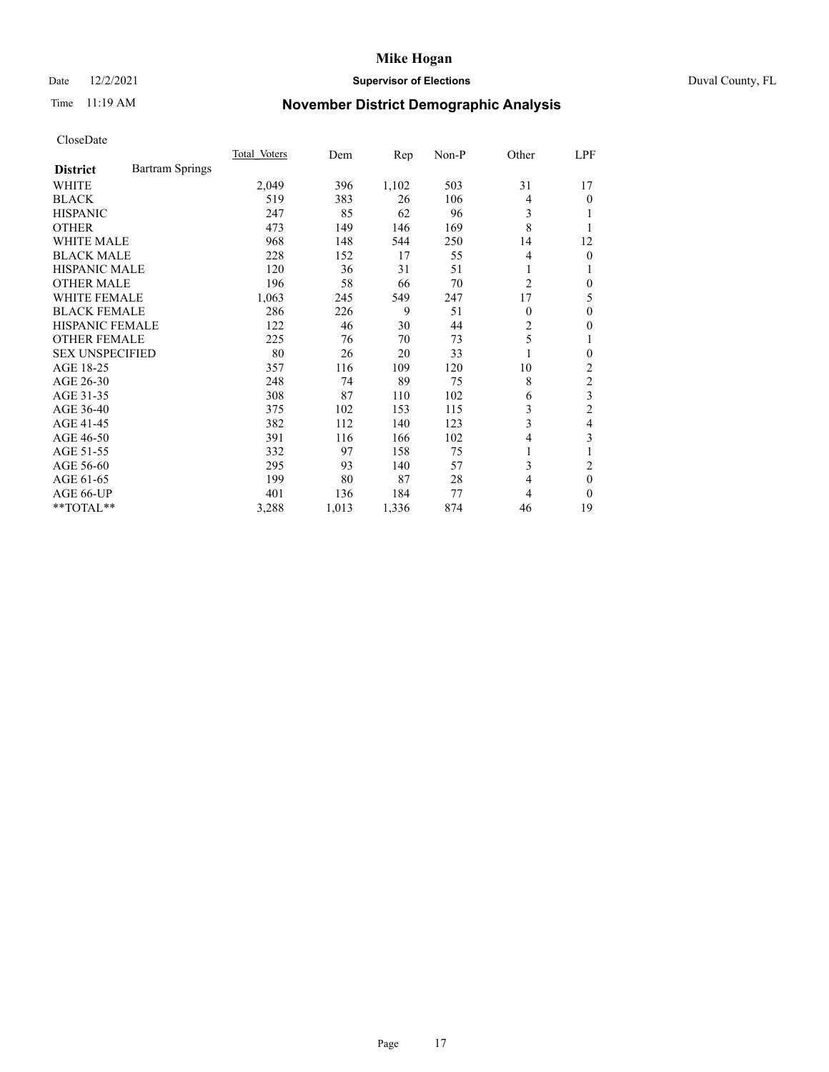CloseDate

| District | Bartram Springs | Total Voters | Dem | Rep | Non-P | Other | LPF |
|---|---|---|---|---|---|---|---|
| WHITE | | 2,049 | 396 | 1,102 | 503 | 31 | 17 |
| BLACK | | 519 | 383 | 26 | 106 | 4 | 0 |
| HISPANIC | | 247 | 85 | 62 | 96 | 3 | 1 |
| OTHER | | 473 | 149 | 146 | 169 | 8 | 1 |
| WHITE MALE | | 968 | 148 | 544 | 250 | 14 | 12 |
| BLACK MALE | | 228 | 152 | 17 | 55 | 4 | 0 |
| HISPANIC MALE | | 120 | 36 | 31 | 51 | 1 | 1 |
| OTHER MALE | | 196 | 58 | 66 | 70 | 2 | 0 |
| WHITE FEMALE | | 1,063 | 245 | 549 | 247 | 17 | 5 |
| BLACK FEMALE | | 286 | 226 | 9 | 51 | 0 | 0 |
| HISPANIC FEMALE | | 122 | 46 | 30 | 44 | 2 | 0 |
| OTHER FEMALE | | 225 | 76 | 70 | 73 | 5 | 1 |
| SEX UNSPECIFIED | | 80 | 26 | 20 | 33 | 1 | 0 |
| AGE 18-25 | | 357 | 116 | 109 | 120 | 10 | 2 |
| AGE 26-30 | | 248 | 74 | 89 | 75 | 8 | 2 |
| AGE 31-35 | | 308 | 87 | 110 | 102 | 6 | 3 |
| AGE 36-40 | | 375 | 102 | 153 | 115 | 3 | 2 |
| AGE 41-45 | | 382 | 112 | 140 | 123 | 3 | 4 |
| AGE 46-50 | | 391 | 116 | 166 | 102 | 4 | 3 |
| AGE 51-55 | | 332 | 97 | 158 | 75 | 1 | 1 |
| AGE 56-60 | | 295 | 93 | 140 | 57 | 3 | 2 |
| AGE 61-65 | | 199 | 80 | 87 | 28 | 4 | 0 |
| AGE 66-UP | | 401 | 136 | 184 | 77 | 4 | 0 |
| **TOTAL** | | 3,288 | 1,013 | 1,336 | 874 | 46 | 19 |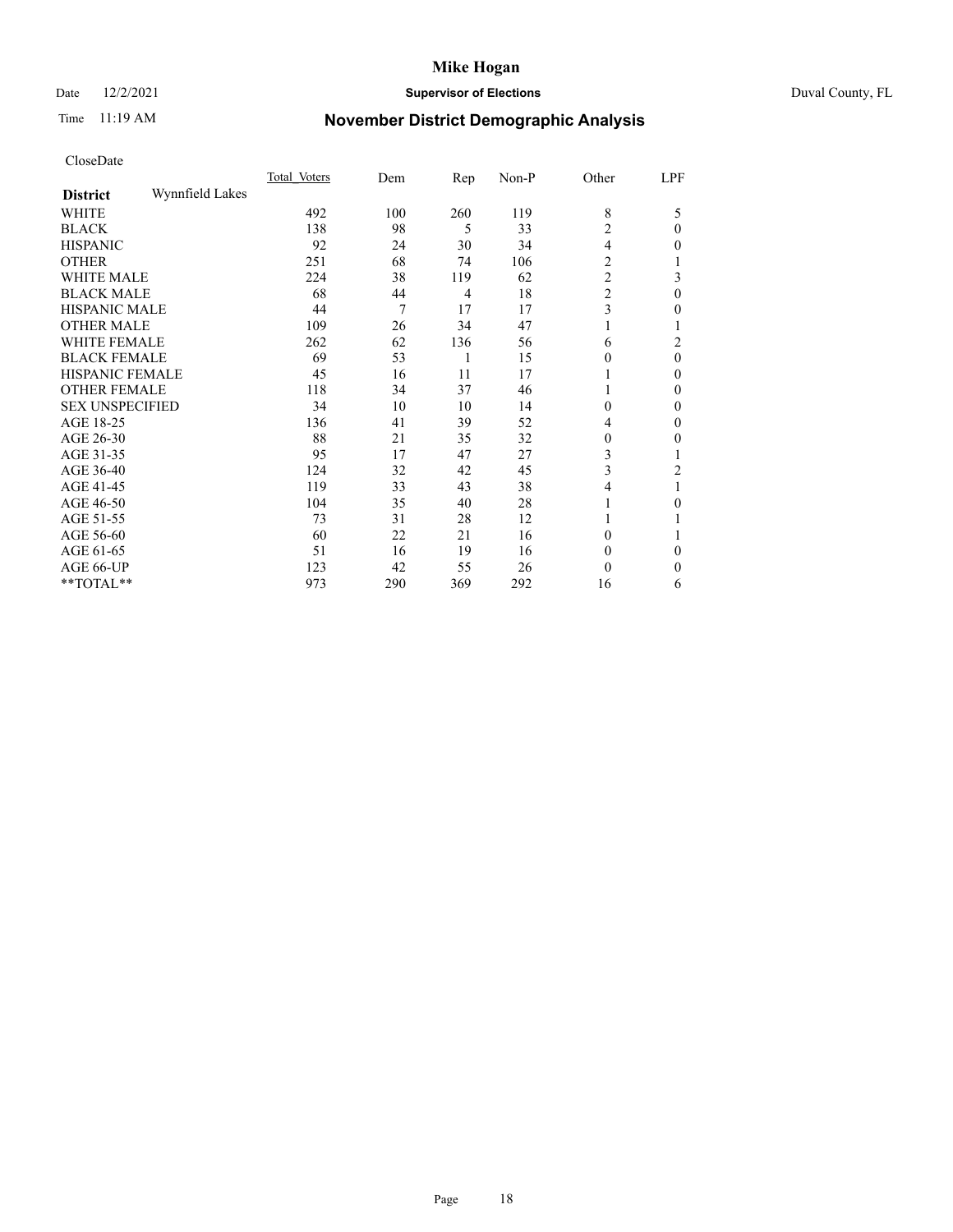# Mike Hogan

Date 12/2/2021 **Supervisor of Elections** Duval County, FL

Time 11:19 AM

## November District Demographic Analysis

CloseDate

| **District** Wynnfield Lakes | Total Voters | Dem | Rep | Non-P | Other | LPF |
|---|---|---|---|---|---|---|
| WHITE | 492 | 100 | 260 | 119 | 8 | 5 |
| BLACK | 138 | 98 | 5 | 33 | 2 | 0 |
| HISPANIC | 92 | 24 | 30 | 34 | 4 | 0 |
| OTHER | 251 | 68 | 74 | 106 | 2 | 1 |
| WHITE MALE | 224 | 38 | 119 | 62 | 2 | 3 |
| BLACK MALE | 68 | 44 | 4 | 18 | 2 | 0 |
| HISPANIC MALE | 44 | 7 | 17 | 17 | 3 | 0 |
| OTHER MALE | 109 | 26 | 34 | 47 | 1 | 1 |
| WHITE FEMALE | 262 | 62 | 136 | 56 | 6 | 2 |
| BLACK FEMALE | 69 | 53 | 1 | 15 | 0 | 0 |
| HISPANIC FEMALE | 45 | 16 | 11 | 17 | 1 | 0 |
| OTHER FEMALE | 118 | 34 | 37 | 46 | 1 | 0 |
| SEX UNSPECIFIED | 34 | 10 | 10 | 14 | 0 | 0 |
| AGE 18-25 | 136 | 41 | 39 | 52 | 4 | 0 |
| AGE 26-30 | 88 | 21 | 35 | 32 | 0 | 0 |
| AGE 31-35 | 95 | 17 | 47 | 27 | 3 | 1 |
| AGE 36-40 | 124 | 32 | 42 | 45 | 3 | 2 |
| AGE 41-45 | 119 | 33 | 43 | 38 | 4 | 1 |
| AGE 46-50 | 104 | 35 | 40 | 28 | 1 | 0 |
| AGE 51-55 | 73 | 31 | 28 | 12 | 1 | 1 |
| AGE 56-60 | 60 | 22 | 21 | 16 | 0 | 1 |
| AGE 61-65 | 51 | 16 | 19 | 16 | 0 | 0 |
| AGE 66-UP | 123 | 42 | 55 | 26 | 0 | 0 |
| **TOTAL** | 973 | 290 | 369 | 292 | 16 | 6 |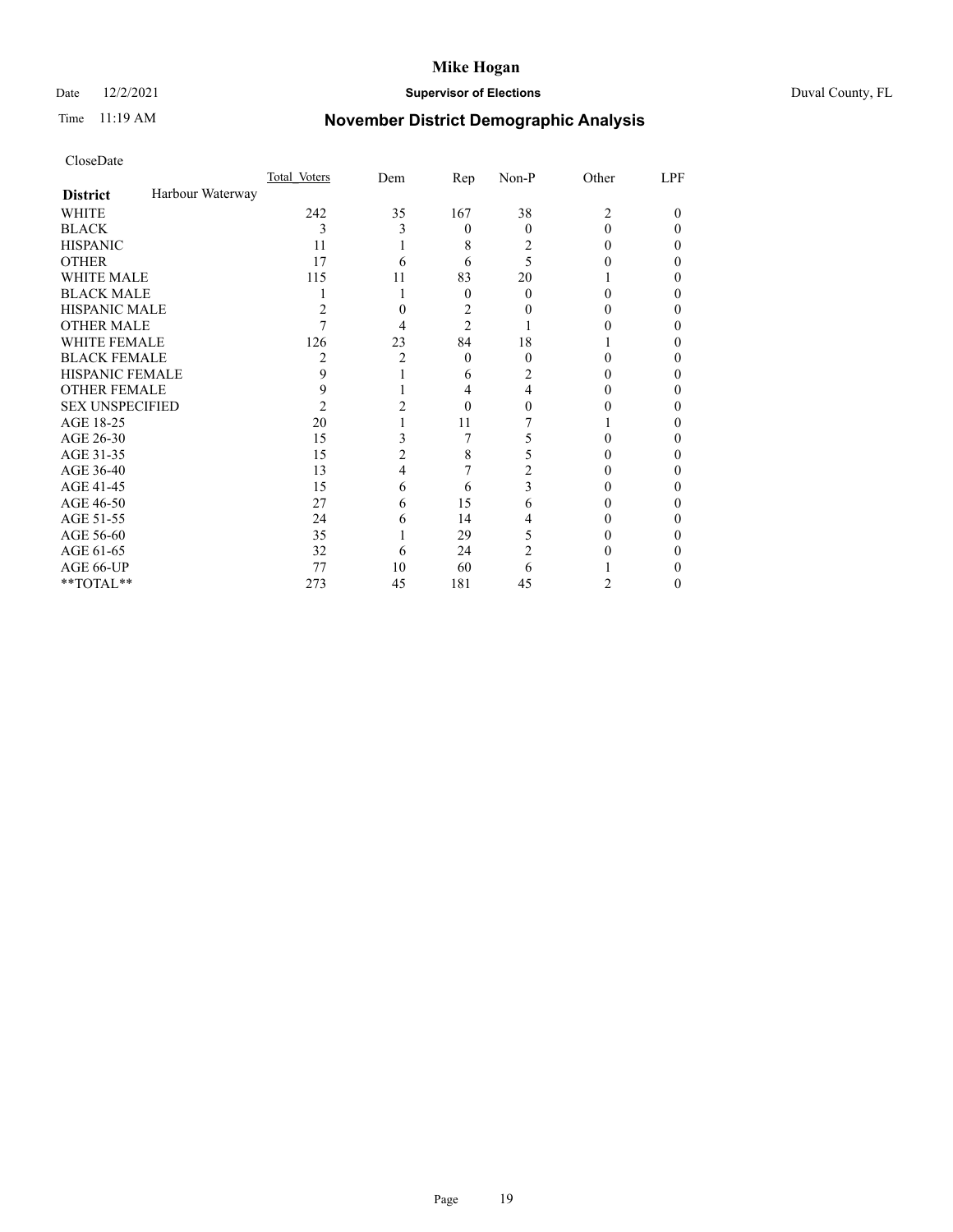# Mike Hogan

Date 12/2/2021 **Supervisor of Elections** Duval County, FL

Time 11:19 AM

## November District Demographic Analysis

CloseDate

| **District** Harbour Waterway | Total Voters | Dem | Rep | Non-P | Other | LPF |
|---|---|---|---|---|---|---|
| WHITE | 242 | 35 | 167 | 38 | 2 | 0 |
| BLACK | 3 | 3 | 0 | 0 | 0 | 0 |
| HISPANIC | 11 | 1 | 8 | 2 | 0 | 0 |
| OTHER | 17 | 6 | 6 | 5 | 0 | 0 |
| WHITE MALE | 115 | 11 | 83 | 20 | 1 | 0 |
| BLACK MALE | 1 | 1 | 0 | 0 | 0 | 0 |
| HISPANIC MALE | 2 | 0 | 2 | 0 | 0 | 0 |
| OTHER MALE | 7 | 4 | 2 | 1 | 0 | 0 |
| WHITE FEMALE | 126 | 23 | 84 | 18 | 1 | 0 |
| BLACK FEMALE | 2 | 2 | 0 | 0 | 0 | 0 |
| HISPANIC FEMALE | 9 | 1 | 6 | 2 | 0 | 0 |
| OTHER FEMALE | 9 | 1 | 4 | 4 | 0 | 0 |
| SEX UNSPECIFIED | 2 | 2 | 0 | 0 | 0 | 0 |
| AGE 18-25 | 20 | 1 | 11 | 7 | 1 | 0 |
| AGE 26-30 | 15 | 3 | 7 | 5 | 0 | 0 |
| AGE 31-35 | 15 | 2 | 8 | 5 | 0 | 0 |
| AGE 36-40 | 13 | 4 | 7 | 2 | 0 | 0 |
| AGE 41-45 | 15 | 6 | 6 | 3 | 0 | 0 |
| AGE 46-50 | 27 | 6 | 15 | 6 | 0 | 0 |
| AGE 51-55 | 24 | 6 | 14 | 4 | 0 | 0 |
| AGE 56-60 | 35 | 1 | 29 | 5 | 0 | 0 |
| AGE 61-65 | 32 | 6 | 24 | 2 | 0 | 0 |
| AGE 66-UP | 77 | 10 | 60 | 6 | 1 | 0 |
| **TOTAL** | 273 | 45 | 181 | 45 | 2 | 0 |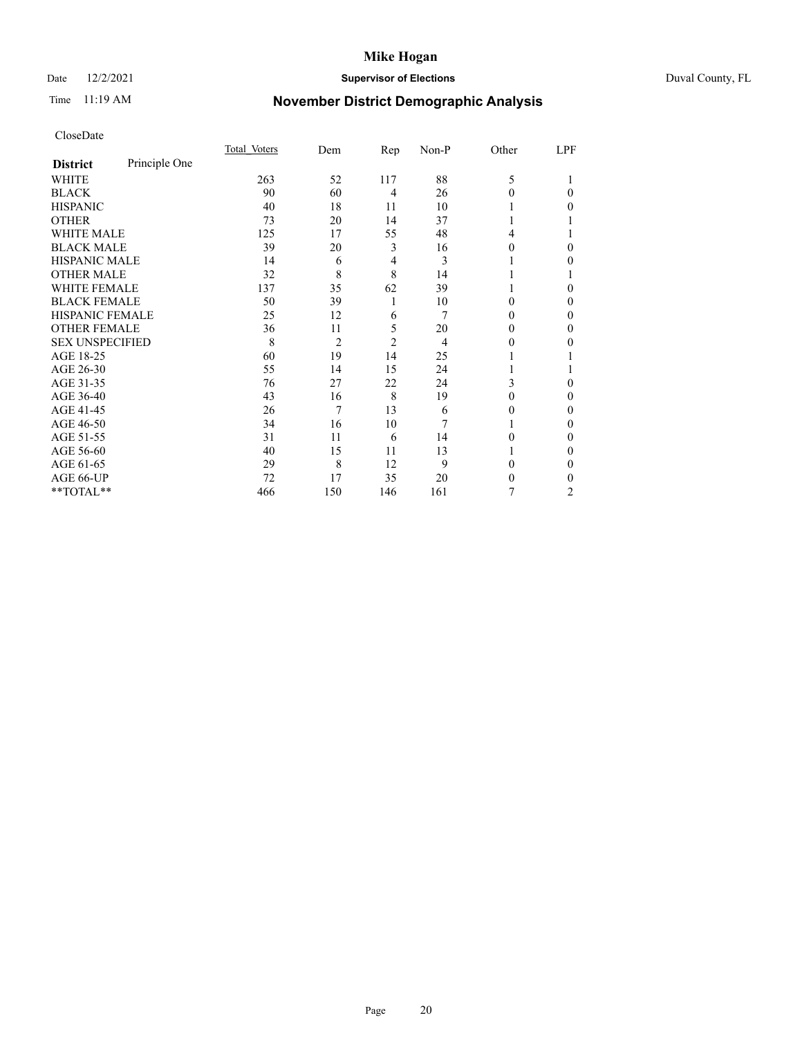# November District Demographic Analysis

Mike Hogan

Supervisor of Elections

Duval County, FL

Date 12/2/2021

Time 11:19 AM

CloseDate

| District | Principle One | Total_Voters | Dem | Rep | Non-P | Other | LPF |
|---|---|---|---|---|---|---|---|
| WHITE | | 263 | 52 | 117 | 88 | 5 | 1 |
| BLACK | | 90 | 60 | 4 | 26 | 0 | 0 |
| HISPANIC | | 40 | 18 | 11 | 10 | 1 | 0 |
| OTHER | | 73 | 20 | 14 | 37 | 1 | 1 |
| WHITE MALE | | 125 | 17 | 55 | 48 | 4 | 1 |
| BLACK MALE | | 39 | 20 | 3 | 16 | 0 | 0 |
| HISPANIC MALE | | 14 | 6 | 4 | 3 | 1 | 0 |
| OTHER MALE | | 32 | 8 | 8 | 14 | 1 | 1 |
| WHITE FEMALE | | 137 | 35 | 62 | 39 | 1 | 0 |
| BLACK FEMALE | | 50 | 39 | 1 | 10 | 0 | 0 |
| HISPANIC FEMALE | | 25 | 12 | 6 | 7 | 0 | 0 |
| OTHER FEMALE | | 36 | 11 | 5 | 20 | 0 | 0 |
| SEX UNSPECIFIED | | 8 | 2 | 2 | 4 | 0 | 0 |
| AGE 18-25 | | 60 | 19 | 14 | 25 | 1 | 1 |
| AGE 26-30 | | 55 | 14 | 15 | 24 | 1 | 1 |
| AGE 31-35 | | 76 | 27 | 22 | 24 | 3 | 0 |
| AGE 36-40 | | 43 | 16 | 8 | 19 | 0 | 0 |
| AGE 41-45 | | 26 | 7 | 13 | 6 | 0 | 0 |
| AGE 46-50 | | 34 | 16 | 10 | 7 | 1 | 0 |
| AGE 51-55 | | 31 | 11 | 6 | 14 | 0 | 0 |
| AGE 56-60 | | 40 | 15 | 11 | 13 | 1 | 0 |
| AGE 61-65 | | 29 | 8 | 12 | 9 | 0 | 0 |
| AGE 66-UP | | 72 | 17 | 35 | 20 | 0 | 0 |
| **TOTAL** | | 466 | 150 | 146 | 161 | 7 | 2 |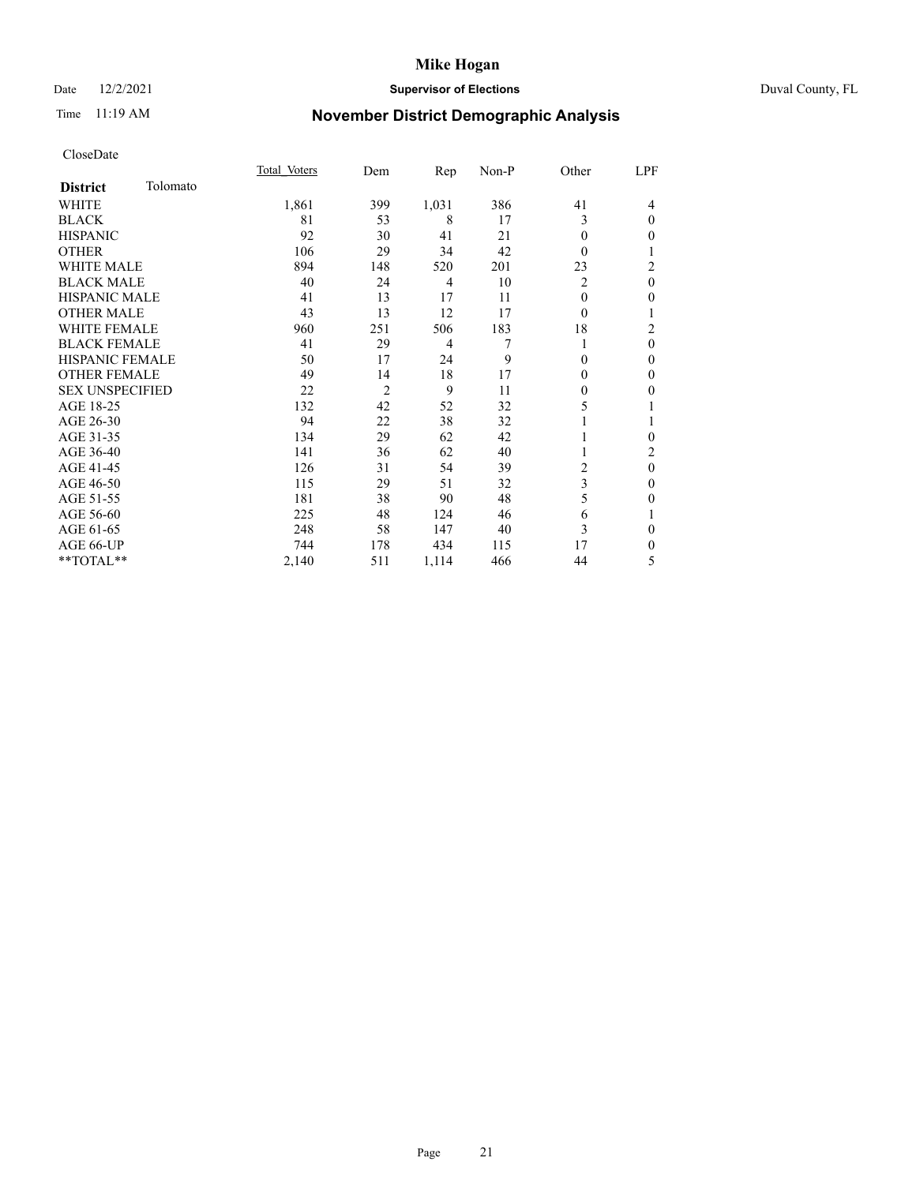CloseDate

| District | Tolomato | Total_Voters | Dem | Rep | Non-P | Other | LPF |
|---|---|---|---|---|---|---|---|
| WHITE | | 1,861 | 399 | 1,031 | 386 | 41 | 4 |
| BLACK | | 81 | 53 | 8 | 17 | 3 | 0 |
| HISPANIC | | 92 | 30 | 41 | 21 | 0 | 0 |
| OTHER | | 106 | 29 | 34 | 42 | 0 | 1 |
| WHITE MALE | | 894 | 148 | 520 | 201 | 23 | 2 |
| BLACK MALE | | 40 | 24 | 4 | 10 | 2 | 0 |
| HISPANIC MALE | | 41 | 13 | 17 | 11 | 0 | 0 |
| OTHER MALE | | 43 | 13 | 12 | 17 | 0 | 1 |
| WHITE FEMALE | | 960 | 251 | 506 | 183 | 18 | 2 |
| BLACK FEMALE | | 41 | 29 | 4 | 7 | 1 | 0 |
| HISPANIC FEMALE | | 50 | 17 | 24 | 9 | 0 | 0 |
| OTHER FEMALE | | 49 | 14 | 18 | 17 | 0 | 0 |
| SEX UNSPECIFIED | | 22 | 2 | 9 | 11 | 0 | 0 |
| AGE 18-25 | | 132 | 42 | 52 | 32 | 5 | 1 |
| AGE 26-30 | | 94 | 22 | 38 | 32 | 1 | 1 |
| AGE 31-35 | | 134 | 29 | 62 | 42 | 1 | 0 |
| AGE 36-40 | | 141 | 36 | 62 | 40 | 1 | 2 |
| AGE 41-45 | | 126 | 31 | 54 | 39 | 2 | 0 |
| AGE 46-50 | | 115 | 29 | 51 | 32 | 3 | 0 |
| AGE 51-55 | | 181 | 38 | 90 | 48 | 5 | 0 |
| AGE 56-60 | | 225 | 48 | 124 | 46 | 6 | 1 |
| AGE 61-65 | | 248 | 58 | 147 | 40 | 3 | 0 |
| AGE 66-UP | | 744 | 178 | 434 | 115 | 17 | 0 |
| **TOTAL** | | 2,140 | 511 | 1,114 | 466 | 44 | 5 |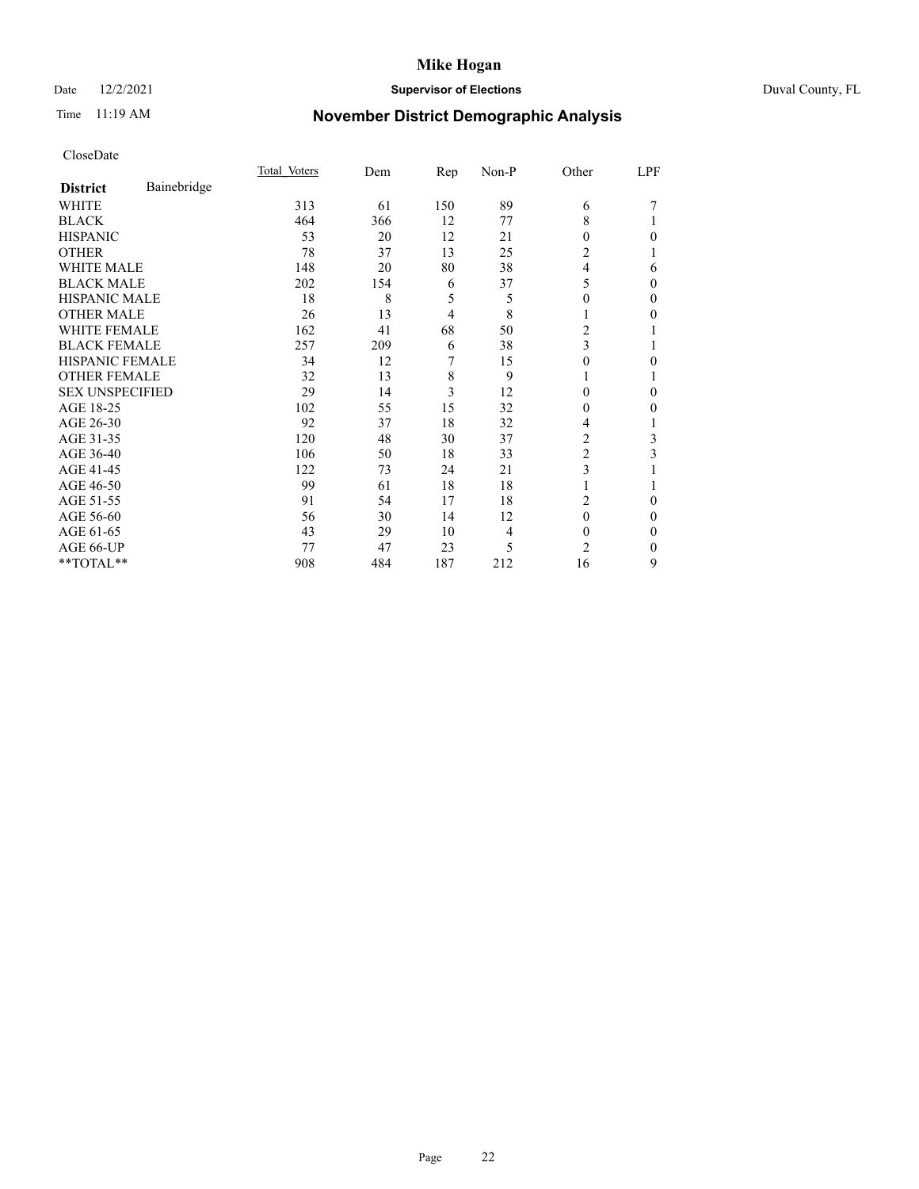CloseDate

| District | Bainebridge | Total_Voters | Dem | Rep | Non-P | Other | LPF |
|---|---|---|---|---|---|---|---|
| WHITE | | 313 | 61 | 150 | 89 | 6 | 7 |
| BLACK | | 464 | 366 | 12 | 77 | 8 | 1 |
| HISPANIC | | 53 | 20 | 12 | 21 | 0 | 0 |
| OTHER | | 78 | 37 | 13 | 25 | 2 | 1 |
| WHITE MALE | | 148 | 20 | 80 | 38 | 4 | 6 |
| BLACK MALE | | 202 | 154 | 6 | 37 | 5 | 0 |
| HISPANIC MALE | | 18 | 8 | 5 | 5 | 0 | 0 |
| OTHER MALE | | 26 | 13 | 4 | 8 | 1 | 0 |
| WHITE FEMALE | | 162 | 41 | 68 | 50 | 2 | 1 |
| BLACK FEMALE | | 257 | 209 | 6 | 38 | 3 | 1 |
| HISPANIC FEMALE | | 34 | 12 | 7 | 15 | 0 | 0 |
| OTHER FEMALE | | 32 | 13 | 8 | 9 | 1 | 1 |
| SEX UNSPECIFIED | | 29 | 14 | 3 | 12 | 0 | 0 |
| AGE 18-25 | | 102 | 55 | 15 | 32 | 0 | 0 |
| AGE 26-30 | | 92 | 37 | 18 | 32 | 4 | 1 |
| AGE 31-35 | | 120 | 48 | 30 | 37 | 2 | 3 |
| AGE 36-40 | | 106 | 50 | 18 | 33 | 2 | 3 |
| AGE 41-45 | | 122 | 73 | 24 | 21 | 3 | 1 |
| AGE 46-50 | | 99 | 61 | 18 | 18 | 1 | 1 |
| AGE 51-55 | | 91 | 54 | 17 | 18 | 2 | 0 |
| AGE 56-60 | | 56 | 30 | 14 | 12 | 0 | 0 |
| AGE 61-65 | | 43 | 29 | 10 | 4 | 0 | 0 |
| AGE 66-UP | | 77 | 47 | 23 | 5 | 2 | 0 |
| **TOTAL** | | 908 | 484 | 187 | 212 | 16 | 9 |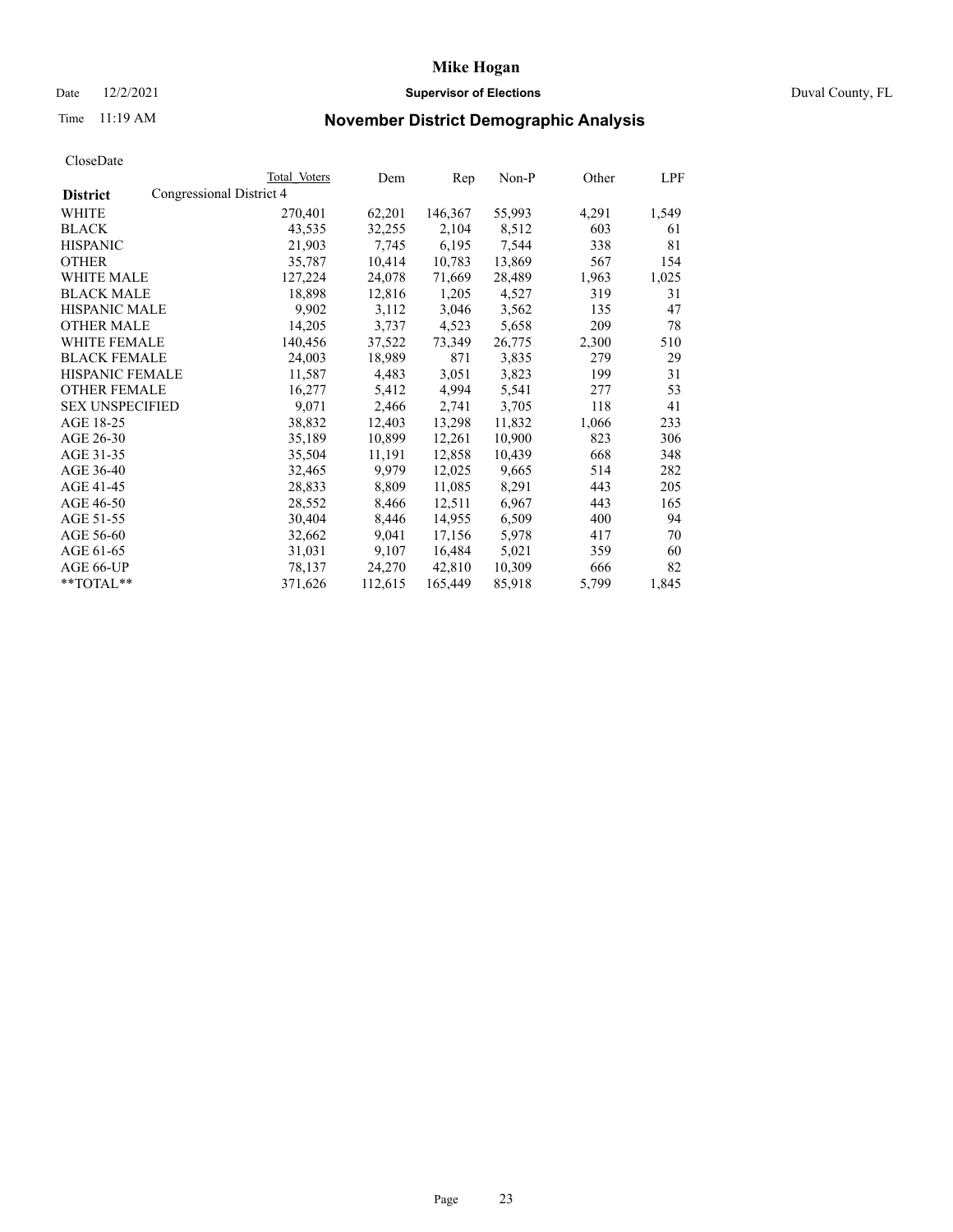# Mike Hogan

Date 12/2/2021 **Supervisor of Elections** Duval County, FL

Time 11:19 AM **November District Demographic Analysis**

CloseDate

| District | Total Voters | Dem | Rep | Non-P | Other | LPF |
|---|---|---|---|---|---|---|
| Congressional District 4 | | | | | | |
| WHITE | 270,401 | 62,201 | 146,367 | 55,993 | 4,291 | 1,549 |
| BLACK | 43,535 | 32,255 | 2,104 | 8,512 | 603 | 61 |
| HISPANIC | 21,903 | 7,745 | 6,195 | 7,544 | 338 | 81 |
| OTHER | 35,787 | 10,414 | 10,783 | 13,869 | 567 | 154 |
| WHITE MALE | 127,224 | 24,078 | 71,669 | 28,489 | 1,963 | 1,025 |
| BLACK MALE | 18,898 | 12,816 | 1,205 | 4,527 | 319 | 31 |
| HISPANIC MALE | 9,902 | 3,112 | 3,046 | 3,562 | 135 | 47 |
| OTHER MALE | 14,205 | 3,737 | 4,523 | 5,658 | 209 | 78 |
| WHITE FEMALE | 140,456 | 37,522 | 73,349 | 26,775 | 2,300 | 510 |
| BLACK FEMALE | 24,003 | 18,989 | 871 | 3,835 | 279 | 29 |
| HISPANIC FEMALE | 11,587 | 4,483 | 3,051 | 3,823 | 199 | 31 |
| OTHER FEMALE | 16,277 | 5,412 | 4,994 | 5,541 | 277 | 53 |
| SEX UNSPECIFIED | 9,071 | 2,466 | 2,741 | 3,705 | 118 | 41 |
| AGE 18-25 | 38,832 | 12,403 | 13,298 | 11,832 | 1,066 | 233 |
| AGE 26-30 | 35,189 | 10,899 | 12,261 | 10,900 | 823 | 306 |
| AGE 31-35 | 35,504 | 11,191 | 12,858 | 10,439 | 668 | 348 |
| AGE 36-40 | 32,465 | 9,979 | 12,025 | 9,665 | 514 | 282 |
| AGE 41-45 | 28,833 | 8,809 | 11,085 | 8,291 | 443 | 205 |
| AGE 46-50 | 28,552 | 8,466 | 12,511 | 6,967 | 443 | 165 |
| AGE 51-55 | 30,404 | 8,446 | 14,955 | 6,509 | 400 | 94 |
| AGE 56-60 | 32,662 | 9,041 | 17,156 | 5,978 | 417 | 70 |
| AGE 61-65 | 31,031 | 9,107 | 16,484 | 5,021 | 359 | 60 |
| AGE 66-UP | 78,137 | 24,270 | 42,810 | 10,309 | 666 | 82 |
| **TOTAL** | 371,626 | 112,615 | 165,449 | 85,918 | 5,799 | 1,845 |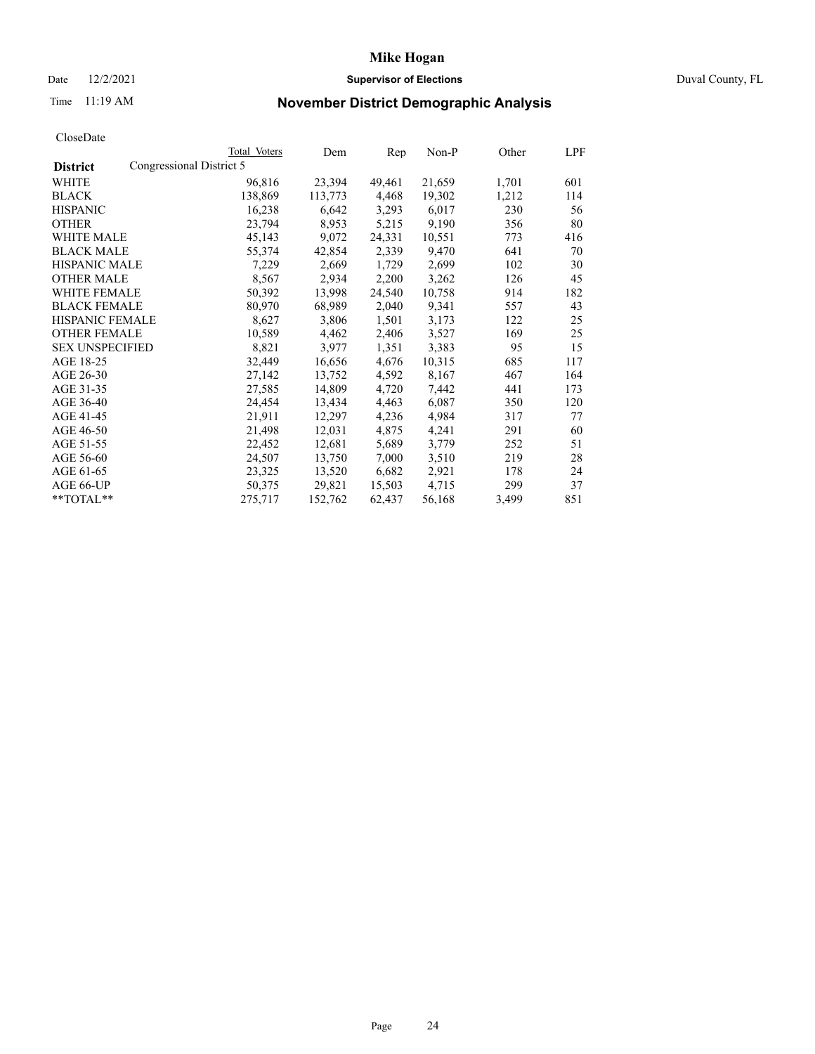# Mike Hogan

Date 12/2/2021 **Supervisor of Elections** Duval County, FL

Time 11:19 AM **November District Demographic Analysis**

CloseDate

| District | Total Voters | Dem | Rep | Non-P | Other | LPF |
|---|---|---|---|---|---|---|
| **Congressional District 5** | | | | | | |
| WHITE | 96,816 | 23,394 | 49,461 | 21,659 | 1,701 | 601 |
| BLACK | 138,869 | 113,773 | 4,468 | 19,302 | 1,212 | 114 |
| HISPANIC | 16,238 | 6,642 | 3,293 | 6,017 | 230 | 56 |
| OTHER | 23,794 | 8,953 | 5,215 | 9,190 | 356 | 80 |
| WHITE MALE | 45,143 | 9,072 | 24,331 | 10,551 | 773 | 416 |
| BLACK MALE | 55,374 | 42,854 | 2,339 | 9,470 | 641 | 70 |
| HISPANIC MALE | 7,229 | 2,669 | 1,729 | 2,699 | 102 | 30 |
| OTHER MALE | 8,567 | 2,934 | 2,200 | 3,262 | 126 | 45 |
| WHITE FEMALE | 50,392 | 13,998 | 24,540 | 10,758 | 914 | 182 |
| BLACK FEMALE | 80,970 | 68,989 | 2,040 | 9,341 | 557 | 43 |
| HISPANIC FEMALE | 8,627 | 3,806 | 1,501 | 3,173 | 122 | 25 |
| OTHER FEMALE | 10,589 | 4,462 | 2,406 | 3,527 | 169 | 25 |
| SEX UNSPECIFIED | 8,821 | 3,977 | 1,351 | 3,383 | 95 | 15 |
| AGE 18-25 | 32,449 | 16,656 | 4,676 | 10,315 | 685 | 117 |
| AGE 26-30 | 27,142 | 13,752 | 4,592 | 8,167 | 467 | 164 |
| AGE 31-35 | 27,585 | 14,809 | 4,720 | 7,442 | 441 | 173 |
| AGE 36-40 | 24,454 | 13,434 | 4,463 | 6,087 | 350 | 120 |
| AGE 41-45 | 21,911 | 12,297 | 4,236 | 4,984 | 317 | 77 |
| AGE 46-50 | 21,498 | 12,031 | 4,875 | 4,241 | 291 | 60 |
| AGE 51-55 | 22,452 | 12,681 | 5,689 | 3,779 | 252 | 51 |
| AGE 56-60 | 24,507 | 13,750 | 7,000 | 3,510 | 219 | 28 |
| AGE 61-65 | 23,325 | 13,520 | 6,682 | 2,921 | 178 | 24 |
| AGE 66-UP | 50,375 | 29,821 | 15,503 | 4,715 | 299 | 37 |
| **TOTAL** | 275,717 | 152,762 | 62,437 | 56,168 | 3,499 | 851 |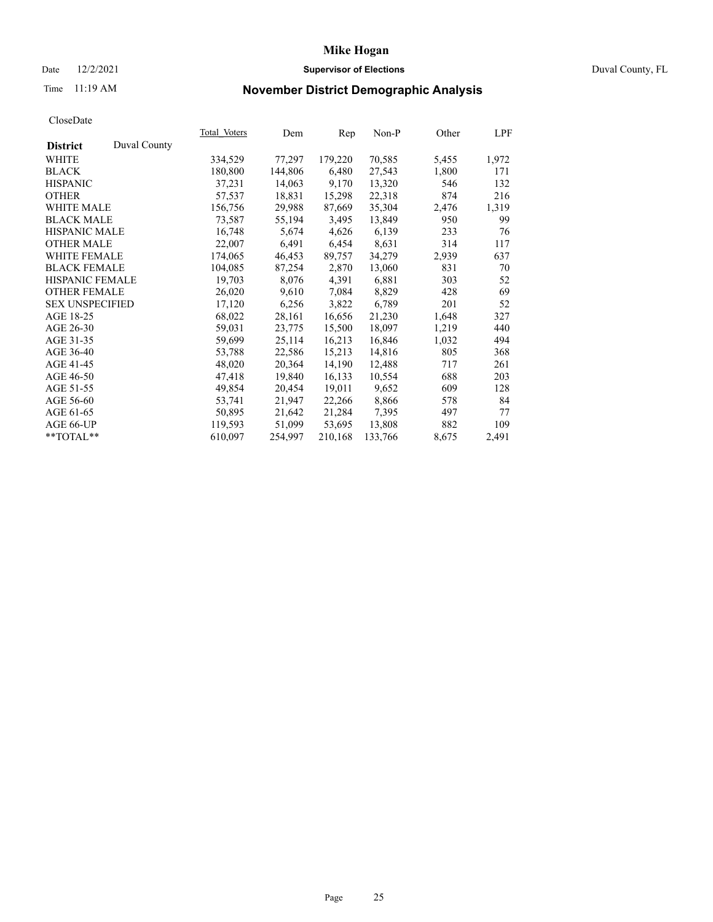# Mike Hogan

Date 12/2/2021 **Supervisor of Elections** Duval County, FL

Time 11:19 AM **November District Demographic Analysis**

CloseDate

| **District** Duval County | Total Voters | Dem | Rep | Non-P | Other | LPF |
|---|---|---|---|---|---|---|
| WHITE | 334,529 | 77,297 | 179,220 | 70,585 | 5,455 | 1,972 |
| BLACK | 180,800 | 144,806 | 6,480 | 27,543 | 1,800 | 171 |
| HISPANIC | 37,231 | 14,063 | 9,170 | 13,320 | 546 | 132 |
| OTHER | 57,537 | 18,831 | 15,298 | 22,318 | 874 | 216 |
| WHITE MALE | 156,756 | 29,988 | 87,669 | 35,304 | 2,476 | 1,319 |
| BLACK MALE | 73,587 | 55,194 | 3,495 | 13,849 | 950 | 99 |
| HISPANIC MALE | 16,748 | 5,674 | 4,626 | 6,139 | 233 | 76 |
| OTHER MALE | 22,007 | 6,491 | 6,454 | 8,631 | 314 | 117 |
| WHITE FEMALE | 174,065 | 46,453 | 89,757 | 34,279 | 2,939 | 637 |
| BLACK FEMALE | 104,085 | 87,254 | 2,870 | 13,060 | 831 | 70 |
| HISPANIC FEMALE | 19,703 | 8,076 | 4,391 | 6,881 | 303 | 52 |
| OTHER FEMALE | 26,020 | 9,610 | 7,084 | 8,829 | 428 | 69 |
| SEX UNSPECIFIED | 17,120 | 6,256 | 3,822 | 6,789 | 201 | 52 |
| AGE 18-25 | 68,022 | 28,161 | 16,656 | 21,230 | 1,648 | 327 |
| AGE 26-30 | 59,031 | 23,775 | 15,500 | 18,097 | 1,219 | 440 |
| AGE 31-35 | 59,699 | 25,114 | 16,213 | 16,846 | 1,032 | 494 |
| AGE 36-40 | 53,788 | 22,586 | 15,213 | 14,816 | 805 | 368 |
| AGE 41-45 | 48,020 | 20,364 | 14,190 | 12,488 | 717 | 261 |
| AGE 46-50 | 47,418 | 19,840 | 16,133 | 10,554 | 688 | 203 |
| AGE 51-55 | 49,854 | 20,454 | 19,011 | 9,652 | 609 | 128 |
| AGE 56-60 | 53,741 | 21,947 | 22,266 | 8,866 | 578 | 84 |
| AGE 61-65 | 50,895 | 21,642 | 21,284 | 7,395 | 497 | 77 |
| AGE 66-UP | 119,593 | 51,099 | 53,695 | 13,808 | 882 | 109 |
| **TOTAL** | 610,097 | 254,997 | 210,168 | 133,766 | 8,675 | 2,491 |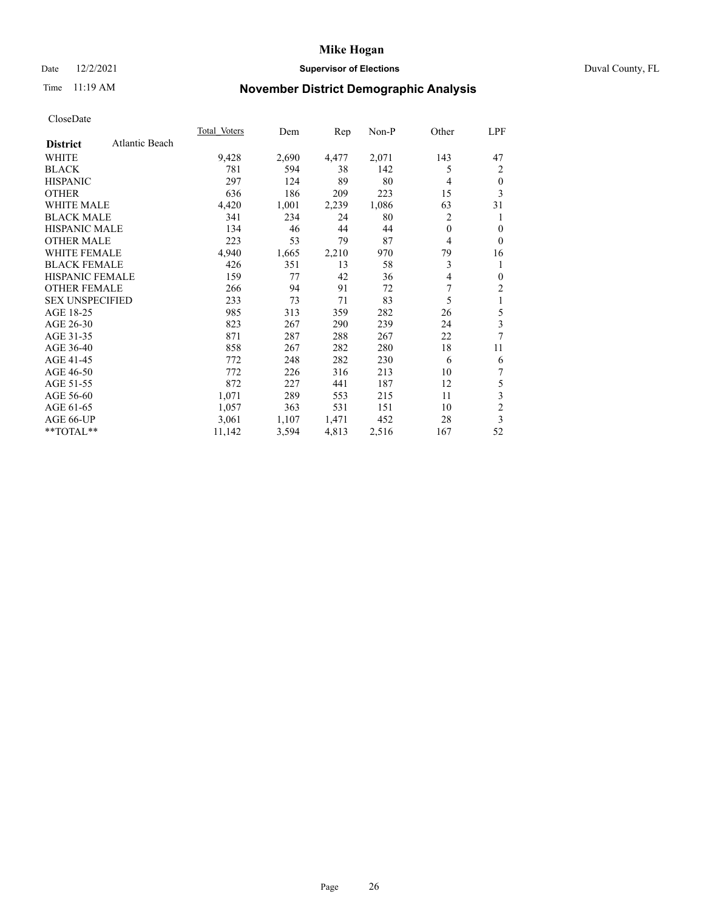# Mike Hogan

Date 12/2/2021 **Supervisor of Elections** Duval County, FL

Time 11:19 AM

## November District Demographic Analysis

CloseDate

| **District** Atlantic Beach | Total Voters | Dem | Rep | Non-P | Other | LPF |
|---|---|---|---|---|---|---|
| WHITE | 9,428 | 2,690 | 4,477 | 2,071 | 143 | 47 |
| BLACK | 781 | 594 | 38 | 142 | 5 | 2 |
| HISPANIC | 297 | 124 | 89 | 80 | 4 | 0 |
| OTHER | 636 | 186 | 209 | 223 | 15 | 3 |
| WHITE MALE | 4,420 | 1,001 | 2,239 | 1,086 | 63 | 31 |
| BLACK MALE | 341 | 234 | 24 | 80 | 2 | 1 |
| HISPANIC MALE | 134 | 46 | 44 | 44 | 0 | 0 |
| OTHER MALE | 223 | 53 | 79 | 87 | 4 | 0 |
| WHITE FEMALE | 4,940 | 1,665 | 2,210 | 970 | 79 | 16 |
| BLACK FEMALE | 426 | 351 | 13 | 58 | 3 | 1 |
| HISPANIC FEMALE | 159 | 77 | 42 | 36 | 4 | 0 |
| OTHER FEMALE | 266 | 94 | 91 | 72 | 7 | 2 |
| SEX UNSPECIFIED | 233 | 73 | 71 | 83 | 5 | 1 |
| AGE 18-25 | 985 | 313 | 359 | 282 | 26 | 5 |
| AGE 26-30 | 823 | 267 | 290 | 239 | 24 | 3 |
| AGE 31-35 | 871 | 287 | 288 | 267 | 22 | 7 |
| AGE 36-40 | 858 | 267 | 282 | 280 | 18 | 11 |
| AGE 41-45 | 772 | 248 | 282 | 230 | 6 | 6 |
| AGE 46-50 | 772 | 226 | 316 | 213 | 10 | 7 |
| AGE 51-55 | 872 | 227 | 441 | 187 | 12 | 5 |
| AGE 56-60 | 1,071 | 289 | 553 | 215 | 11 | 3 |
| AGE 61-65 | 1,057 | 363 | 531 | 151 | 10 | 2 |
| AGE 66-UP | 3,061 | 1,107 | 1,471 | 452 | 28 | 3 |
| **TOTAL** | 11,142 | 3,594 | 4,813 | 2,516 | 167 | 52 |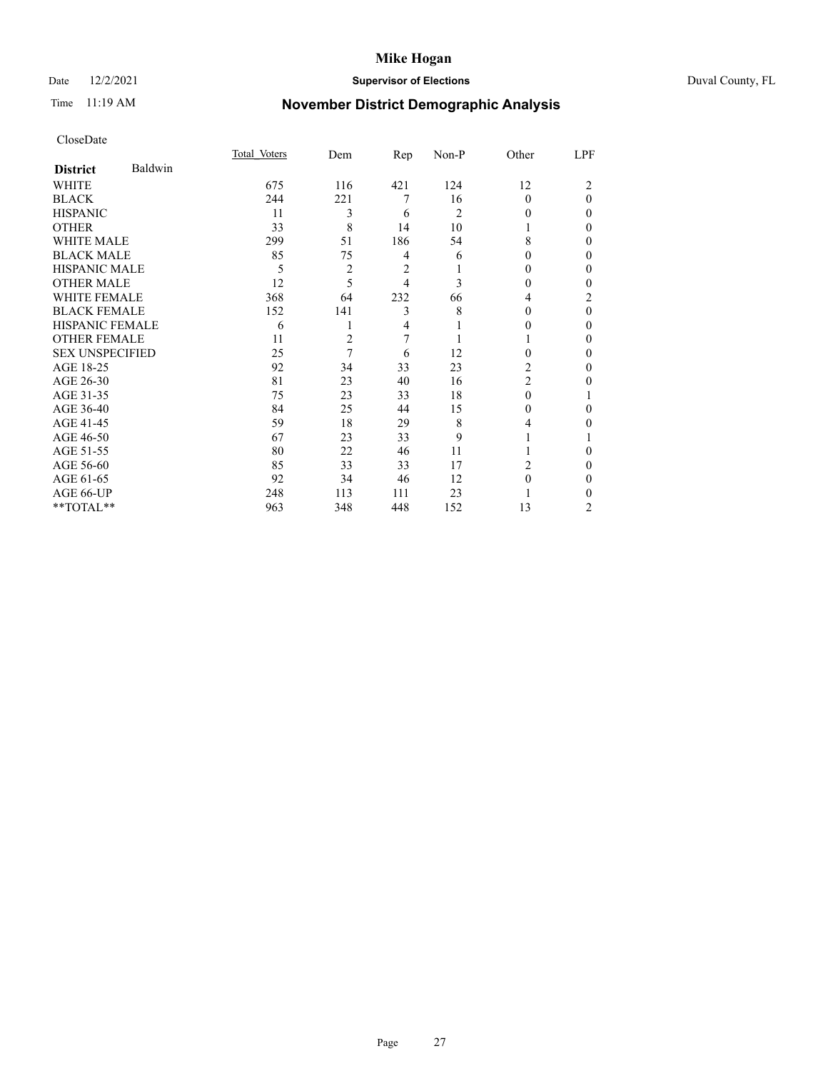# Mike Hogan

Date 12/2/2021 **Supervisor of Elections** Duval County, FL

Time 11:19 AM **November District Demographic Analysis**

CloseDate

| **District** Baldwin | Total_Voters | Dem | Rep | Non-P | Other | LPF |
|---|---|---|---|---|---|---|
| WHITE | 675 | 116 | 421 | 124 | 12 | 2 |
| BLACK | 244 | 221 | 7 | 16 | 0 | 0 |
| HISPANIC | 11 | 3 | 6 | 2 | 0 | 0 |
| OTHER | 33 | 8 | 14 | 10 | 1 | 0 |
| WHITE MALE | 299 | 51 | 186 | 54 | 8 | 0 |
| BLACK MALE | 85 | 75 | 4 | 6 | 0 | 0 |
| HISPANIC MALE | 5 | 2 | 2 | 1 | 0 | 0 |
| OTHER MALE | 12 | 5 | 4 | 3 | 0 | 0 |
| WHITE FEMALE | 368 | 64 | 232 | 66 | 4 | 2 |
| BLACK FEMALE | 152 | 141 | 3 | 8 | 0 | 0 |
| HISPANIC FEMALE | 6 | 1 | 4 | 1 | 0 | 0 |
| OTHER FEMALE | 11 | 2 | 7 | 1 | 1 | 0 |
| SEX UNSPECIFIED | 25 | 7 | 6 | 12 | 0 | 0 |
| AGE 18-25 | 92 | 34 | 33 | 23 | 2 | 0 |
| AGE 26-30 | 81 | 23 | 40 | 16 | 2 | 0 |
| AGE 31-35 | 75 | 23 | 33 | 18 | 0 | 1 |
| AGE 36-40 | 84 | 25 | 44 | 15 | 0 | 0 |
| AGE 41-45 | 59 | 18 | 29 | 8 | 4 | 0 |
| AGE 46-50 | 67 | 23 | 33 | 9 | 1 | 1 |
| AGE 51-55 | 80 | 22 | 46 | 11 | 1 | 0 |
| AGE 56-60 | 85 | 33 | 33 | 17 | 2 | 0 |
| AGE 61-65 | 92 | 34 | 46 | 12 | 0 | 0 |
| AGE 66-UP | 248 | 113 | 111 | 23 | 1 | 0 |
| **TOTAL** | 963 | 348 | 448 | 152 | 13 | 2 |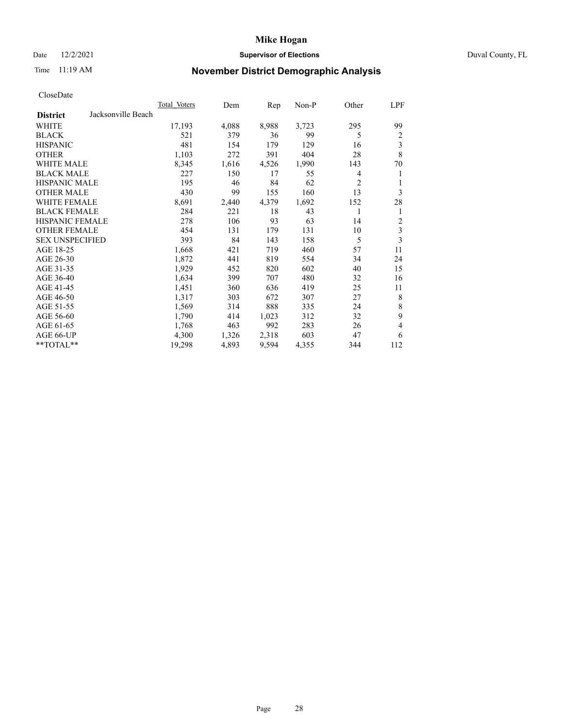# Mike Hogan

Date 12/2/2021 **Supervisor of Elections** Duval County, FL

Time 11:19 AM

## November District Demographic Analysis

CloseDate

| **District** Jacksonville Beach | Total Voters | Dem | Rep | Non-P | Other | LPF |
|---|---|---|---|---|---|---|
| WHITE | 17,193 | 4,088 | 8,988 | 3,723 | 295 | 99 |
| BLACK | 521 | 379 | 36 | 99 | 5 | 2 |
| HISPANIC | 481 | 154 | 179 | 129 | 16 | 3 |
| OTHER | 1,103 | 272 | 391 | 404 | 28 | 8 |
| WHITE MALE | 8,345 | 1,616 | 4,526 | 1,990 | 143 | 70 |
| BLACK MALE | 227 | 150 | 17 | 55 | 4 | 1 |
| HISPANIC MALE | 195 | 46 | 84 | 62 | 2 | 1 |
| OTHER MALE | 430 | 99 | 155 | 160 | 13 | 3 |
| WHITE FEMALE | 8,691 | 2,440 | 4,379 | 1,692 | 152 | 28 |
| BLACK FEMALE | 284 | 221 | 18 | 43 | 1 | 1 |
| HISPANIC FEMALE | 278 | 106 | 93 | 63 | 14 | 2 |
| OTHER FEMALE | 454 | 131 | 179 | 131 | 10 | 3 |
| SEX UNSPECIFIED | 393 | 84 | 143 | 158 | 5 | 3 |
| AGE 18-25 | 1,668 | 421 | 719 | 460 | 57 | 11 |
| AGE 26-30 | 1,872 | 441 | 819 | 554 | 34 | 24 |
| AGE 31-35 | 1,929 | 452 | 820 | 602 | 40 | 15 |
| AGE 36-40 | 1,634 | 399 | 707 | 480 | 32 | 16 |
| AGE 41-45 | 1,451 | 360 | 636 | 419 | 25 | 11 |
| AGE 46-50 | 1,317 | 303 | 672 | 307 | 27 | 8 |
| AGE 51-55 | 1,569 | 314 | 888 | 335 | 24 | 8 |
| AGE 56-60 | 1,790 | 414 | 1,023 | 312 | 32 | 9 |
| AGE 61-65 | 1,768 | 463 | 992 | 283 | 26 | 4 |
| AGE 66-UP | 4,300 | 1,326 | 2,318 | 603 | 47 | 6 |
| **TOTAL** | 19,298 | 4,893 | 9,594 | 4,355 | 344 | 112 |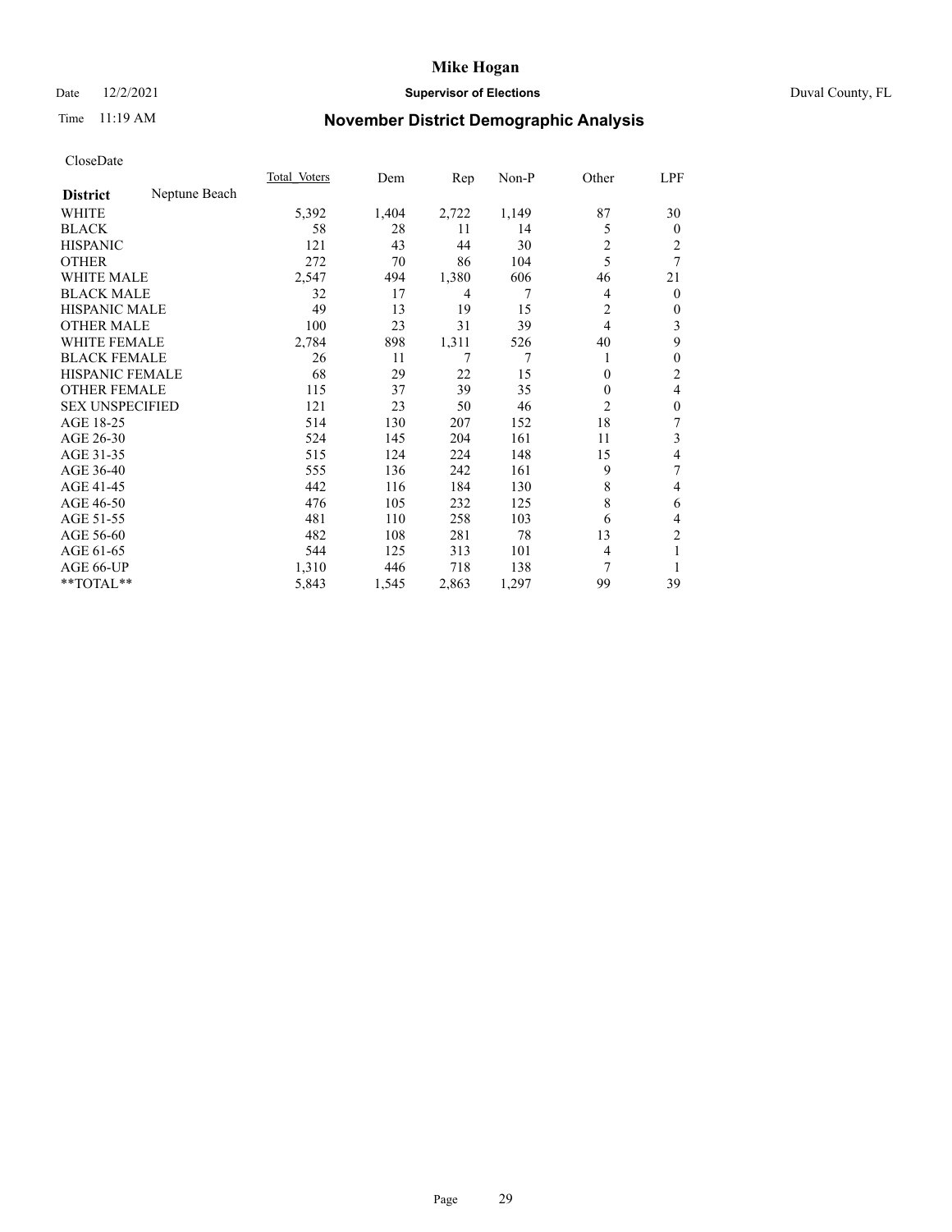# Mike Hogan

Date 12/2/2021 **Supervisor of Elections** Duval County, FL

Time 11:19 AM **November District Demographic Analysis**

CloseDate

| **District** Neptune Beach | Total Voters | Dem | Rep | Non-P | Other | LPF |
|---|---|---|---|---|---|---|
| WHITE | 5,392 | 1,404 | 2,722 | 1,149 | 87 | 30 |
| BLACK | 58 | 28 | 11 | 14 | 5 | 0 |
| HISPANIC | 121 | 43 | 44 | 30 | 2 | 2 |
| OTHER | 272 | 70 | 86 | 104 | 5 | 7 |
| WHITE MALE | 2,547 | 494 | 1,380 | 606 | 46 | 21 |
| BLACK MALE | 32 | 17 | 4 | 7 | 4 | 0 |
| HISPANIC MALE | 49 | 13 | 19 | 15 | 2 | 0 |
| OTHER MALE | 100 | 23 | 31 | 39 | 4 | 3 |
| WHITE FEMALE | 2,784 | 898 | 1,311 | 526 | 40 | 9 |
| BLACK FEMALE | 26 | 11 | 7 | 7 | 1 | 0 |
| HISPANIC FEMALE | 68 | 29 | 22 | 15 | 0 | 2 |
| OTHER FEMALE | 115 | 37 | 39 | 35 | 0 | 4 |
| SEX UNSPECIFIED | 121 | 23 | 50 | 46 | 2 | 0 |
| AGE 18-25 | 514 | 130 | 207 | 152 | 18 | 7 |
| AGE 26-30 | 524 | 145 | 204 | 161 | 11 | 3 |
| AGE 31-35 | 515 | 124 | 224 | 148 | 15 | 4 |
| AGE 36-40 | 555 | 136 | 242 | 161 | 9 | 7 |
| AGE 41-45 | 442 | 116 | 184 | 130 | 8 | 4 |
| AGE 46-50 | 476 | 105 | 232 | 125 | 8 | 6 |
| AGE 51-55 | 481 | 110 | 258 | 103 | 6 | 4 |
| AGE 56-60 | 482 | 108 | 281 | 78 | 13 | 2 |
| AGE 61-65 | 544 | 125 | 313 | 101 | 4 | 1 |
| AGE 66-UP | 1,310 | 446 | 718 | 138 | 7 | 1 |
| **TOTAL** | 5,843 | 1,545 | 2,863 | 1,297 | 99 | 39 |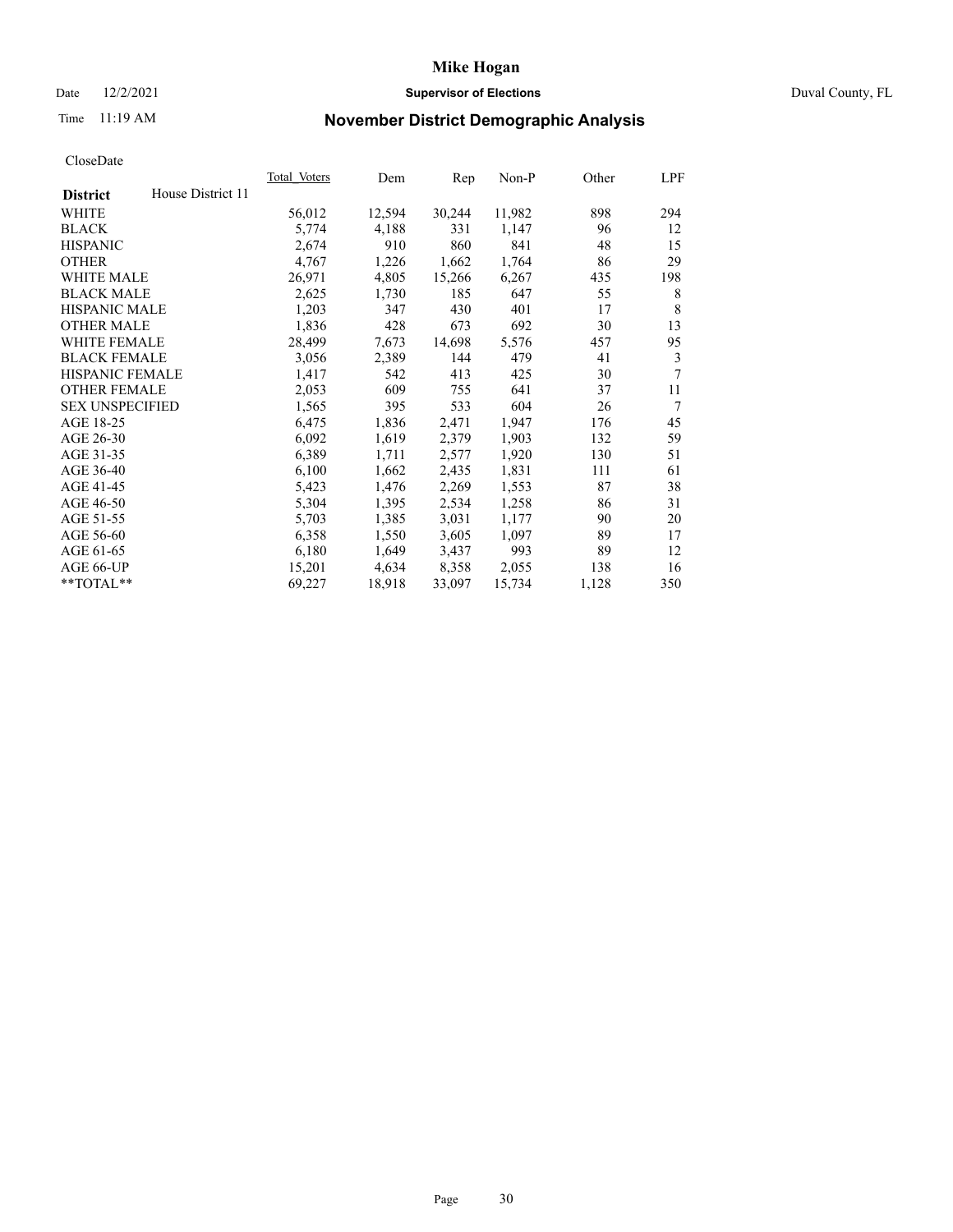# Mike Hogan

Date 12/2/2021 **Supervisor of Elections** Duval County, FL

Time 11:19 AM **November District Demographic Analysis**

CloseDate

| **District** House District 11 | Total_Voters | Dem | Rep | Non-P | Other | LPF |
|---|---|---|---|---|---|---|
| WHITE | 56,012 | 12,594 | 30,244 | 11,982 | 898 | 294 |
| BLACK | 5,774 | 4,188 | 331 | 1,147 | 96 | 12 |
| HISPANIC | 2,674 | 910 | 860 | 841 | 48 | 15 |
| OTHER | 4,767 | 1,226 | 1,662 | 1,764 | 86 | 29 |
| WHITE MALE | 26,971 | 4,805 | 15,266 | 6,267 | 435 | 198 |
| BLACK MALE | 2,625 | 1,730 | 185 | 647 | 55 | 8 |
| HISPANIC MALE | 1,203 | 347 | 430 | 401 | 17 | 8 |
| OTHER MALE | 1,836 | 428 | 673 | 692 | 30 | 13 |
| WHITE FEMALE | 28,499 | 7,673 | 14,698 | 5,576 | 457 | 95 |
| BLACK FEMALE | 3,056 | 2,389 | 144 | 479 | 41 | 3 |
| HISPANIC FEMALE | 1,417 | 542 | 413 | 425 | 30 | 7 |
| OTHER FEMALE | 2,053 | 609 | 755 | 641 | 37 | 11 |
| SEX UNSPECIFIED | 1,565 | 395 | 533 | 604 | 26 | 7 |
| AGE 18-25 | 6,475 | 1,836 | 2,471 | 1,947 | 176 | 45 |
| AGE 26-30 | 6,092 | 1,619 | 2,379 | 1,903 | 132 | 59 |
| AGE 31-35 | 6,389 | 1,711 | 2,577 | 1,920 | 130 | 51 |
| AGE 36-40 | 6,100 | 1,662 | 2,435 | 1,831 | 111 | 61 |
| AGE 41-45 | 5,423 | 1,476 | 2,269 | 1,553 | 87 | 38 |
| AGE 46-50 | 5,304 | 1,395 | 2,534 | 1,258 | 86 | 31 |
| AGE 51-55 | 5,703 | 1,385 | 3,031 | 1,177 | 90 | 20 |
| AGE 56-60 | 6,358 | 1,550 | 3,605 | 1,097 | 89 | 17 |
| AGE 61-65 | 6,180 | 1,649 | 3,437 | 993 | 89 | 12 |
| AGE 66-UP | 15,201 | 4,634 | 8,358 | 2,055 | 138 | 16 |
| **TOTAL** | 69,227 | 18,918 | 33,097 | 15,734 | 1,128 | 350 |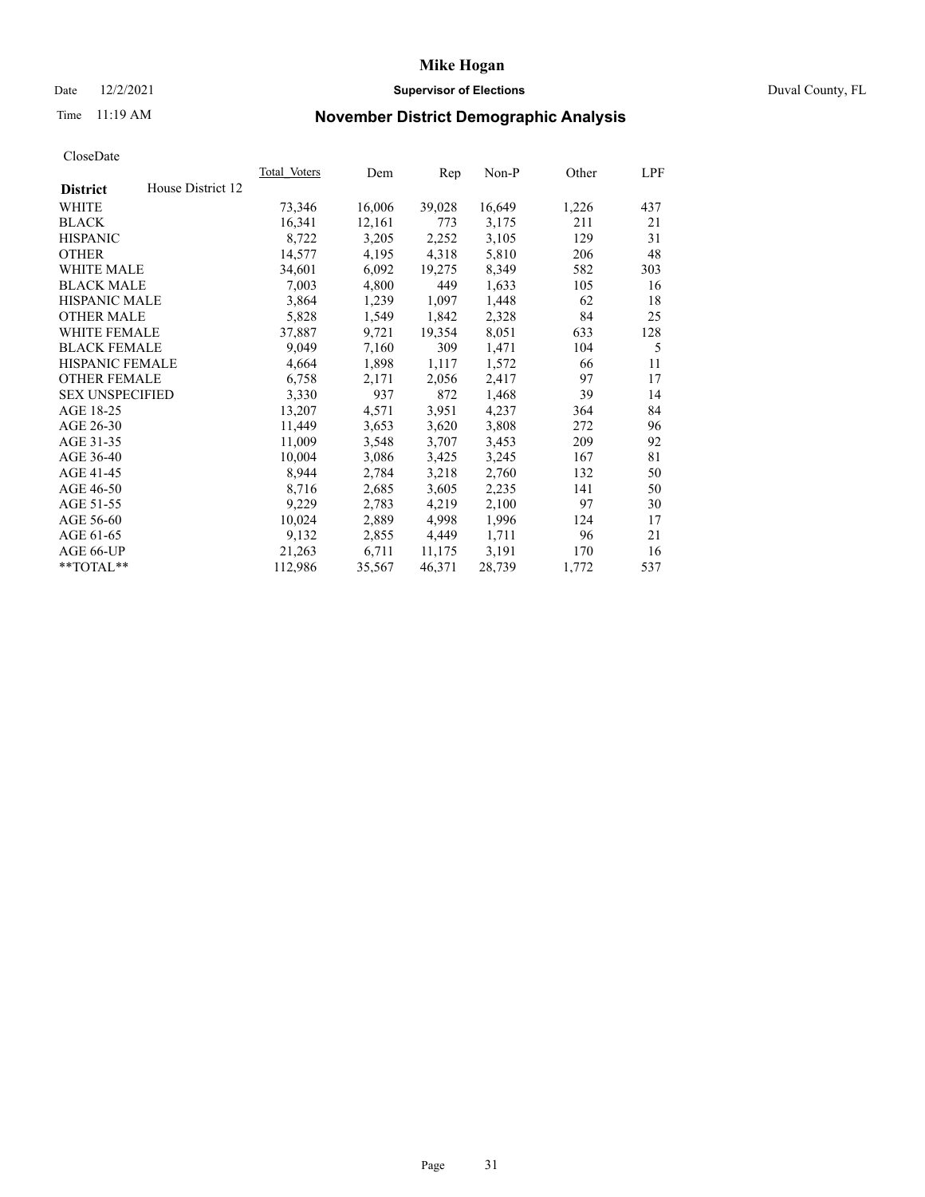**Mike Hogan**

Date 12/2/2021 **Supervisor of Elections** Duval County, FL

Time 11:19 AM

## November District Demographic Analysis

CloseDate

| **District** House District 12 | Total_Voters | Dem | Rep | Non-P | Other | LPF |
|---|---|---|---|---|---|---|
| WHITE | 73,346 | 16,006 | 39,028 | 16,649 | 1,226 | 437 |
| BLACK | 16,341 | 12,161 | 773 | 3,175 | 211 | 21 |
| HISPANIC | 8,722 | 3,205 | 2,252 | 3,105 | 129 | 31 |
| OTHER | 14,577 | 4,195 | 4,318 | 5,810 | 206 | 48 |
| WHITE MALE | 34,601 | 6,092 | 19,275 | 8,349 | 582 | 303 |
| BLACK MALE | 7,003 | 4,800 | 449 | 1,633 | 105 | 16 |
| HISPANIC MALE | 3,864 | 1,239 | 1,097 | 1,448 | 62 | 18 |
| OTHER MALE | 5,828 | 1,549 | 1,842 | 2,328 | 84 | 25 |
| WHITE FEMALE | 37,887 | 9,721 | 19,354 | 8,051 | 633 | 128 |
| BLACK FEMALE | 9,049 | 7,160 | 309 | 1,471 | 104 | 5 |
| HISPANIC FEMALE | 4,664 | 1,898 | 1,117 | 1,572 | 66 | 11 |
| OTHER FEMALE | 6,758 | 2,171 | 2,056 | 2,417 | 97 | 17 |
| SEX UNSPECIFIED | 3,330 | 937 | 872 | 1,468 | 39 | 14 |
| AGE 18-25 | 13,207 | 4,571 | 3,951 | 4,237 | 364 | 84 |
| AGE 26-30 | 11,449 | 3,653 | 3,620 | 3,808 | 272 | 96 |
| AGE 31-35 | 11,009 | 3,548 | 3,707 | 3,453 | 209 | 92 |
| AGE 36-40 | 10,004 | 3,086 | 3,425 | 3,245 | 167 | 81 |
| AGE 41-45 | 8,944 | 2,784 | 3,218 | 2,760 | 132 | 50 |
| AGE 46-50 | 8,716 | 2,685 | 3,605 | 2,235 | 141 | 50 |
| AGE 51-55 | 9,229 | 2,783 | 4,219 | 2,100 | 97 | 30 |
| AGE 56-60 | 10,024 | 2,889 | 4,998 | 1,996 | 124 | 17 |
| AGE 61-65 | 9,132 | 2,855 | 4,449 | 1,711 | 96 | 21 |
| AGE 66-UP | 21,263 | 6,711 | 11,175 | 3,191 | 170 | 16 |
| **TOTAL** | 112,986 | 35,567 | 46,371 | 28,739 | 1,772 | 537 |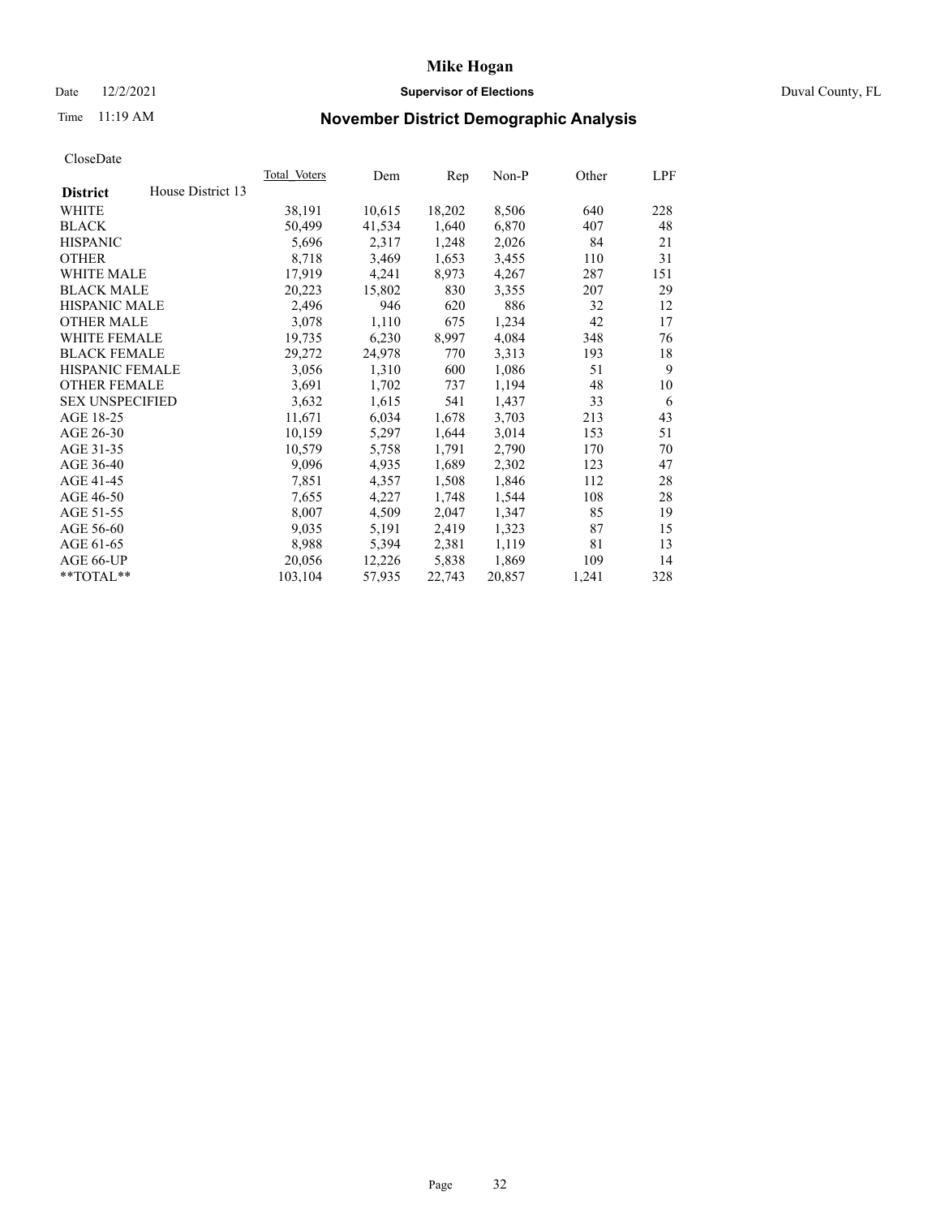# Mike Hogan

Date 12/2/2021 **Supervisor of Elections** Duval County, FL

Time 11:19 AM **November District Demographic Analysis**

CloseDate

| **District** House District 13 | Total Voters | Dem | Rep | Non-P | Other | LPF |
|---|---|---|---|---|---|---|
| WHITE | 38,191 | 10,615 | 18,202 | 8,506 | 640 | 228 |
| BLACK | 50,499 | 41,534 | 1,640 | 6,870 | 407 | 48 |
| HISPANIC | 5,696 | 2,317 | 1,248 | 2,026 | 84 | 21 |
| OTHER | 8,718 | 3,469 | 1,653 | 3,455 | 110 | 31 |
| WHITE MALE | 17,919 | 4,241 | 8,973 | 4,267 | 287 | 151 |
| BLACK MALE | 20,223 | 15,802 | 830 | 3,355 | 207 | 29 |
| HISPANIC MALE | 2,496 | 946 | 620 | 886 | 32 | 12 |
| OTHER MALE | 3,078 | 1,110 | 675 | 1,234 | 42 | 17 |
| WHITE FEMALE | 19,735 | 6,230 | 8,997 | 4,084 | 348 | 76 |
| BLACK FEMALE | 29,272 | 24,978 | 770 | 3,313 | 193 | 18 |
| HISPANIC FEMALE | 3,056 | 1,310 | 600 | 1,086 | 51 | 9 |
| OTHER FEMALE | 3,691 | 1,702 | 737 | 1,194 | 48 | 10 |
| SEX UNSPECIFIED | 3,632 | 1,615 | 541 | 1,437 | 33 | 6 |
| AGE 18-25 | 11,671 | 6,034 | 1,678 | 3,703 | 213 | 43 |
| AGE 26-30 | 10,159 | 5,297 | 1,644 | 3,014 | 153 | 51 |
| AGE 31-35 | 10,579 | 5,758 | 1,791 | 2,790 | 170 | 70 |
| AGE 36-40 | 9,096 | 4,935 | 1,689 | 2,302 | 123 | 47 |
| AGE 41-45 | 7,851 | 4,357 | 1,508 | 1,846 | 112 | 28 |
| AGE 46-50 | 7,655 | 4,227 | 1,748 | 1,544 | 108 | 28 |
| AGE 51-55 | 8,007 | 4,509 | 2,047 | 1,347 | 85 | 19 |
| AGE 56-60 | 9,035 | 5,191 | 2,419 | 1,323 | 87 | 15 |
| AGE 61-65 | 8,988 | 5,394 | 2,381 | 1,119 | 81 | 13 |
| AGE 66-UP | 20,056 | 12,226 | 5,838 | 1,869 | 109 | 14 |
| **TOTAL** | 103,104 | 57,935 | 22,743 | 20,857 | 1,241 | 328 |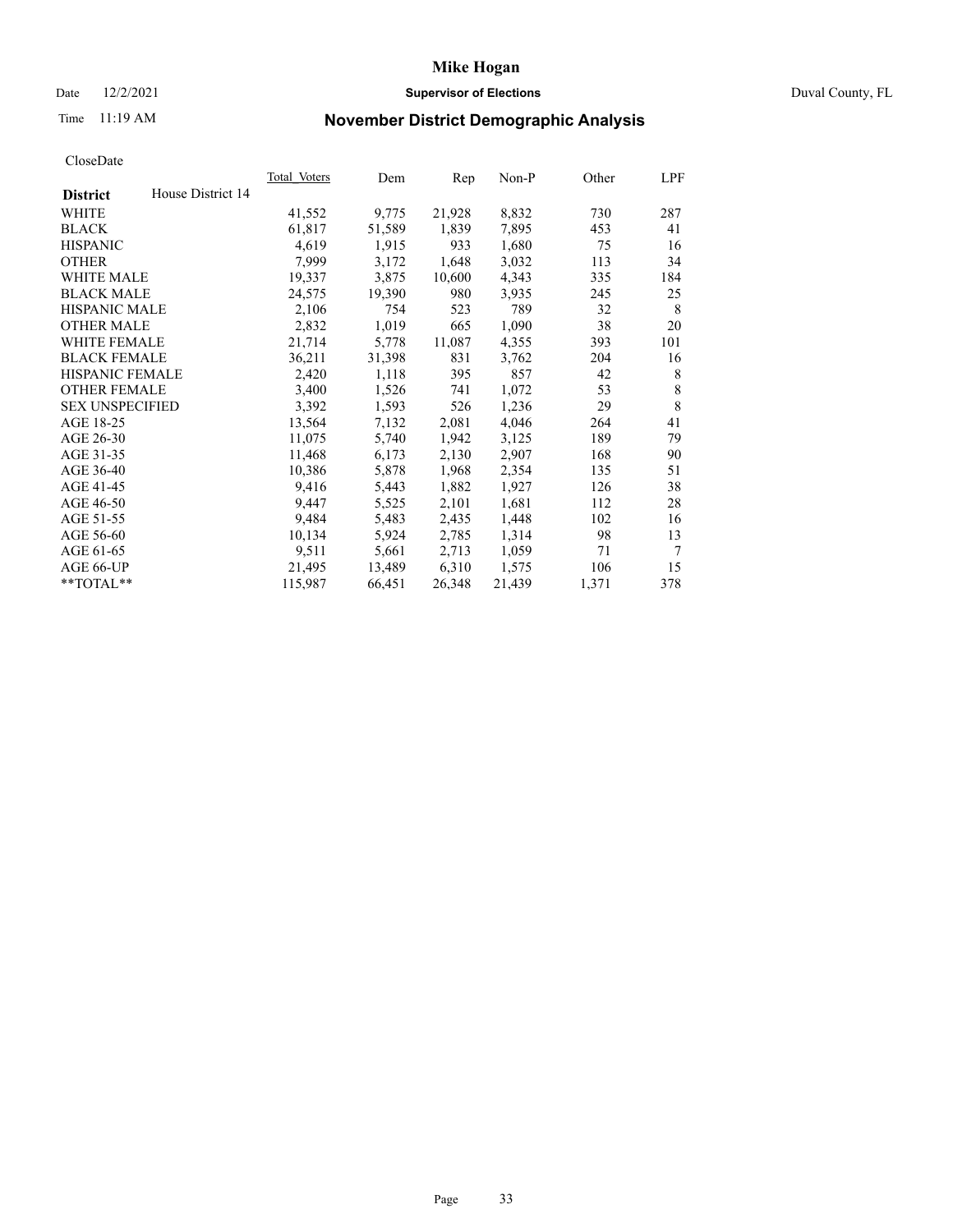# Mike Hogan

Date 12/2/2021 **Supervisor of Elections** Duval County, FL

Time 11:19 AM **November District Demographic Analysis**

CloseDate

| **District** House District 14 | Total_Voters | Dem | Rep | Non-P | Other | LPF |
|---|---|---|---|---|---|---|
| WHITE | 41,552 | 9,775 | 21,928 | 8,832 | 730 | 287 |
| BLACK | 61,817 | 51,589 | 1,839 | 7,895 | 453 | 41 |
| HISPANIC | 4,619 | 1,915 | 933 | 1,680 | 75 | 16 |
| OTHER | 7,999 | 3,172 | 1,648 | 3,032 | 113 | 34 |
| WHITE MALE | 19,337 | 3,875 | 10,600 | 4,343 | 335 | 184 |
| BLACK MALE | 24,575 | 19,390 | 980 | 3,935 | 245 | 25 |
| HISPANIC MALE | 2,106 | 754 | 523 | 789 | 32 | 8 |
| OTHER MALE | 2,832 | 1,019 | 665 | 1,090 | 38 | 20 |
| WHITE FEMALE | 21,714 | 5,778 | 11,087 | 4,355 | 393 | 101 |
| BLACK FEMALE | 36,211 | 31,398 | 831 | 3,762 | 204 | 16 |
| HISPANIC FEMALE | 2,420 | 1,118 | 395 | 857 | 42 | 8 |
| OTHER FEMALE | 3,400 | 1,526 | 741 | 1,072 | 53 | 8 |
| SEX UNSPECIFIED | 3,392 | 1,593 | 526 | 1,236 | 29 | 8 |
| AGE 18-25 | 13,564 | 7,132 | 2,081 | 4,046 | 264 | 41 |
| AGE 26-30 | 11,075 | 5,740 | 1,942 | 3,125 | 189 | 79 |
| AGE 31-35 | 11,468 | 6,173 | 2,130 | 2,907 | 168 | 90 |
| AGE 36-40 | 10,386 | 5,878 | 1,968 | 2,354 | 135 | 51 |
| AGE 41-45 | 9,416 | 5,443 | 1,882 | 1,927 | 126 | 38 |
| AGE 46-50 | 9,447 | 5,525 | 2,101 | 1,681 | 112 | 28 |
| AGE 51-55 | 9,484 | 5,483 | 2,435 | 1,448 | 102 | 16 |
| AGE 56-60 | 10,134 | 5,924 | 2,785 | 1,314 | 98 | 13 |
| AGE 61-65 | 9,511 | 5,661 | 2,713 | 1,059 | 71 | 7 |
| AGE 66-UP | 21,495 | 13,489 | 6,310 | 1,575 | 106 | 15 |
| **TOTAL** | 115,987 | 66,451 | 26,348 | 21,439 | 1,371 | 378 |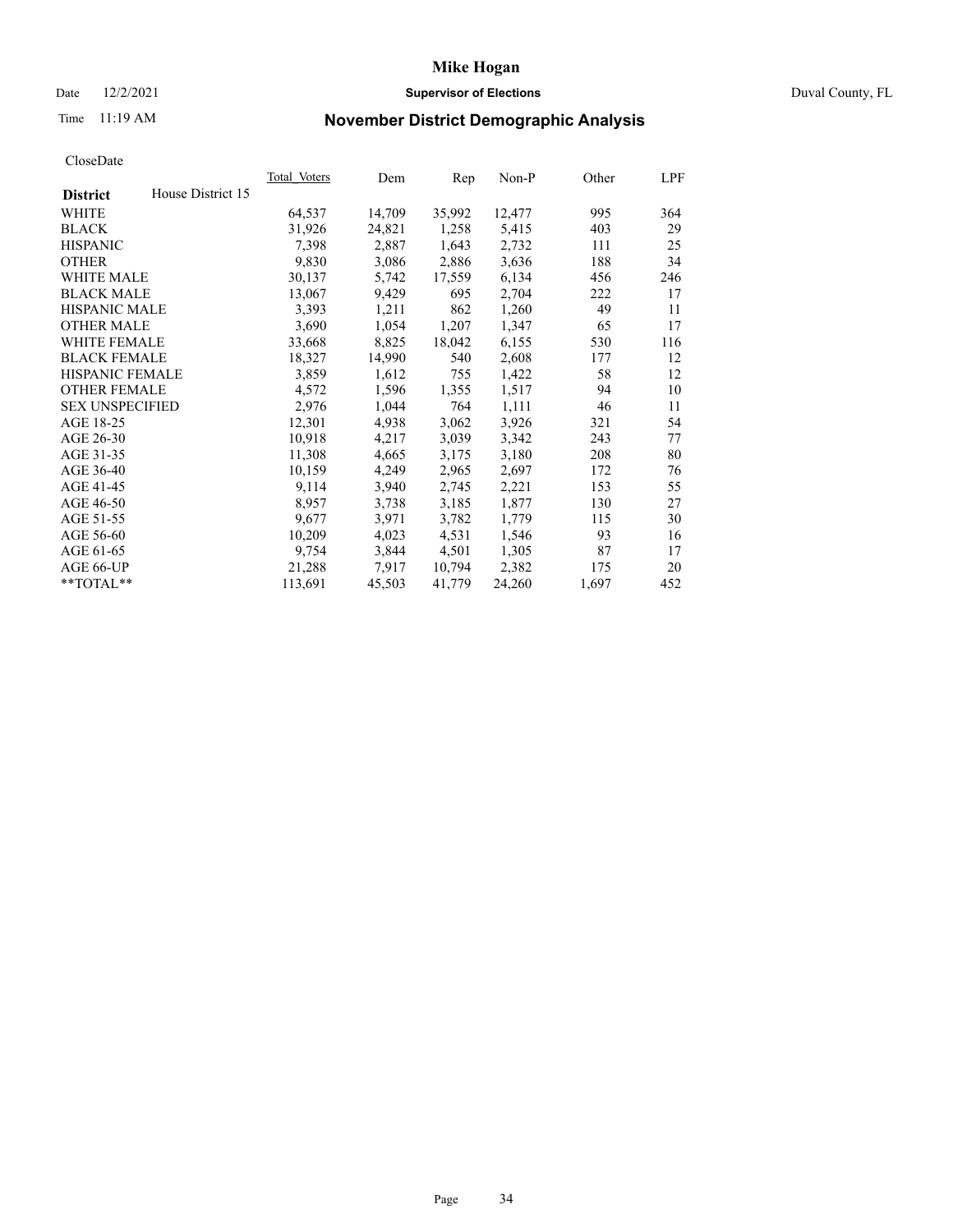# Mike Hogan

Date 12/2/2021 **Supervisor of Elections** Duval County, FL

Time 11:19 AM **November District Demographic Analysis**

CloseDate

| **District** House District 15 | Total Voters | Dem | Rep | Non-P | Other | LPF |
|---|---|---|---|---|---|---|
| WHITE | 64,537 | 14,709 | 35,992 | 12,477 | 995 | 364 |
| BLACK | 31,926 | 24,821 | 1,258 | 5,415 | 403 | 29 |
| HISPANIC | 7,398 | 2,887 | 1,643 | 2,732 | 111 | 25 |
| OTHER | 9,830 | 3,086 | 2,886 | 3,636 | 188 | 34 |
| WHITE MALE | 30,137 | 5,742 | 17,559 | 6,134 | 456 | 246 |
| BLACK MALE | 13,067 | 9,429 | 695 | 2,704 | 222 | 17 |
| HISPANIC MALE | 3,393 | 1,211 | 862 | 1,260 | 49 | 11 |
| OTHER MALE | 3,690 | 1,054 | 1,207 | 1,347 | 65 | 17 |
| WHITE FEMALE | 33,668 | 8,825 | 18,042 | 6,155 | 530 | 116 |
| BLACK FEMALE | 18,327 | 14,990 | 540 | 2,608 | 177 | 12 |
| HISPANIC FEMALE | 3,859 | 1,612 | 755 | 1,422 | 58 | 12 |
| OTHER FEMALE | 4,572 | 1,596 | 1,355 | 1,517 | 94 | 10 |
| SEX UNSPECIFIED | 2,976 | 1,044 | 764 | 1,111 | 46 | 11 |
| AGE 18-25 | 12,301 | 4,938 | 3,062 | 3,926 | 321 | 54 |
| AGE 26-30 | 10,918 | 4,217 | 3,039 | 3,342 | 243 | 77 |
| AGE 31-35 | 11,308 | 4,665 | 3,175 | 3,180 | 208 | 80 |
| AGE 36-40 | 10,159 | 4,249 | 2,965 | 2,697 | 172 | 76 |
| AGE 41-45 | 9,114 | 3,940 | 2,745 | 2,221 | 153 | 55 |
| AGE 46-50 | 8,957 | 3,738 | 3,185 | 1,877 | 130 | 27 |
| AGE 51-55 | 9,677 | 3,971 | 3,782 | 1,779 | 115 | 30 |
| AGE 56-60 | 10,209 | 4,023 | 4,531 | 1,546 | 93 | 16 |
| AGE 61-65 | 9,754 | 3,844 | 4,501 | 1,305 | 87 | 17 |
| AGE 66-UP | 21,288 | 7,917 | 10,794 | 2,382 | 175 | 20 |
| **TOTAL** | 113,691 | 45,503 | 41,779 | 24,260 | 1,697 | 452 |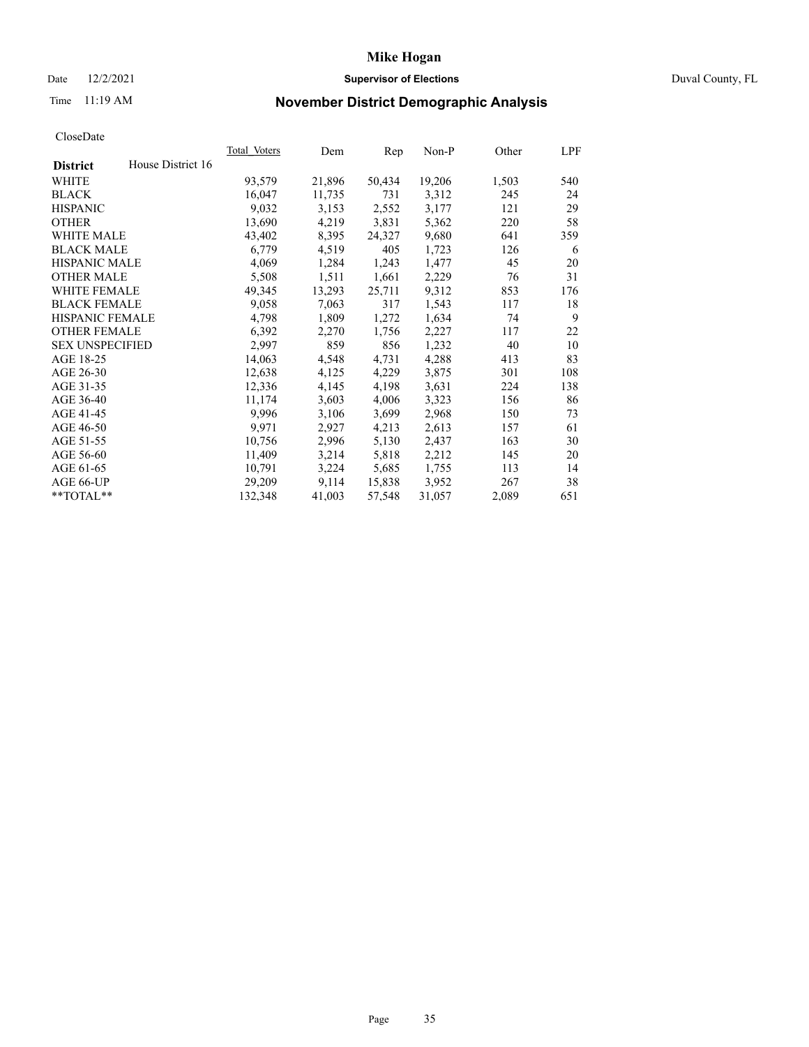Date 12/2/2021 **Supervisor of Elections** Duval County, FL

Time 11:19 AM **November District Demographic Analysis**

# Mike Hogan

CloseDate

| **District** House District 16 | Total Voters | Dem | Rep | Non-P | Other | LPF |
|---|---|---|---|---|---|---|
| WHITE | 93,579 | 21,896 | 50,434 | 19,206 | 1,503 | 540 |
| BLACK | 16,047 | 11,735 | 731 | 3,312 | 245 | 24 |
| HISPANIC | 9,032 | 3,153 | 2,552 | 3,177 | 121 | 29 |
| OTHER | 13,690 | 4,219 | 3,831 | 5,362 | 220 | 58 |
| WHITE MALE | 43,402 | 8,395 | 24,327 | 9,680 | 641 | 359 |
| BLACK MALE | 6,779 | 4,519 | 405 | 1,723 | 126 | 6 |
| HISPANIC MALE | 4,069 | 1,284 | 1,243 | 1,477 | 45 | 20 |
| OTHER MALE | 5,508 | 1,511 | 1,661 | 2,229 | 76 | 31 |
| WHITE FEMALE | 49,345 | 13,293 | 25,711 | 9,312 | 853 | 176 |
| BLACK FEMALE | 9,058 | 7,063 | 317 | 1,543 | 117 | 18 |
| HISPANIC FEMALE | 4,798 | 1,809 | 1,272 | 1,634 | 74 | 9 |
| OTHER FEMALE | 6,392 | 2,270 | 1,756 | 2,227 | 117 | 22 |
| SEX UNSPECIFIED | 2,997 | 859 | 856 | 1,232 | 40 | 10 |
| AGE 18-25 | 14,063 | 4,548 | 4,731 | 4,288 | 413 | 83 |
| AGE 26-30 | 12,638 | 4,125 | 4,229 | 3,875 | 301 | 108 |
| AGE 31-35 | 12,336 | 4,145 | 4,198 | 3,631 | 224 | 138 |
| AGE 36-40 | 11,174 | 3,603 | 4,006 | 3,323 | 156 | 86 |
| AGE 41-45 | 9,996 | 3,106 | 3,699 | 2,968 | 150 | 73 |
| AGE 46-50 | 9,971 | 2,927 | 4,213 | 2,613 | 157 | 61 |
| AGE 51-55 | 10,756 | 2,996 | 5,130 | 2,437 | 163 | 30 |
| AGE 56-60 | 11,409 | 3,214 | 5,818 | 2,212 | 145 | 20 |
| AGE 61-65 | 10,791 | 3,224 | 5,685 | 1,755 | 113 | 14 |
| AGE 66-UP | 29,209 | 9,114 | 15,838 | 3,952 | 267 | 38 |
| **TOTAL** | 132,348 | 41,003 | 57,548 | 31,057 | 2,089 | 651 |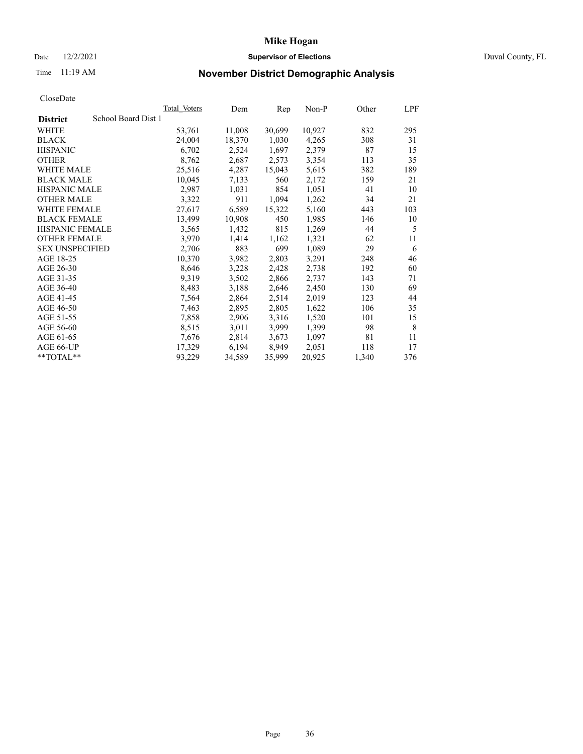# Mike Hogan

Date 12/2/2021 **Supervisor of Elections** Duval County, FL

Time 11:19 AM **November District Demographic Analysis**

CloseDate

| **District** School Board Dist 1 | Total Voters | Dem | Rep | Non-P | Other | LPF |
|---|---|---|---|---|---|---|
| WHITE | 53,761 | 11,008 | 30,699 | 10,927 | 832 | 295 |
| BLACK | 24,004 | 18,370 | 1,030 | 4,265 | 308 | 31 |
| HISPANIC | 6,702 | 2,524 | 1,697 | 2,379 | 87 | 15 |
| OTHER | 8,762 | 2,687 | 2,573 | 3,354 | 113 | 35 |
| WHITE MALE | 25,516 | 4,287 | 15,043 | 5,615 | 382 | 189 |
| BLACK MALE | 10,045 | 7,133 | 560 | 2,172 | 159 | 21 |
| HISPANIC MALE | 2,987 | 1,031 | 854 | 1,051 | 41 | 10 |
| OTHER MALE | 3,322 | 911 | 1,094 | 1,262 | 34 | 21 |
| WHITE FEMALE | 27,617 | 6,589 | 15,322 | 5,160 | 443 | 103 |
| BLACK FEMALE | 13,499 | 10,908 | 450 | 1,985 | 146 | 10 |
| HISPANIC FEMALE | 3,565 | 1,432 | 815 | 1,269 | 44 | 5 |
| OTHER FEMALE | 3,970 | 1,414 | 1,162 | 1,321 | 62 | 11 |
| SEX UNSPECIFIED | 2,706 | 883 | 699 | 1,089 | 29 | 6 |
| AGE 18-25 | 10,370 | 3,982 | 2,803 | 3,291 | 248 | 46 |
| AGE 26-30 | 8,646 | 3,228 | 2,428 | 2,738 | 192 | 60 |
| AGE 31-35 | 9,319 | 3,502 | 2,866 | 2,737 | 143 | 71 |
| AGE 36-40 | 8,483 | 3,188 | 2,646 | 2,450 | 130 | 69 |
| AGE 41-45 | 7,564 | 2,864 | 2,514 | 2,019 | 123 | 44 |
| AGE 46-50 | 7,463 | 2,895 | 2,805 | 1,622 | 106 | 35 |
| AGE 51-55 | 7,858 | 2,906 | 3,316 | 1,520 | 101 | 15 |
| AGE 56-60 | 8,515 | 3,011 | 3,999 | 1,399 | 98 | 8 |
| AGE 61-65 | 7,676 | 2,814 | 3,673 | 1,097 | 81 | 11 |
| AGE 66-UP | 17,329 | 6,194 | 8,949 | 2,051 | 118 | 17 |
| **TOTAL** | 93,229 | 34,589 | 35,999 | 20,925 | 1,340 | 376 |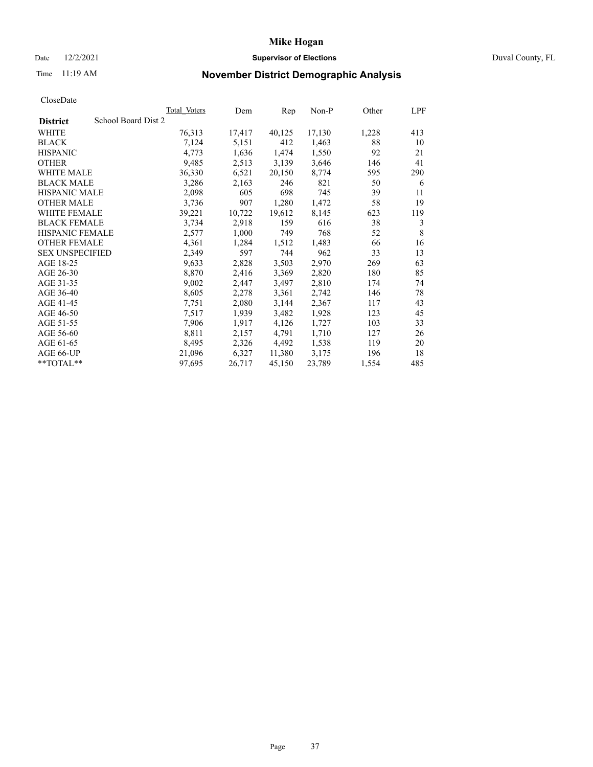CloseDate

| District | School Board Dist 2 | Total_Voters | Dem | Rep | Non-P | Other | LPF |
|---|---|---|---|---|---|---|---|
| WHITE | | 76,313 | 17,417 | 40,125 | 17,130 | 1,228 | 413 |
| BLACK | | 7,124 | 5,151 | 412 | 1,463 | 88 | 10 |
| HISPANIC | | 4,773 | 1,636 | 1,474 | 1,550 | 92 | 21 |
| OTHER | | 9,485 | 2,513 | 3,139 | 3,646 | 146 | 41 |
| WHITE MALE | | 36,330 | 6,521 | 20,150 | 8,774 | 595 | 290 |
| BLACK MALE | | 3,286 | 2,163 | 246 | 821 | 50 | 6 |
| HISPANIC MALE | | 2,098 | 605 | 698 | 745 | 39 | 11 |
| OTHER MALE | | 3,736 | 907 | 1,280 | 1,472 | 58 | 19 |
| WHITE FEMALE | | 39,221 | 10,722 | 19,612 | 8,145 | 623 | 119 |
| BLACK FEMALE | | 3,734 | 2,918 | 159 | 616 | 38 | 3 |
| HISPANIC FEMALE | | 2,577 | 1,000 | 749 | 768 | 52 | 8 |
| OTHER FEMALE | | 4,361 | 1,284 | 1,512 | 1,483 | 66 | 16 |
| SEX UNSPECIFIED | | 2,349 | 597 | 744 | 962 | 33 | 13 |
| AGE 18-25 | | 9,633 | 2,828 | 3,503 | 2,970 | 269 | 63 |
| AGE 26-30 | | 8,870 | 2,416 | 3,369 | 2,820 | 180 | 85 |
| AGE 31-35 | | 9,002 | 2,447 | 3,497 | 2,810 | 174 | 74 |
| AGE 36-40 | | 8,605 | 2,278 | 3,361 | 2,742 | 146 | 78 |
| AGE 41-45 | | 7,751 | 2,080 | 3,144 | 2,367 | 117 | 43 |
| AGE 46-50 | | 7,517 | 1,939 | 3,482 | 1,928 | 123 | 45 |
| AGE 51-55 | | 7,906 | 1,917 | 4,126 | 1,727 | 103 | 33 |
| AGE 56-60 | | 8,811 | 2,157 | 4,791 | 1,710 | 127 | 26 |
| AGE 61-65 | | 8,495 | 2,326 | 4,492 | 1,538 | 119 | 20 |
| AGE 66-UP | | 21,096 | 6,327 | 11,380 | 3,175 | 196 | 18 |
| **TOTAL** | | 97,695 | 26,717 | 45,150 | 23,789 | 1,554 | 485 |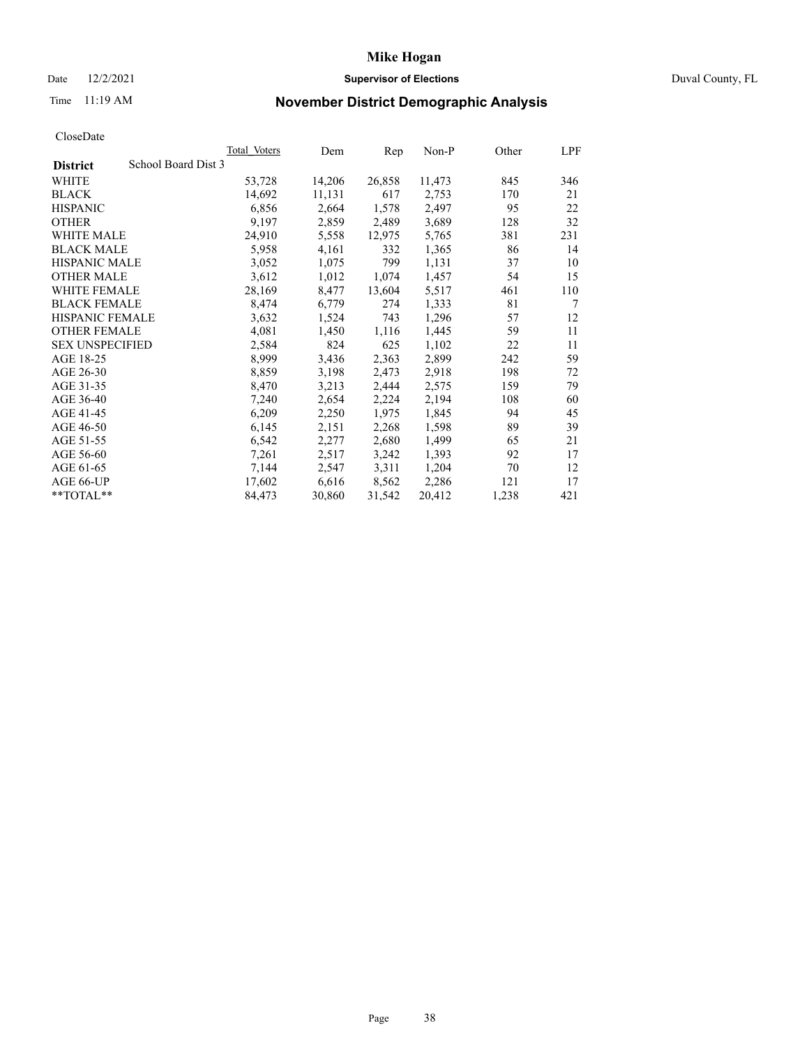# Mike Hogan

Date 12/2/2021 **Supervisor of Elections** Duval County, FL

Time 11:19 AM **November District Demographic Analysis**

CloseDate

| **District** School Board Dist 3 | Total Voters | Dem | Rep | Non-P | Other | LPF |
|---|---|---|---|---|---|---|
| WHITE | 53,728 | 14,206 | 26,858 | 11,473 | 845 | 346 |
| BLACK | 14,692 | 11,131 | 617 | 2,753 | 170 | 21 |
| HISPANIC | 6,856 | 2,664 | 1,578 | 2,497 | 95 | 22 |
| OTHER | 9,197 | 2,859 | 2,489 | 3,689 | 128 | 32 |
| WHITE MALE | 24,910 | 5,558 | 12,975 | 5,765 | 381 | 231 |
| BLACK MALE | 5,958 | 4,161 | 332 | 1,365 | 86 | 14 |
| HISPANIC MALE | 3,052 | 1,075 | 799 | 1,131 | 37 | 10 |
| OTHER MALE | 3,612 | 1,012 | 1,074 | 1,457 | 54 | 15 |
| WHITE FEMALE | 28,169 | 8,477 | 13,604 | 5,517 | 461 | 110 |
| BLACK FEMALE | 8,474 | 6,779 | 274 | 1,333 | 81 | 7 |
| HISPANIC FEMALE | 3,632 | 1,524 | 743 | 1,296 | 57 | 12 |
| OTHER FEMALE | 4,081 | 1,450 | 1,116 | 1,445 | 59 | 11 |
| SEX UNSPECIFIED | 2,584 | 824 | 625 | 1,102 | 22 | 11 |
| AGE 18-25 | 8,999 | 3,436 | 2,363 | 2,899 | 242 | 59 |
| AGE 26-30 | 8,859 | 3,198 | 2,473 | 2,918 | 198 | 72 |
| AGE 31-35 | 8,470 | 3,213 | 2,444 | 2,575 | 159 | 79 |
| AGE 36-40 | 7,240 | 2,654 | 2,224 | 2,194 | 108 | 60 |
| AGE 41-45 | 6,209 | 2,250 | 1,975 | 1,845 | 94 | 45 |
| AGE 46-50 | 6,145 | 2,151 | 2,268 | 1,598 | 89 | 39 |
| AGE 51-55 | 6,542 | 2,277 | 2,680 | 1,499 | 65 | 21 |
| AGE 56-60 | 7,261 | 2,517 | 3,242 | 1,393 | 92 | 17 |
| AGE 61-65 | 7,144 | 2,547 | 3,311 | 1,204 | 70 | 12 |
| AGE 66-UP | 17,602 | 6,616 | 8,562 | 2,286 | 121 | 17 |
| **TOTAL** | 84,473 | 30,860 | 31,542 | 20,412 | 1,238 | 421 |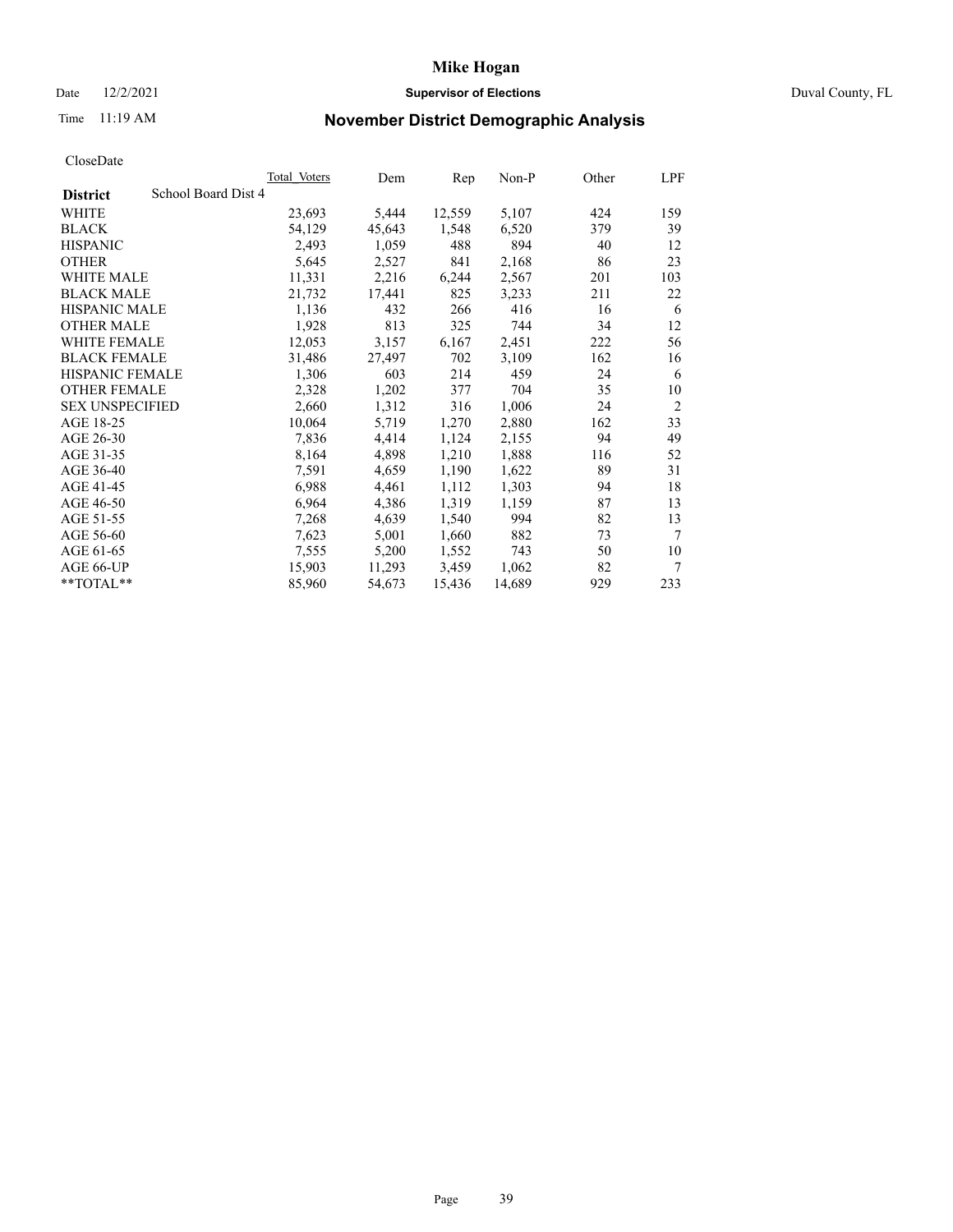# Mike Hogan

Date 12/2/2021 **Supervisor of Elections** Duval County, FL

Time 11:19 AM **November District Demographic Analysis**

CloseDate

| | Total Voters | Dem | Rep | Non-P | Other | LPF |
|---|---|---|---|---|---|---|
| **District** School Board Dist 4 | | | | | | |
| WHITE | 23,693 | 5,444 | 12,559 | 5,107 | 424 | 159 |
| BLACK | 54,129 | 45,643 | 1,548 | 6,520 | 379 | 39 |
| HISPANIC | 2,493 | 1,059 | 488 | 894 | 40 | 12 |
| OTHER | 5,645 | 2,527 | 841 | 2,168 | 86 | 23 |
| WHITE MALE | 11,331 | 2,216 | 6,244 | 2,567 | 201 | 103 |
| BLACK MALE | 21,732 | 17,441 | 825 | 3,233 | 211 | 22 |
| HISPANIC MALE | 1,136 | 432 | 266 | 416 | 16 | 6 |
| OTHER MALE | 1,928 | 813 | 325 | 744 | 34 | 12 |
| WHITE FEMALE | 12,053 | 3,157 | 6,167 | 2,451 | 222 | 56 |
| BLACK FEMALE | 31,486 | 27,497 | 702 | 3,109 | 162 | 16 |
| HISPANIC FEMALE | 1,306 | 603 | 214 | 459 | 24 | 6 |
| OTHER FEMALE | 2,328 | 1,202 | 377 | 704 | 35 | 10 |
| SEX UNSPECIFIED | 2,660 | 1,312 | 316 | 1,006 | 24 | 2 |
| AGE 18-25 | 10,064 | 5,719 | 1,270 | 2,880 | 162 | 33 |
| AGE 26-30 | 7,836 | 4,414 | 1,124 | 2,155 | 94 | 49 |
| AGE 31-35 | 8,164 | 4,898 | 1,210 | 1,888 | 116 | 52 |
| AGE 36-40 | 7,591 | 4,659 | 1,190 | 1,622 | 89 | 31 |
| AGE 41-45 | 6,988 | 4,461 | 1,112 | 1,303 | 94 | 18 |
| AGE 46-50 | 6,964 | 4,386 | 1,319 | 1,159 | 87 | 13 |
| AGE 51-55 | 7,268 | 4,639 | 1,540 | 994 | 82 | 13 |
| AGE 56-60 | 7,623 | 5,001 | 1,660 | 882 | 73 | 7 |
| AGE 61-65 | 7,555 | 5,200 | 1,552 | 743 | 50 | 10 |
| AGE 66-UP | 15,903 | 11,293 | 3,459 | 1,062 | 82 | 7 |
| **TOTAL** | 85,960 | 54,673 | 15,436 | 14,689 | 929 | 233 |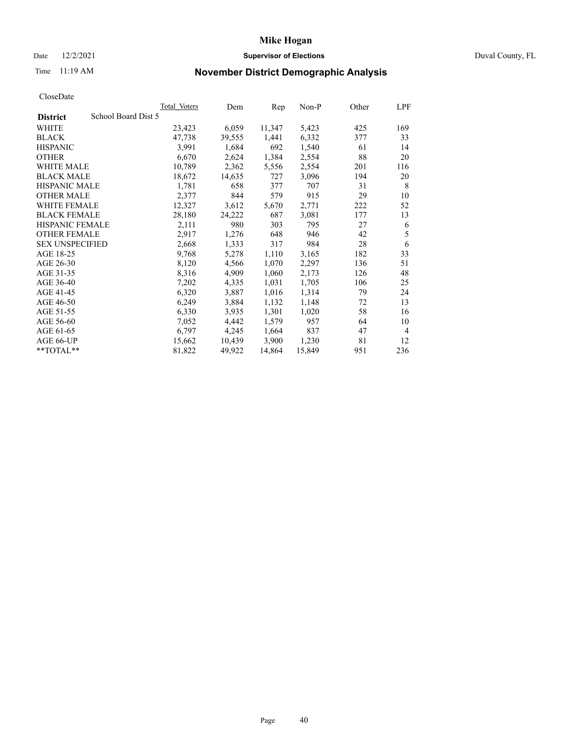CloseDate

| District | School Board Dist 5 | Total Voters | Dem | Rep | Non-P | Other | LPF |
|---|---|---|---|---|---|---|---|
| WHITE | | 23,423 | 6,059 | 11,347 | 5,423 | 425 | 169 |
| BLACK | | 47,738 | 39,555 | 1,441 | 6,332 | 377 | 33 |
| HISPANIC | | 3,991 | 1,684 | 692 | 1,540 | 61 | 14 |
| OTHER | | 6,670 | 2,624 | 1,384 | 2,554 | 88 | 20 |
| WHITE MALE | | 10,789 | 2,362 | 5,556 | 2,554 | 201 | 116 |
| BLACK MALE | | 18,672 | 14,635 | 727 | 3,096 | 194 | 20 |
| HISPANIC MALE | | 1,781 | 658 | 377 | 707 | 31 | 8 |
| OTHER MALE | | 2,377 | 844 | 579 | 915 | 29 | 10 |
| WHITE FEMALE | | 12,327 | 3,612 | 5,670 | 2,771 | 222 | 52 |
| BLACK FEMALE | | 28,180 | 24,222 | 687 | 3,081 | 177 | 13 |
| HISPANIC FEMALE | | 2,111 | 980 | 303 | 795 | 27 | 6 |
| OTHER FEMALE | | 2,917 | 1,276 | 648 | 946 | 42 | 5 |
| SEX UNSPECIFIED | | 2,668 | 1,333 | 317 | 984 | 28 | 6 |
| AGE 18-25 | | 9,768 | 5,278 | 1,110 | 3,165 | 182 | 33 |
| AGE 26-30 | | 8,120 | 4,566 | 1,070 | 2,297 | 136 | 51 |
| AGE 31-35 | | 8,316 | 4,909 | 1,060 | 2,173 | 126 | 48 |
| AGE 36-40 | | 7,202 | 4,335 | 1,031 | 1,705 | 106 | 25 |
| AGE 41-45 | | 6,320 | 3,887 | 1,016 | 1,314 | 79 | 24 |
| AGE 46-50 | | 6,249 | 3,884 | 1,132 | 1,148 | 72 | 13 |
| AGE 51-55 | | 6,330 | 3,935 | 1,301 | 1,020 | 58 | 16 |
| AGE 56-60 | | 7,052 | 4,442 | 1,579 | 957 | 64 | 10 |
| AGE 61-65 | | 6,797 | 4,245 | 1,664 | 837 | 47 | 4 |
| AGE 66-UP | | 15,662 | 10,439 | 3,900 | 1,230 | 81 | 12 |
| **TOTAL** | | 81,822 | 49,922 | 14,864 | 15,849 | 951 | 236 |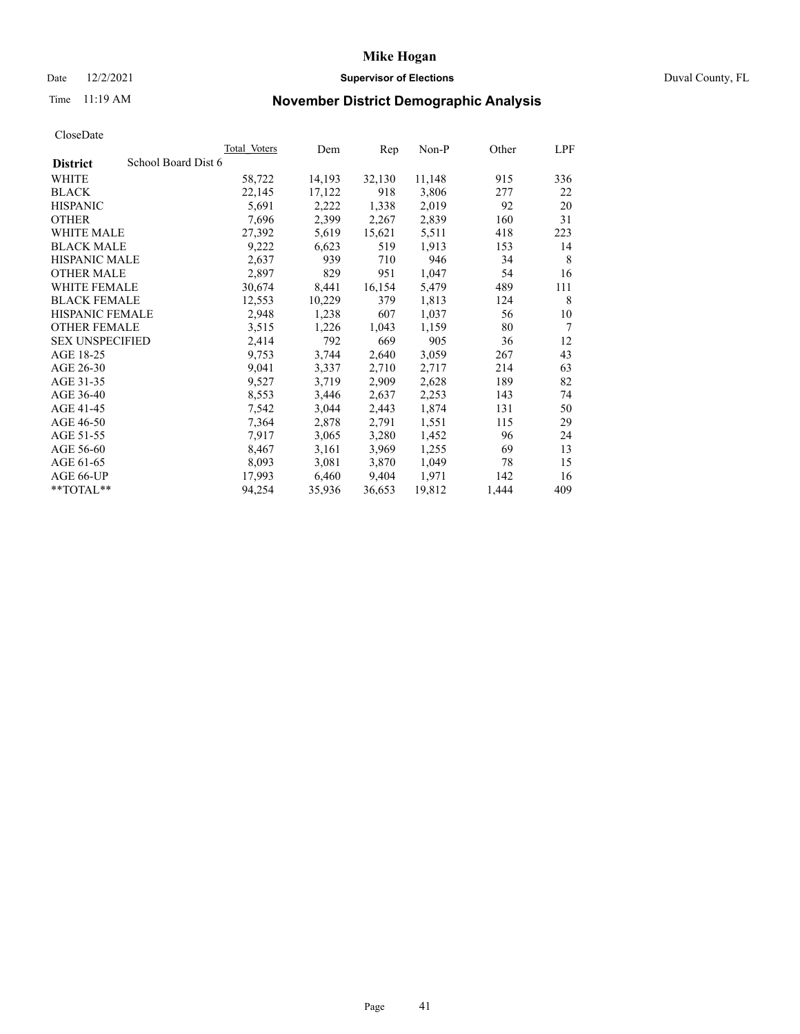**Mike Hogan**

Date 12/2/2021 **Supervisor of Elections** Duval County, FL

Time 11:19 AM **November District Demographic Analysis**

CloseDate

| **District** School Board Dist 6 | Total Voters | Dem | Rep | Non-P | Other | LPF |
|---|---|---|---|---|---|---|
| WHITE | 58,722 | 14,193 | 32,130 | 11,148 | 915 | 336 |
| BLACK | 22,145 | 17,122 | 918 | 3,806 | 277 | 22 |
| HISPANIC | 5,691 | 2,222 | 1,338 | 2,019 | 92 | 20 |
| OTHER | 7,696 | 2,399 | 2,267 | 2,839 | 160 | 31 |
| WHITE MALE | 27,392 | 5,619 | 15,621 | 5,511 | 418 | 223 |
| BLACK MALE | 9,222 | 6,623 | 519 | 1,913 | 153 | 14 |
| HISPANIC MALE | 2,637 | 939 | 710 | 946 | 34 | 8 |
| OTHER MALE | 2,897 | 829 | 951 | 1,047 | 54 | 16 |
| WHITE FEMALE | 30,674 | 8,441 | 16,154 | 5,479 | 489 | 111 |
| BLACK FEMALE | 12,553 | 10,229 | 379 | 1,813 | 124 | 8 |
| HISPANIC FEMALE | 2,948 | 1,238 | 607 | 1,037 | 56 | 10 |
| OTHER FEMALE | 3,515 | 1,226 | 1,043 | 1,159 | 80 | 7 |
| SEX UNSPECIFIED | 2,414 | 792 | 669 | 905 | 36 | 12 |
| AGE 18-25 | 9,753 | 3,744 | 2,640 | 3,059 | 267 | 43 |
| AGE 26-30 | 9,041 | 3,337 | 2,710 | 2,717 | 214 | 63 |
| AGE 31-35 | 9,527 | 3,719 | 2,909 | 2,628 | 189 | 82 |
| AGE 36-40 | 8,553 | 3,446 | 2,637 | 2,253 | 143 | 74 |
| AGE 41-45 | 7,542 | 3,044 | 2,443 | 1,874 | 131 | 50 |
| AGE 46-50 | 7,364 | 2,878 | 2,791 | 1,551 | 115 | 29 |
| AGE 51-55 | 7,917 | 3,065 | 3,280 | 1,452 | 96 | 24 |
| AGE 56-60 | 8,467 | 3,161 | 3,969 | 1,255 | 69 | 13 |
| AGE 61-65 | 8,093 | 3,081 | 3,870 | 1,049 | 78 | 15 |
| AGE 66-UP | 17,993 | 6,460 | 9,404 | 1,971 | 142 | 16 |
| **TOTAL** | 94,254 | 35,936 | 36,653 | 19,812 | 1,444 | 409 |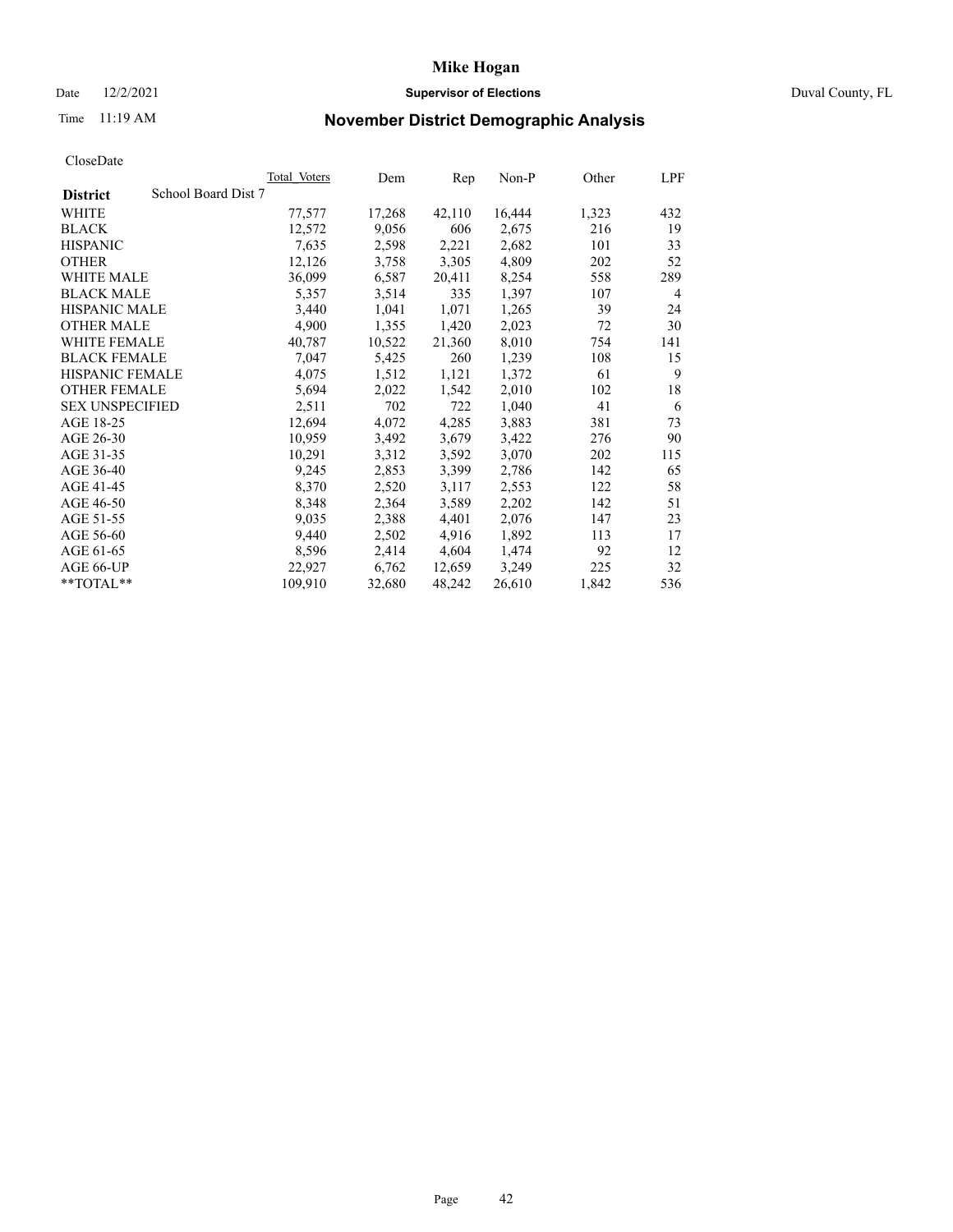# Mike Hogan

Date 12/2/2021 **Supervisor of Elections** Duval County, FL

Time 11:19 AM **November District Demographic Analysis**

CloseDate

| District | School Board Dist 7 | Total_Voters | Dem | Rep | Non-P | Other | LPF |
|---|---|---|---|---|---|---|---|
| WHITE | | 77,577 | 17,268 | 42,110 | 16,444 | 1,323 | 432 |
| BLACK | | 12,572 | 9,056 | 606 | 2,675 | 216 | 19 |
| HISPANIC | | 7,635 | 2,598 | 2,221 | 2,682 | 101 | 33 |
| OTHER | | 12,126 | 3,758 | 3,305 | 4,809 | 202 | 52 |
| WHITE MALE | | 36,099 | 6,587 | 20,411 | 8,254 | 558 | 289 |
| BLACK MALE | | 5,357 | 3,514 | 335 | 1,397 | 107 | 4 |
| HISPANIC MALE | | 3,440 | 1,041 | 1,071 | 1,265 | 39 | 24 |
| OTHER MALE | | 4,900 | 1,355 | 1,420 | 2,023 | 72 | 30 |
| WHITE FEMALE | | 40,787 | 10,522 | 21,360 | 8,010 | 754 | 141 |
| BLACK FEMALE | | 7,047 | 5,425 | 260 | 1,239 | 108 | 15 |
| HISPANIC FEMALE | | 4,075 | 1,512 | 1,121 | 1,372 | 61 | 9 |
| OTHER FEMALE | | 5,694 | 2,022 | 1,542 | 2,010 | 102 | 18 |
| SEX UNSPECIFIED | | 2,511 | 702 | 722 | 1,040 | 41 | 6 |
| AGE 18-25 | | 12,694 | 4,072 | 4,285 | 3,883 | 381 | 73 |
| AGE 26-30 | | 10,959 | 3,492 | 3,679 | 3,422 | 276 | 90 |
| AGE 31-35 | | 10,291 | 3,312 | 3,592 | 3,070 | 202 | 115 |
| AGE 36-40 | | 9,245 | 2,853 | 3,399 | 2,786 | 142 | 65 |
| AGE 41-45 | | 8,370 | 2,520 | 3,117 | 2,553 | 122 | 58 |
| AGE 46-50 | | 8,348 | 2,364 | 3,589 | 2,202 | 142 | 51 |
| AGE 51-55 | | 9,035 | 2,388 | 4,401 | 2,076 | 147 | 23 |
| AGE 56-60 | | 9,440 | 2,502 | 4,916 | 1,892 | 113 | 17 |
| AGE 61-65 | | 8,596 | 2,414 | 4,604 | 1,474 | 92 | 12 |
| AGE 66-UP | | 22,927 | 6,762 | 12,659 | 3,249 | 225 | 32 |
| **TOTAL** | | 109,910 | 32,680 | 48,242 | 26,610 | 1,842 | 536 |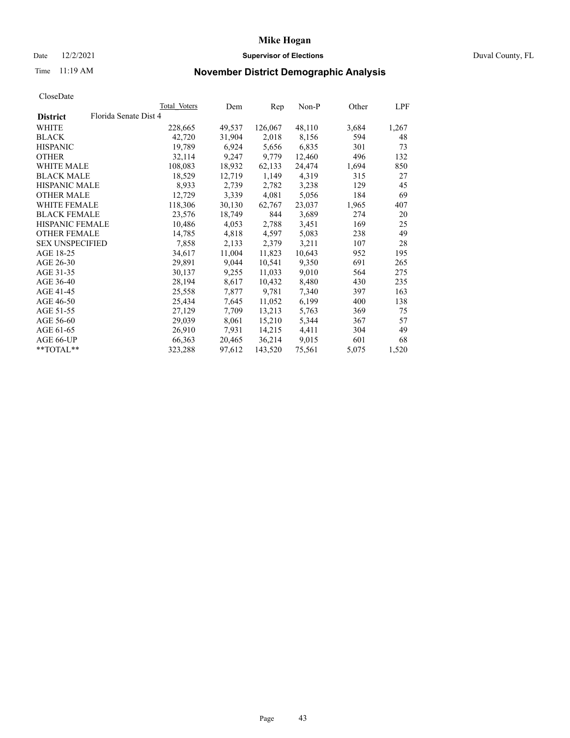# Mike Hogan

Date 12/2/2021 **Supervisor of Elections** Duval County, FL

Time 11:19 AM **November District Demographic Analysis**

CloseDate

| **District** Florida Senate Dist 4 | Total Voters | Dem | Rep | Non-P | Other | LPF |
|---|---|---|---|---|---|---|
| WHITE | 228,665 | 49,537 | 126,067 | 48,110 | 3,684 | 1,267 |
| BLACK | 42,720 | 31,904 | 2,018 | 8,156 | 594 | 48 |
| HISPANIC | 19,789 | 6,924 | 5,656 | 6,835 | 301 | 73 |
| OTHER | 32,114 | 9,247 | 9,779 | 12,460 | 496 | 132 |
| WHITE MALE | 108,083 | 18,932 | 62,133 | 24,474 | 1,694 | 850 |
| BLACK MALE | 18,529 | 12,719 | 1,149 | 4,319 | 315 | 27 |
| HISPANIC MALE | 8,933 | 2,739 | 2,782 | 3,238 | 129 | 45 |
| OTHER MALE | 12,729 | 3,339 | 4,081 | 5,056 | 184 | 69 |
| WHITE FEMALE | 118,306 | 30,130 | 62,767 | 23,037 | 1,965 | 407 |
| BLACK FEMALE | 23,576 | 18,749 | 844 | 3,689 | 274 | 20 |
| HISPANIC FEMALE | 10,486 | 4,053 | 2,788 | 3,451 | 169 | 25 |
| OTHER FEMALE | 14,785 | 4,818 | 4,597 | 5,083 | 238 | 49 |
| SEX UNSPECIFIED | 7,858 | 2,133 | 2,379 | 3,211 | 107 | 28 |
| AGE 18-25 | 34,617 | 11,004 | 11,823 | 10,643 | 952 | 195 |
| AGE 26-30 | 29,891 | 9,044 | 10,541 | 9,350 | 691 | 265 |
| AGE 31-35 | 30,137 | 9,255 | 11,033 | 9,010 | 564 | 275 |
| AGE 36-40 | 28,194 | 8,617 | 10,432 | 8,480 | 430 | 235 |
| AGE 41-45 | 25,558 | 7,877 | 9,781 | 7,340 | 397 | 163 |
| AGE 46-50 | 25,434 | 7,645 | 11,052 | 6,199 | 400 | 138 |
| AGE 51-55 | 27,129 | 7,709 | 13,213 | 5,763 | 369 | 75 |
| AGE 56-60 | 29,039 | 8,061 | 15,210 | 5,344 | 367 | 57 |
| AGE 61-65 | 26,910 | 7,931 | 14,215 | 4,411 | 304 | 49 |
| AGE 66-UP | 66,363 | 20,465 | 36,214 | 9,015 | 601 | 68 |
| **TOTAL** | 323,288 | 97,612 | 143,520 | 75,561 | 5,075 | 1,520 |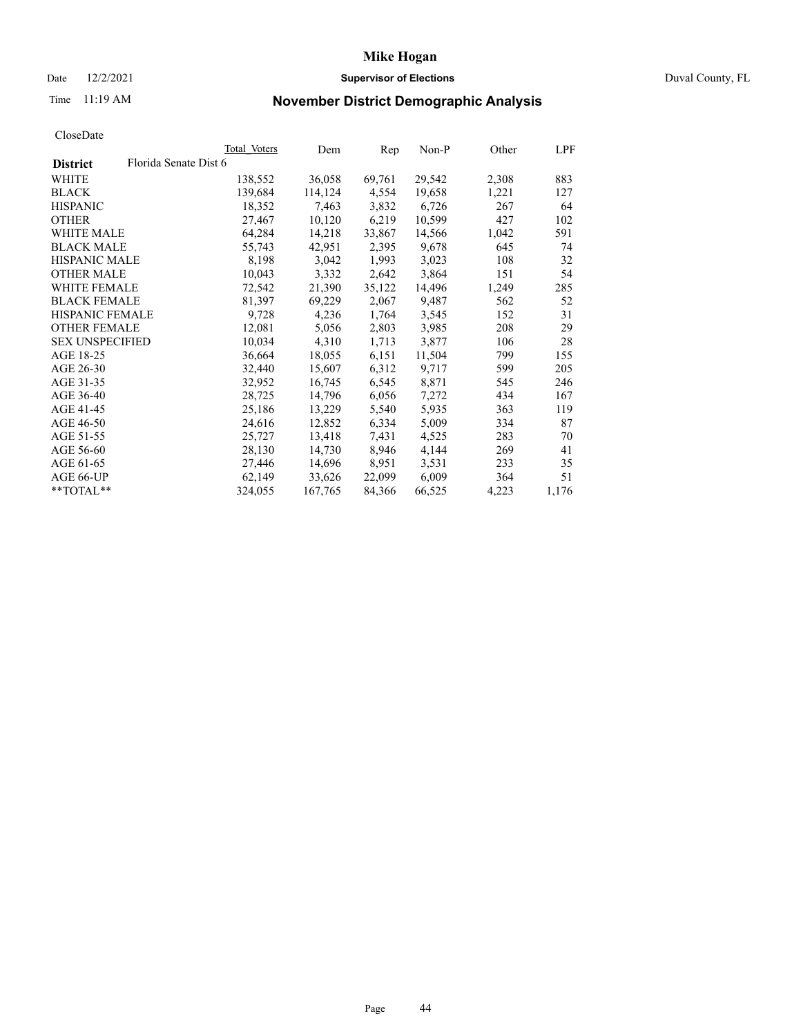# Mike Hogan

Date 12/2/2021 **Supervisor of Elections** Duval County, FL

Time 11:19 AM **November District Demographic Analysis**

CloseDate

| District | Florida Senate Dist 6 | Total Voters | Dem | Rep | Non-P | Other | LPF |
|---|---|---|---|---|---|---|---|
| WHITE | | 138,552 | 36,058 | 69,761 | 29,542 | 2,308 | 883 |
| BLACK | | 139,684 | 114,124 | 4,554 | 19,658 | 1,221 | 127 |
| HISPANIC | | 18,352 | 7,463 | 3,832 | 6,726 | 267 | 64 |
| OTHER | | 27,467 | 10,120 | 6,219 | 10,599 | 427 | 102 |
| WHITE MALE | | 64,284 | 14,218 | 33,867 | 14,566 | 1,042 | 591 |
| BLACK MALE | | 55,743 | 42,951 | 2,395 | 9,678 | 645 | 74 |
| HISPANIC MALE | | 8,198 | 3,042 | 1,993 | 3,023 | 108 | 32 |
| OTHER MALE | | 10,043 | 3,332 | 2,642 | 3,864 | 151 | 54 |
| WHITE FEMALE | | 72,542 | 21,390 | 35,122 | 14,496 | 1,249 | 285 |
| BLACK FEMALE | | 81,397 | 69,229 | 2,067 | 9,487 | 562 | 52 |
| HISPANIC FEMALE | | 9,728 | 4,236 | 1,764 | 3,545 | 152 | 31 |
| OTHER FEMALE | | 12,081 | 5,056 | 2,803 | 3,985 | 208 | 29 |
| SEX UNSPECIFIED | | 10,034 | 4,310 | 1,713 | 3,877 | 106 | 28 |
| AGE 18-25 | | 36,664 | 18,055 | 6,151 | 11,504 | 799 | 155 |
| AGE 26-30 | | 32,440 | 15,607 | 6,312 | 9,717 | 599 | 205 |
| AGE 31-35 | | 32,952 | 16,745 | 6,545 | 8,871 | 545 | 246 |
| AGE 36-40 | | 28,725 | 14,796 | 6,056 | 7,272 | 434 | 167 |
| AGE 41-45 | | 25,186 | 13,229 | 5,540 | 5,935 | 363 | 119 |
| AGE 46-50 | | 24,616 | 12,852 | 6,334 | 5,009 | 334 | 87 |
| AGE 51-55 | | 25,727 | 13,418 | 7,431 | 4,525 | 283 | 70 |
| AGE 56-60 | | 28,130 | 14,730 | 8,946 | 4,144 | 269 | 41 |
| AGE 61-65 | | 27,446 | 14,696 | 8,951 | 3,531 | 233 | 35 |
| AGE 66-UP | | 62,149 | 33,626 | 22,099 | 6,009 | 364 | 51 |
| **TOTAL** | | 324,055 | 167,765 | 84,366 | 66,525 | 4,223 | 1,176 |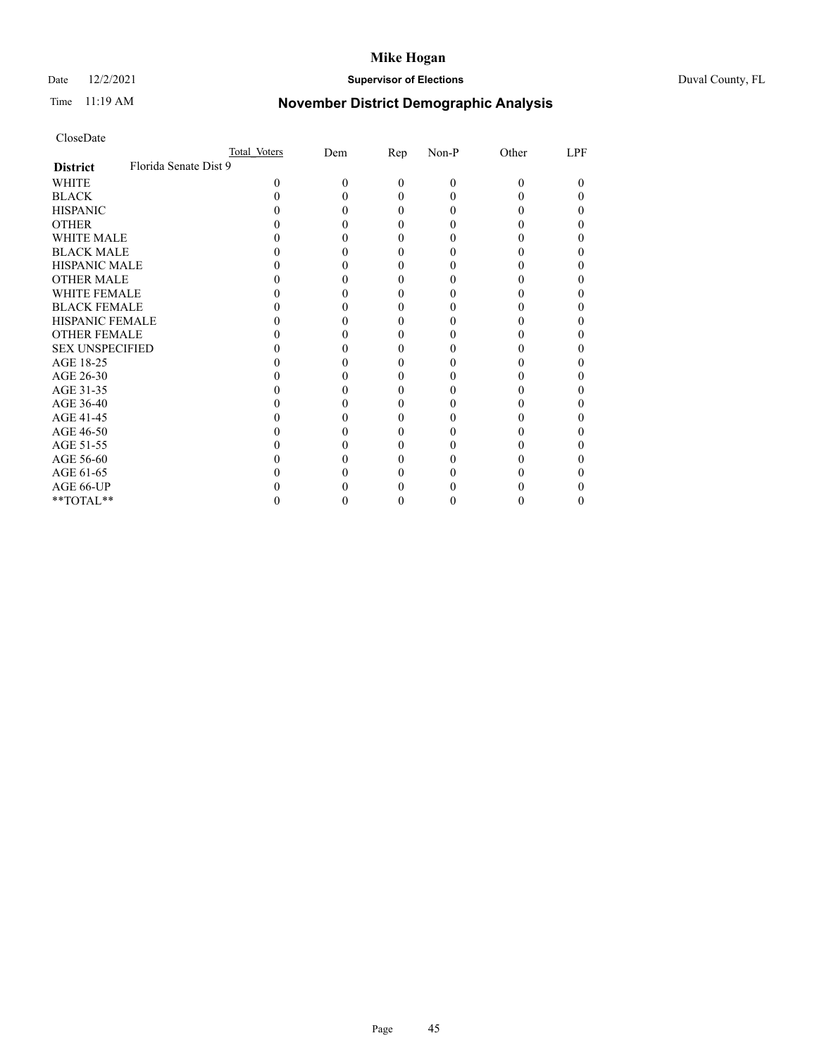# Mike Hogan

Date 12/2/2021 **Supervisor of Elections** Duval County, FL

Time 11:19 AM

## November District Demographic Analysis

CloseDate

| | Total Voters | Dem | Rep | Non-P | Other | LPF |
|---|---|---|---|---|---|---|
| **District** Florida Senate Dist 9 | | | | | | |
| WHITE | 0 | 0 | 0 | 0 | 0 | 0 |
| BLACK | 0 | 0 | 0 | 0 | 0 | 0 |
| HISPANIC | 0 | 0 | 0 | 0 | 0 | 0 |
| OTHER | 0 | 0 | 0 | 0 | 0 | 0 |
| WHITE MALE | 0 | 0 | 0 | 0 | 0 | 0 |
| BLACK MALE | 0 | 0 | 0 | 0 | 0 | 0 |
| HISPANIC MALE | 0 | 0 | 0 | 0 | 0 | 0 |
| OTHER MALE | 0 | 0 | 0 | 0 | 0 | 0 |
| WHITE FEMALE | 0 | 0 | 0 | 0 | 0 | 0 |
| BLACK FEMALE | 0 | 0 | 0 | 0 | 0 | 0 |
| HISPANIC FEMALE | 0 | 0 | 0 | 0 | 0 | 0 |
| OTHER FEMALE | 0 | 0 | 0 | 0 | 0 | 0 |
| SEX UNSPECIFIED | 0 | 0 | 0 | 0 | 0 | 0 |
| AGE 18-25 | 0 | 0 | 0 | 0 | 0 | 0 |
| AGE 26-30 | 0 | 0 | 0 | 0 | 0 | 0 |
| AGE 31-35 | 0 | 0 | 0 | 0 | 0 | 0 |
| AGE 36-40 | 0 | 0 | 0 | 0 | 0 | 0 |
| AGE 41-45 | 0 | 0 | 0 | 0 | 0 | 0 |
| AGE 46-50 | 0 | 0 | 0 | 0 | 0 | 0 |
| AGE 51-55 | 0 | 0 | 0 | 0 | 0 | 0 |
| AGE 56-60 | 0 | 0 | 0 | 0 | 0 | 0 |
| AGE 61-65 | 0 | 0 | 0 | 0 | 0 | 0 |
| AGE 66-UP | 0 | 0 | 0 | 0 | 0 | 0 |
| **TOTAL** | 0 | 0 | 0 | 0 | 0 | 0 |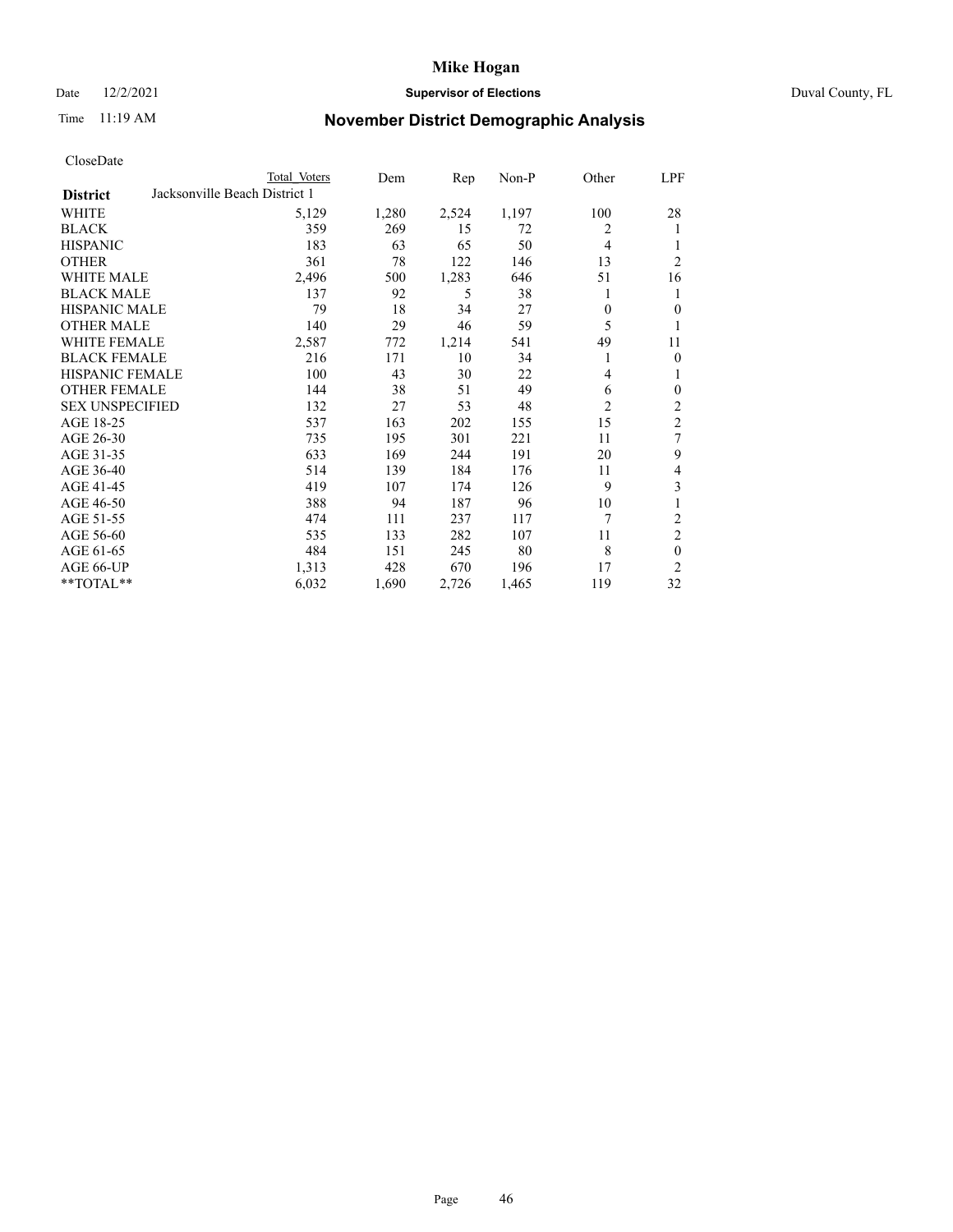**Mike Hogan**

Date 12/2/2021 **Supervisor of Elections** Duval County, FL

Time 11:19 AM

## November District Demographic Analysis

CloseDate

| District | Total Voters | Dem | Rep | Non-P | Other | LPF |
|---|---|---|---|---|---|---|
| Jacksonville Beach District 1 | | | | | | |
| WHITE | 5,129 | 1,280 | 2,524 | 1,197 | 100 | 28 |
| BLACK | 359 | 269 | 15 | 72 | 2 | 1 |
| HISPANIC | 183 | 63 | 65 | 50 | 4 | 1 |
| OTHER | 361 | 78 | 122 | 146 | 13 | 2 |
| WHITE MALE | 2,496 | 500 | 1,283 | 646 | 51 | 16 |
| BLACK MALE | 137 | 92 | 5 | 38 | 1 | 1 |
| HISPANIC MALE | 79 | 18 | 34 | 27 | 0 | 0 |
| OTHER MALE | 140 | 29 | 46 | 59 | 5 | 1 |
| WHITE FEMALE | 2,587 | 772 | 1,214 | 541 | 49 | 11 |
| BLACK FEMALE | 216 | 171 | 10 | 34 | 1 | 0 |
| HISPANIC FEMALE | 100 | 43 | 30 | 22 | 4 | 1 |
| OTHER FEMALE | 144 | 38 | 51 | 49 | 6 | 0 |
| SEX UNSPECIFIED | 132 | 27 | 53 | 48 | 2 | 2 |
| AGE 18-25 | 537 | 163 | 202 | 155 | 15 | 2 |
| AGE 26-30 | 735 | 195 | 301 | 221 | 11 | 7 |
| AGE 31-35 | 633 | 169 | 244 | 191 | 20 | 9 |
| AGE 36-40 | 514 | 139 | 184 | 176 | 11 | 4 |
| AGE 41-45 | 419 | 107 | 174 | 126 | 9 | 3 |
| AGE 46-50 | 388 | 94 | 187 | 96 | 10 | 1 |
| AGE 51-55 | 474 | 111 | 237 | 117 | 7 | 2 |
| AGE 56-60 | 535 | 133 | 282 | 107 | 11 | 2 |
| AGE 61-65 | 484 | 151 | 245 | 80 | 8 | 0 |
| AGE 66-UP | 1,313 | 428 | 670 | 196 | 17 | 2 |
| **TOTAL** | 6,032 | 1,690 | 2,726 | 1,465 | 119 | 32 |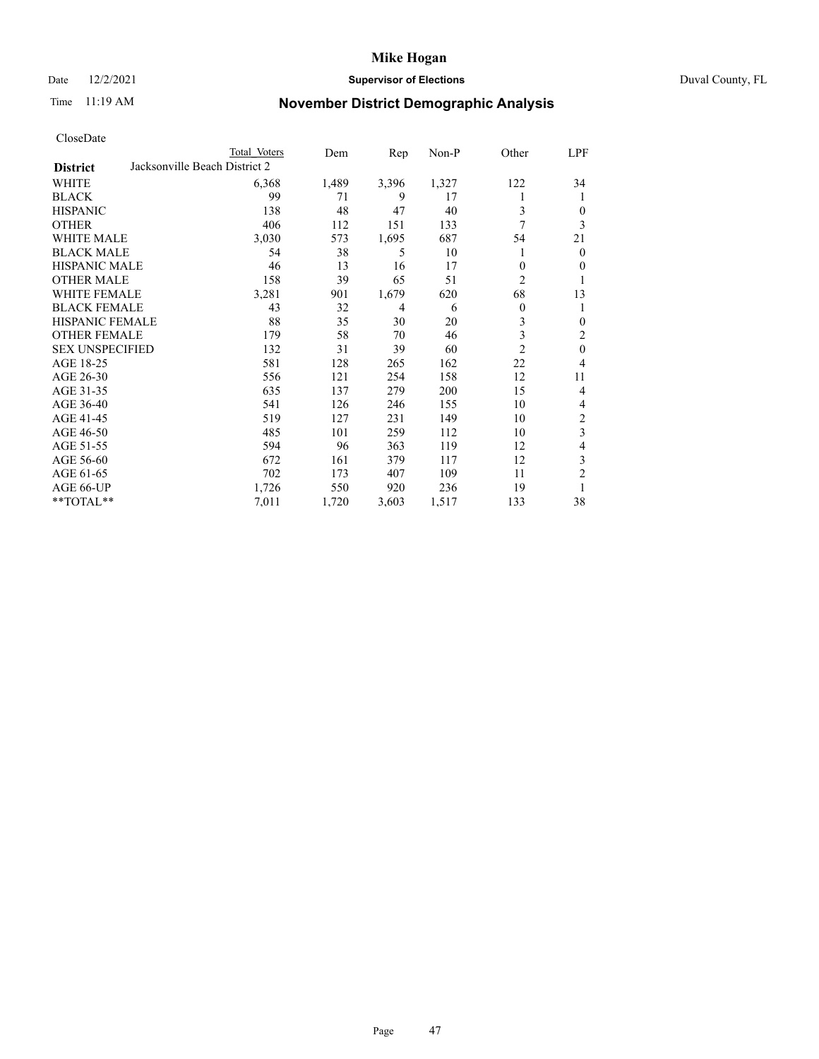# Mike Hogan

Date 12/2/2021 **Supervisor of Elections** Duval County, FL

Time 11:19 AM

## November District Demographic Analysis

CloseDate

| District | Total Voters | Dem | Rep | Non-P | Other | LPF |
|---|---|---|---|---|---|---|
| Jacksonville Beach District 2 | | | | | | |
| WHITE | 6,368 | 1,489 | 3,396 | 1,327 | 122 | 34 |
| BLACK | 99 | 71 | 9 | 17 | 1 | 1 |
| HISPANIC | 138 | 48 | 47 | 40 | 3 | 0 |
| OTHER | 406 | 112 | 151 | 133 | 7 | 3 |
| WHITE MALE | 3,030 | 573 | 1,695 | 687 | 54 | 21 |
| BLACK MALE | 54 | 38 | 5 | 10 | 1 | 0 |
| HISPANIC MALE | 46 | 13 | 16 | 17 | 0 | 0 |
| OTHER MALE | 158 | 39 | 65 | 51 | 2 | 1 |
| WHITE FEMALE | 3,281 | 901 | 1,679 | 620 | 68 | 13 |
| BLACK FEMALE | 43 | 32 | 4 | 6 | 0 | 1 |
| HISPANIC FEMALE | 88 | 35 | 30 | 20 | 3 | 0 |
| OTHER FEMALE | 179 | 58 | 70 | 46 | 3 | 2 |
| SEX UNSPECIFIED | 132 | 31 | 39 | 60 | 2 | 0 |
| AGE 18-25 | 581 | 128 | 265 | 162 | 22 | 4 |
| AGE 26-30 | 556 | 121 | 254 | 158 | 12 | 11 |
| AGE 31-35 | 635 | 137 | 279 | 200 | 15 | 4 |
| AGE 36-40 | 541 | 126 | 246 | 155 | 10 | 4 |
| AGE 41-45 | 519 | 127 | 231 | 149 | 10 | 2 |
| AGE 46-50 | 485 | 101 | 259 | 112 | 10 | 3 |
| AGE 51-55 | 594 | 96 | 363 | 119 | 12 | 4 |
| AGE 56-60 | 672 | 161 | 379 | 117 | 12 | 3 |
| AGE 61-65 | 702 | 173 | 407 | 109 | 11 | 2 |
| AGE 66-UP | 1,726 | 550 | 920 | 236 | 19 | 1 |
| **TOTAL** | 7,011 | 1,720 | 3,603 | 1,517 | 133 | 38 |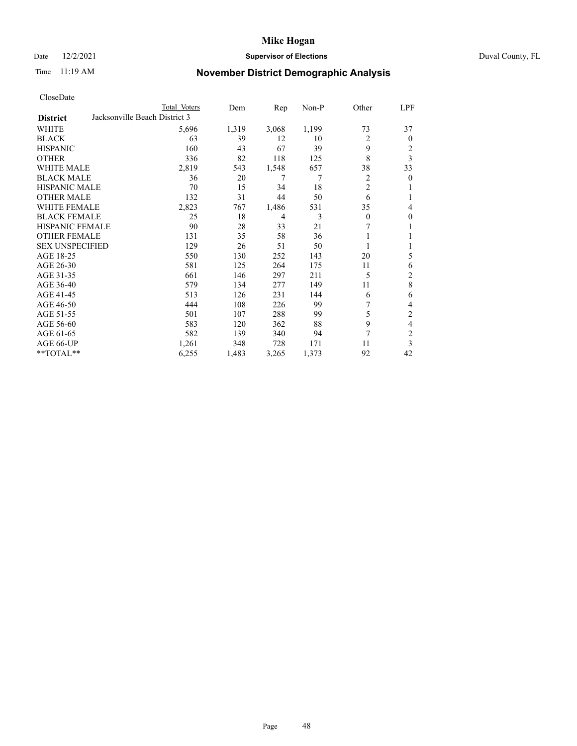# Mike Hogan

Date 12/2/2021 **Supervisor of Elections** Duval County, FL

Time 11:19 AM **November District Demographic Analysis**

CloseDate

| District | Total Voters | Dem | Rep | Non-P | Other | LPF |
|---|---|---|---|---|---|---|
| Jacksonville Beach District 3 | | | | | | |
| WHITE | 5,696 | 1,319 | 3,068 | 1,199 | 73 | 37 |
| BLACK | 63 | 39 | 12 | 10 | 2 | 0 |
| HISPANIC | 160 | 43 | 67 | 39 | 9 | 2 |
| OTHER | 336 | 82 | 118 | 125 | 8 | 3 |
| WHITE MALE | 2,819 | 543 | 1,548 | 657 | 38 | 33 |
| BLACK MALE | 36 | 20 | 7 | 7 | 2 | 0 |
| HISPANIC MALE | 70 | 15 | 34 | 18 | 2 | 1 |
| OTHER MALE | 132 | 31 | 44 | 50 | 6 | 1 |
| WHITE FEMALE | 2,823 | 767 | 1,486 | 531 | 35 | 4 |
| BLACK FEMALE | 25 | 18 | 4 | 3 | 0 | 0 |
| HISPANIC FEMALE | 90 | 28 | 33 | 21 | 7 | 1 |
| OTHER FEMALE | 131 | 35 | 58 | 36 | 1 | 1 |
| SEX UNSPECIFIED | 129 | 26 | 51 | 50 | 1 | 1 |
| AGE 18-25 | 550 | 130 | 252 | 143 | 20 | 5 |
| AGE 26-30 | 581 | 125 | 264 | 175 | 11 | 6 |
| AGE 31-35 | 661 | 146 | 297 | 211 | 5 | 2 |
| AGE 36-40 | 579 | 134 | 277 | 149 | 11 | 8 |
| AGE 41-45 | 513 | 126 | 231 | 144 | 6 | 6 |
| AGE 46-50 | 444 | 108 | 226 | 99 | 7 | 4 |
| AGE 51-55 | 501 | 107 | 288 | 99 | 5 | 2 |
| AGE 56-60 | 583 | 120 | 362 | 88 | 9 | 4 |
| AGE 61-65 | 582 | 139 | 340 | 94 | 7 | 2 |
| AGE 66-UP | 1,261 | 348 | 728 | 171 | 11 | 3 |
| **TOTAL** | 6,255 | 1,483 | 3,265 | 1,373 | 92 | 42 |